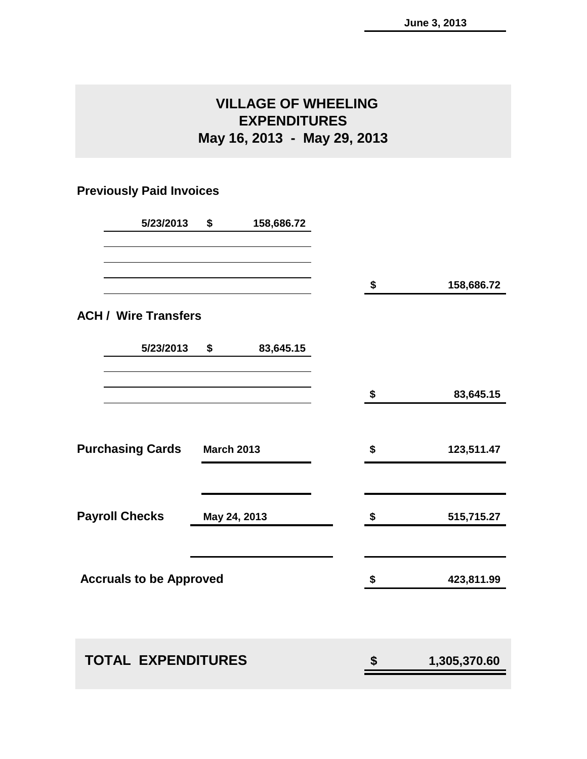June 3, 2013

# VILLAGE OF WHEELING
## EXPENDITURES
## May 16, 2013 - May 29, 2013

### Previously Paid Invoices

| | | |
|---|---|---|
| 5/23/2013 | $ 158,686.72 | |
| | | $ 158,686.72 |

### ACH / Wire Transfers

| | | |
|---|---|---|
| 5/23/2013 | $ 83,645.15 | |
| | | $ 83,645.15 |

| | | |
|---|---|---|
| **Purchasing Cards** | March 2013 | $ 123,511.47 |
| **Payroll Checks** | May 24, 2013 | $ 515,715.27 |
| **Accruals to be Approved** | | $ 423,811.99 |

| | |
|---|---|
| **TOTAL EXPENDITURES** | **$ 1,305,370.60** |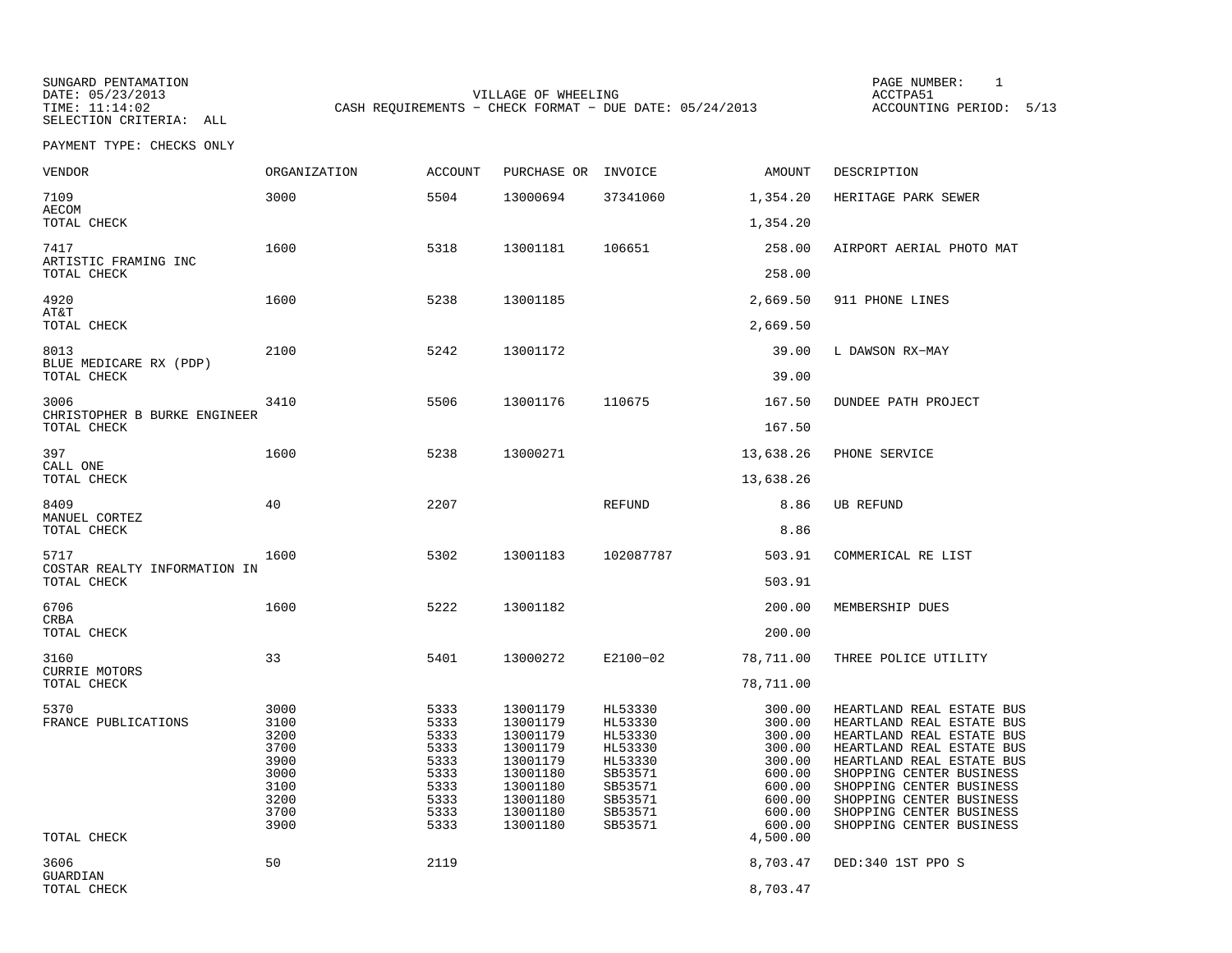SUNGARD PENTAMATION
DATE: 05/23/2013
TIME: 11:14:02
SELECTION CRITERIA: ALL

VILLAGE OF WHEELING
CASH REQUIREMENTS - CHECK FORMAT - DUE DATE: 05/24/2013

PAGE NUMBER: 1
ACCTPA51
ACCOUNTING PERIOD: 5/13

PAYMENT TYPE: CHECKS ONLY

| VENDOR | ORGANIZATION | ACCOUNT | PURCHASE OR | INVOICE | AMOUNT | DESCRIPTION |
|---|---|---|---|---|---|---|
| 7109 AECOM | 3000 | 5504 | 13000694 | 37341060 | 1,354.20 | HERITAGE PARK SEWER |
| TOTAL CHECK | | | | | 1,354.20 | |
| 7417 ARTISTIC FRAMING INC | 1600 | 5318 | 13001181 | 106651 | 258.00 | AIRPORT AERIAL PHOTO MAT |
| TOTAL CHECK | | | | | 258.00 | |
| 4920 AT&T | 1600 | 5238 | 13001185 | | 2,669.50 | 911 PHONE LINES |
| TOTAL CHECK | | | | | 2,669.50 | |
| 8013 BLUE MEDICARE RX (PDP) | 2100 | 5242 | 13001172 | | 39.00 | L DAWSON RX-MAY |
| TOTAL CHECK | | | | | 39.00 | |
| 3006 CHRISTOPHER B BURKE ENGINEER | 3410 | 5506 | 13001176 | 110675 | 167.50 | DUNDEE PATH PROJECT |
| TOTAL CHECK | | | | | 167.50 | |
| 397 CALL ONE | 1600 | 5238 | 13000271 | | 13,638.26 | PHONE SERVICE |
| TOTAL CHECK | | | | | 13,638.26 | |
| 8409 MANUEL CORTEZ | 40 | 2207 | | REFUND | 8.86 | UB REFUND |
| TOTAL CHECK | | | | | 8.86 | |
| 5717 COSTAR REALTY INFORMATION IN | 1600 | 5302 | 13001183 | 102087787 | 503.91 | COMMERICAL RE LIST |
| TOTAL CHECK | | | | | 503.91 | |
| 6706 CRBA | 1600 | 5222 | 13001182 | | 200.00 | MEMBERSHIP DUES |
| TOTAL CHECK | | | | | 200.00 | |
| 3160 CURRIE MOTORS | 33 | 5401 | 13000272 | E2100-02 | 78,711.00 | THREE POLICE UTILITY |
| TOTAL CHECK | | | | | 78,711.00 | |
| 5370 FRANCE PUBLICATIONS | 3000 | 5333 | 13001179 | HL53330 | 300.00 | HEARTLAND REAL ESTATE BUS |
| | 3100 | 5333 | 13001179 | HL53330 | 300.00 | HEARTLAND REAL ESTATE BUS |
| | 3200 | 5333 | 13001179 | HL53330 | 300.00 | HEARTLAND REAL ESTATE BUS |
| | 3700 | 5333 | 13001179 | HL53330 | 300.00 | HEARTLAND REAL ESTATE BUS |
| | 3900 | 5333 | 13001179 | HL53330 | 300.00 | HEARTLAND REAL ESTATE BUS |
| | 3000 | 5333 | 13001180 | SB53571 | 600.00 | SHOPPING CENTER BUSINESS |
| | 3100 | 5333 | 13001180 | SB53571 | 600.00 | SHOPPING CENTER BUSINESS |
| | 3200 | 5333 | 13001180 | SB53571 | 600.00 | SHOPPING CENTER BUSINESS |
| | 3700 | 5333 | 13001180 | SB53571 | 600.00 | SHOPPING CENTER BUSINESS |
| | 3900 | 5333 | 13001180 | SB53571 | 600.00 | SHOPPING CENTER BUSINESS |
| TOTAL CHECK | | | | | 4,500.00 | |
| 3606 GUARDIAN | 50 | 2119 | | | 8,703.47 | DED:340 1ST PPO S |
| TOTAL CHECK | | | | | 8,703.47 | |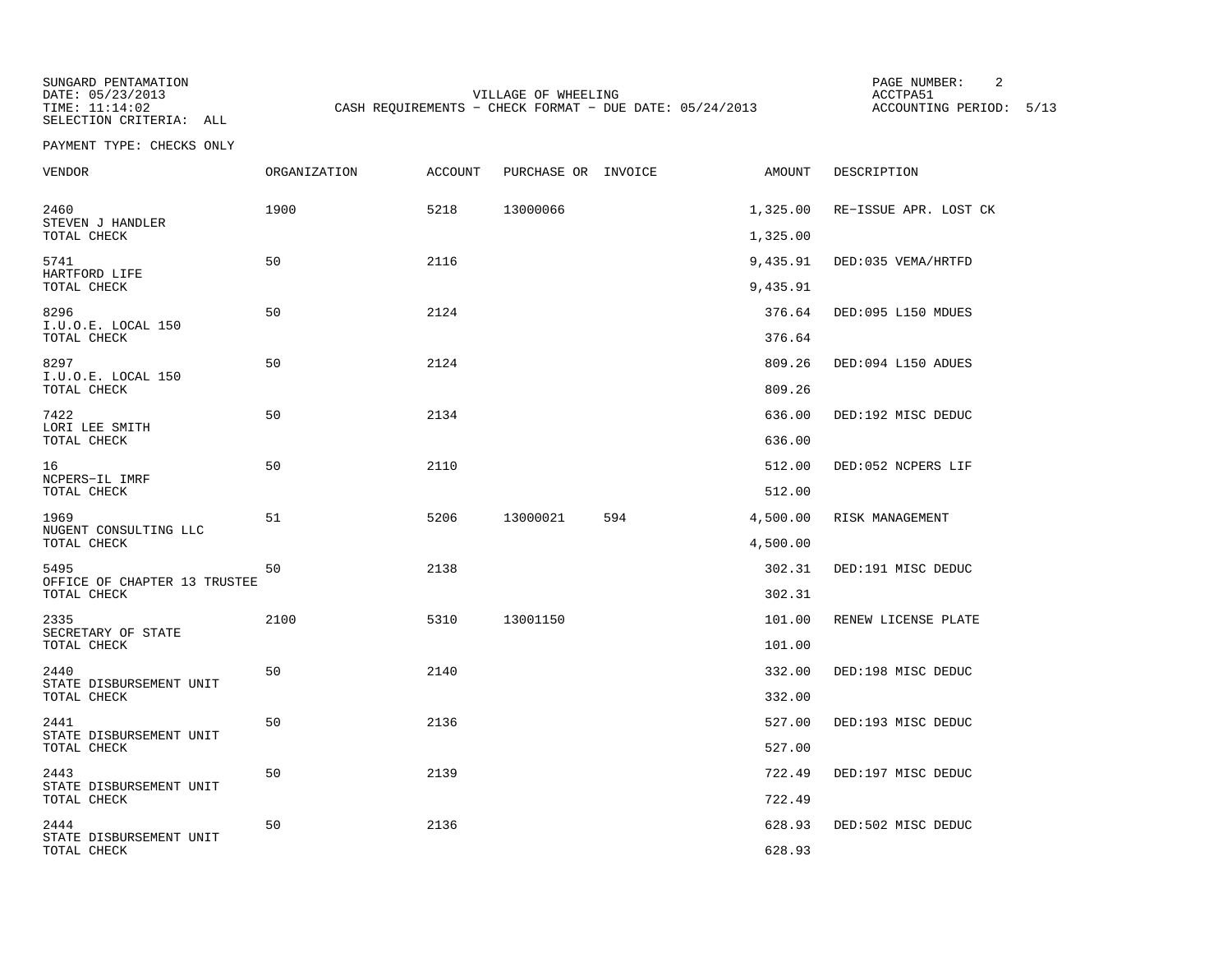SUNGARD PENTAMATION
DATE: 05/23/2013
TIME: 11:14:02
SELECTION CRITERIA: ALL

VILLAGE OF WHEELING
CASH REQUIREMENTS - CHECK FORMAT - DUE DATE: 05/24/2013

ACCTPA51
ACCOUNTING PERIOD: 5/13

PAYMENT TYPE: CHECKS ONLY

| VENDOR | ORGANIZATION | ACCOUNT | PURCHASE OR | INVOICE | AMOUNT | DESCRIPTION |
|---|---|---|---|---|---|---|
| 2460 | 1900 | 5218 | 13000066 | | 1,325.00 | RE-ISSUE APR. LOST CK |
| STEVEN J HANDLER | | | | | | |
| TOTAL CHECK | | | | | 1,325.00 | |
| 5741 | 50 | 2116 | | | 9,435.91 | DED:035 VEMA/HRTFD |
| HARTFORD LIFE | | | | | | |
| TOTAL CHECK | | | | | 9,435.91 | |
| 8296 | 50 | 2124 | | | 376.64 | DED:095 L150 MDUES |
| I.U.O.E. LOCAL 150 | | | | | | |
| TOTAL CHECK | | | | | 376.64 | |
| 8297 | 50 | 2124 | | | 809.26 | DED:094 L150 ADUES |
| I.U.O.E. LOCAL 150 | | | | | | |
| TOTAL CHECK | | | | | 809.26 | |
| 7422 | 50 | 2134 | | | 636.00 | DED:192 MISC DEDUC |
| LORI LEE SMITH | | | | | | |
| TOTAL CHECK | | | | | 636.00 | |
| 16 | 50 | 2110 | | | 512.00 | DED:052 NCPERS LIF |
| NCPERS-IL IMRF | | | | | | |
| TOTAL CHECK | | | | | 512.00 | |
| 1969 | 51 | 5206 | 13000021 | 594 | 4,500.00 | RISK MANAGEMENT |
| NUGENT CONSULTING LLC | | | | | | |
| TOTAL CHECK | | | | | 4,500.00 | |
| 5495 | 50 | 2138 | | | 302.31 | DED:191 MISC DEDUC |
| OFFICE OF CHAPTER 13 TRUSTEE | | | | | | |
| TOTAL CHECK | | | | | 302.31 | |
| 2335 | 2100 | 5310 | 13001150 | | 101.00 | RENEW LICENSE PLATE |
| SECRETARY OF STATE | | | | | | |
| TOTAL CHECK | | | | | 101.00 | |
| 2440 | 50 | 2140 | | | 332.00 | DED:198 MISC DEDUC |
| STATE DISBURSEMENT UNIT | | | | | | |
| TOTAL CHECK | | | | | 332.00 | |
| 2441 | 50 | 2136 | | | 527.00 | DED:193 MISC DEDUC |
| STATE DISBURSEMENT UNIT | | | | | | |
| TOTAL CHECK | | | | | 527.00 | |
| 2443 | 50 | 2139 | | | 722.49 | DED:197 MISC DEDUC |
| STATE DISBURSEMENT UNIT | | | | | | |
| TOTAL CHECK | | | | | 722.49 | |
| 2444 | 50 | 2136 | | | 628.93 | DED:502 MISC DEDUC |
| STATE DISBURSEMENT UNIT | | | | | | |
| TOTAL CHECK | | | | | 628.93 | |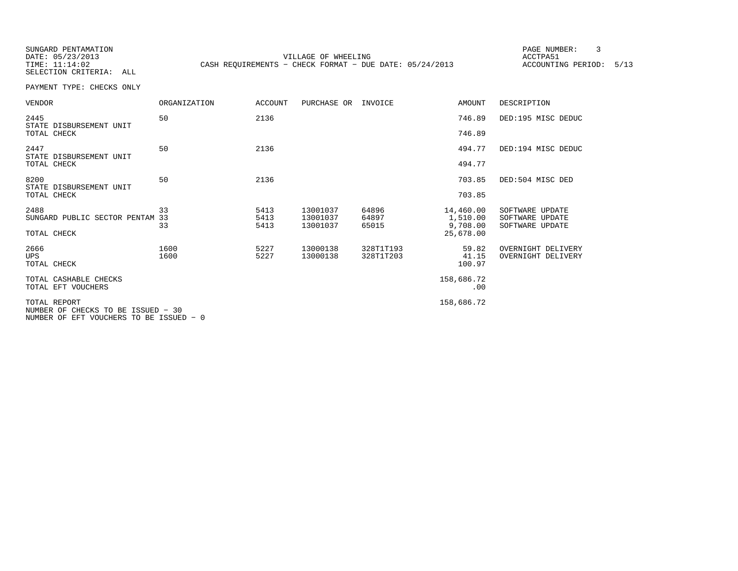SUNGARD PENTAMATION
DATE: 05/23/2013
TIME: 11:14:02
SELECTION CRITERIA: ALL

VILLAGE OF WHEELING
CASH REQUIREMENTS - CHECK FORMAT - DUE DATE: 05/24/2013

PAGE NUMBER: 3
ACCTPA51
ACCOUNTING PERIOD: 5/13

PAYMENT TYPE: CHECKS ONLY

| VENDOR | ORGANIZATION | ACCOUNT | PURCHASE OR | INVOICE | AMOUNT | DESCRIPTION |
|---|---|---|---|---|---|---|
| 2445 | 50 | 2136 | | | 746.89 | DED:195 MISC DEDUC |
| STATE DISBURSEMENT UNIT | | | | | | |
| TOTAL CHECK | | | | | 746.89 | |
| 2447 | 50 | 2136 | | | 494.77 | DED:194 MISC DEDUC |
| STATE DISBURSEMENT UNIT | | | | | | |
| TOTAL CHECK | | | | | 494.77 | |
| 8200 | 50 | 2136 | | | 703.85 | DED:504 MISC DED |
| STATE DISBURSEMENT UNIT | | | | | | |
| TOTAL CHECK | | | | | 703.85 | |
| 2488 | 33 | 5413 | 13001037 | 64896 | 14,460.00 | SOFTWARE UPDATE |
| SUNGARD PUBLIC SECTOR PENTAM | 33 | 5413 | 13001037 | 64897 | 1,510.00 | SOFTWARE UPDATE |
| | 33 | 5413 | 13001037 | 65015 | 9,708.00 | SOFTWARE UPDATE |
| TOTAL CHECK | | | | | 25,678.00 | |
| 2666 | 1600 | 5227 | 13000138 | 328T1T193 | 59.82 | OVERNIGHT DELIVERY |
| UPS | 1600 | 5227 | 13000138 | 328T1T203 | 41.15 | OVERNIGHT DELIVERY |
| TOTAL CHECK | | | | | 100.97 | |
| TOTAL CASHABLE CHECKS | | | | | 158,686.72 | |
| TOTAL EFT VOUCHERS | | | | | .00 | |
| TOTAL REPORT | | | | | 158,686.72 | |

NUMBER OF CHECKS TO BE ISSUED - 30
NUMBER OF EFT VOUCHERS TO BE ISSUED - 0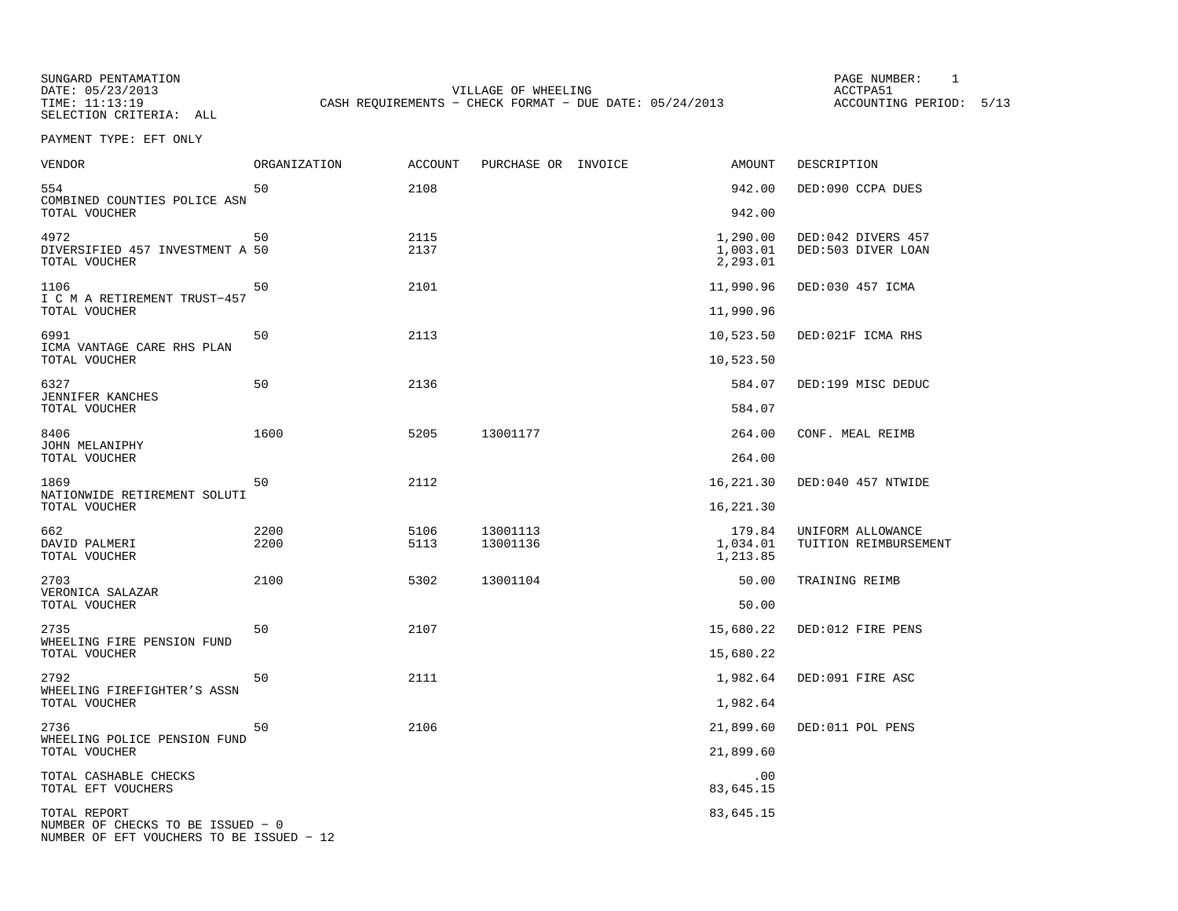SUNGARD PENTAMATION
DATE: 05/23/2013
TIME: 11:13:19
SELECTION CRITERIA: ALL

VILLAGE OF WHEELING
CASH REQUIREMENTS - CHECK FORMAT - DUE DATE: 05/24/2013

PAGE NUMBER: 1
ACCTPA51
ACCOUNTING PERIOD: 5/13

PAYMENT TYPE: EFT ONLY

| VENDOR | ORGANIZATION | ACCOUNT | PURCHASE OR | INVOICE | AMOUNT | DESCRIPTION |
|---|---|---|---|---|---|---|
| 554 COMBINED COUNTIES POLICE ASN | 50 | 2108 | | | 942.00 | DED:090 CCPA DUES |
| TOTAL VOUCHER | | | | | 942.00 | |
| 4972 DIVERSIFIED 457 INVESTMENT A | 50 | 2115 | | | 1,290.00 | DED:042 DIVERS 457 |
| | 50 | 2137 | | | 1,003.01 | DED:503 DIVER LOAN |
| TOTAL VOUCHER | | | | | 2,293.01 | |
| 1106 I C M A RETIREMENT TRUST-457 | 50 | 2101 | | | 11,990.96 | DED:030 457 ICMA |
| TOTAL VOUCHER | | | | | 11,990.96 | |
| 6991 ICMA VANTAGE CARE RHS PLAN | 50 | 2113 | | | 10,523.50 | DED:021F ICMA RHS |
| TOTAL VOUCHER | | | | | 10,523.50 | |
| 6327 JENNIFER KANCHES | 50 | 2136 | | | 584.07 | DED:199 MISC DEDUC |
| TOTAL VOUCHER | | | | | 584.07 | |
| 8406 JOHN MELANIPHY | 1600 | 5205 | 13001177 | | 264.00 | CONF. MEAL REIMB |
| TOTAL VOUCHER | | | | | 264.00 | |
| 1869 NATIONWIDE RETIREMENT SOLUTI | 50 | 2112 | | | 16,221.30 | DED:040 457 NTWIDE |
| TOTAL VOUCHER | | | | | 16,221.30 | |
| 662 DAVID PALMERI | 2200 | 5106 | 13001113 | | 179.84 | UNIFORM ALLOWANCE |
| | 2200 | 5113 | 13001136 | | 1,034.01 | TUITION REIMBURSEMENT |
| TOTAL VOUCHER | | | | | 1,213.85 | |
| 2703 VERONICA SALAZAR | 2100 | 5302 | 13001104 | | 50.00 | TRAINING REIMB |
| TOTAL VOUCHER | | | | | 50.00 | |
| 2735 WHEELING FIRE PENSION FUND | 50 | 2107 | | | 15,680.22 | DED:012 FIRE PENS |
| TOTAL VOUCHER | | | | | 15,680.22 | |
| 2792 WHEELING FIREFIGHTER'S ASSN | 50 | 2111 | | | 1,982.64 | DED:091 FIRE ASC |
| TOTAL VOUCHER | | | | | 1,982.64 | |
| 2736 WHEELING POLICE PENSION FUND | 50 | 2106 | | | 21,899.60 | DED:011 POL PENS |
| TOTAL VOUCHER | | | | | 21,899.60 | |
| TOTAL CASHABLE CHECKS | | | | | .00 | |
| TOTAL EFT VOUCHERS | | | | | 83,645.15 | |
| TOTAL REPORT | | | | | 83,645.15 | |

NUMBER OF CHECKS TO BE ISSUED - 0
NUMBER OF EFT VOUCHERS TO BE ISSUED - 12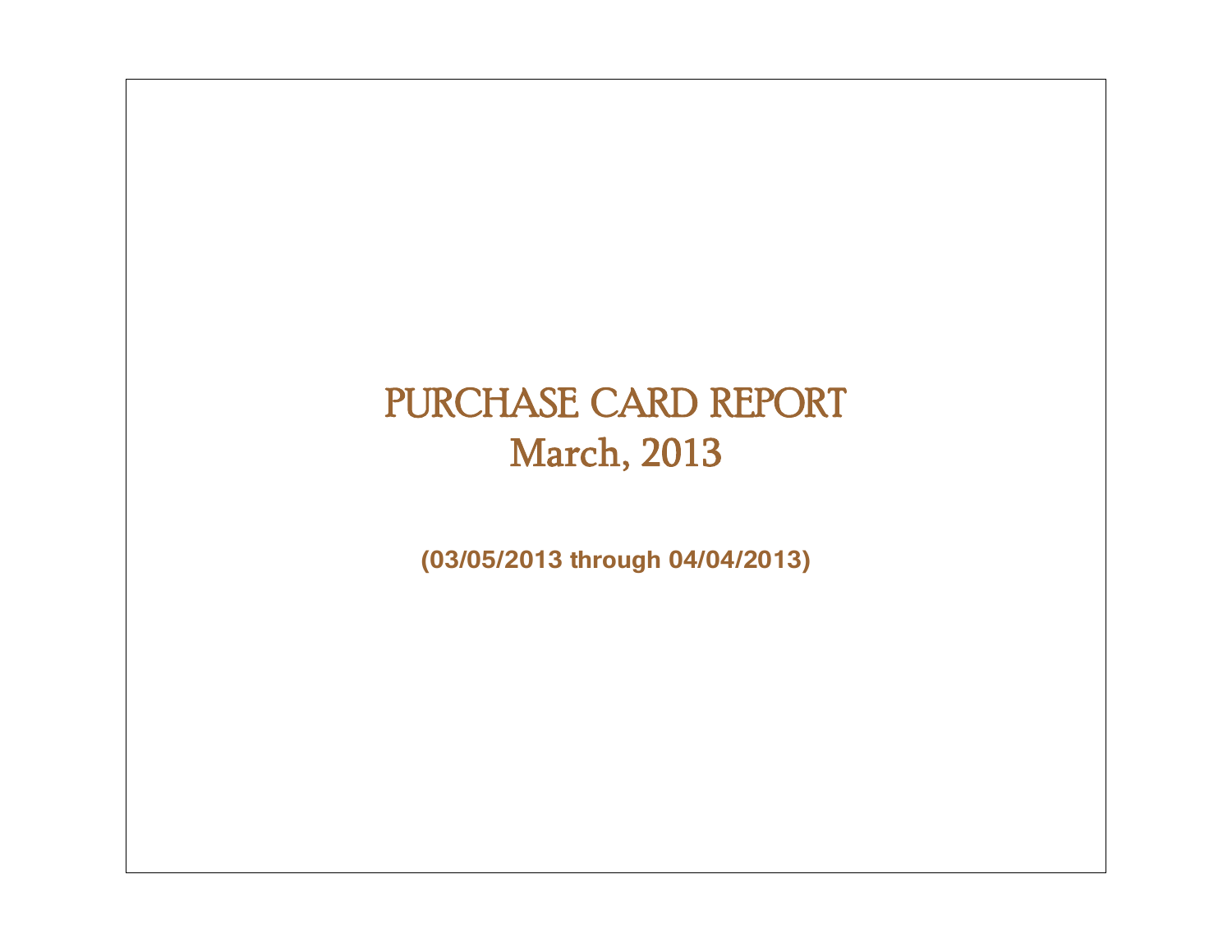# PURCHASE CARD REPORT
# March, 2013

**(03/05/2013 through 04/04/2013)**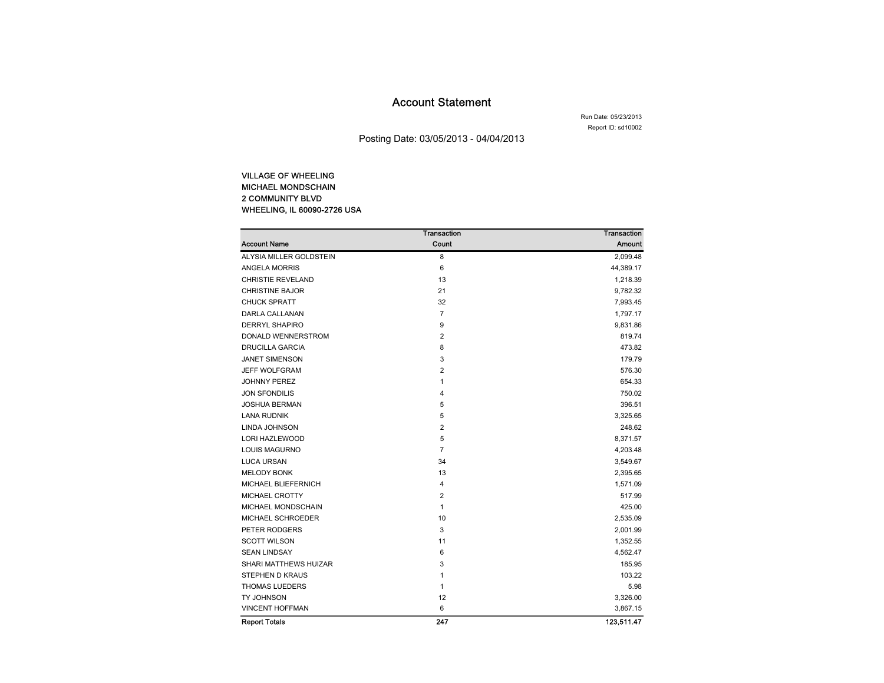# Account Statement

Run Date: 05/23/2013

Report ID: sd10002

Posting Date: 03/05/2013 - 04/04/2013

**VILLAGE OF WHEELING**
**MICHAEL MONDSCHAIN**
**2 COMMUNITY BLVD**
**WHEELING, IL 60090-2726 USA**

| Account Name | Transaction Count | Transaction Amount |
|---|---|---|
| ALYSIA MILLER GOLDSTEIN | 8 | 2,099.48 |
| ANGELA MORRIS | 6 | 44,389.17 |
| CHRISTIE REVELAND | 13 | 1,218.39 |
| CHRISTINE BAJOR | 21 | 9,782.32 |
| CHUCK SPRATT | 32 | 7,993.45 |
| DARLA CALLANAN | 7 | 1,797.17 |
| DERRYL SHAPIRO | 9 | 9,831.86 |
| DONALD WENNERSTROM | 2 | 819.74 |
| DRUCILLA GARCIA | 8 | 473.82 |
| JANET SIMENSON | 3 | 179.79 |
| JEFF WOLFGRAM | 2 | 576.30 |
| JOHNNY PEREZ | 1 | 654.33 |
| JON SFONDILIS | 4 | 750.02 |
| JOSHUA BERMAN | 5 | 396.51 |
| LANA RUDNIK | 5 | 3,325.65 |
| LINDA JOHNSON | 2 | 248.62 |
| LORI HAZLEWOOD | 5 | 8,371.57 |
| LOUIS MAGURNO | 7 | 4,203.48 |
| LUCA URSAN | 34 | 3,549.67 |
| MELODY BONK | 13 | 2,395.65 |
| MICHAEL BLIEFERNICH | 4 | 1,571.09 |
| MICHAEL CROTTY | 2 | 517.99 |
| MICHAEL MONDSCHAIN | 1 | 425.00 |
| MICHAEL SCHROEDER | 10 | 2,535.09 |
| PETER RODGERS | 3 | 2,001.99 |
| SCOTT WILSON | 11 | 1,352.55 |
| SEAN LINDSAY | 6 | 4,562.47 |
| SHARI MATTHEWS HUIZAR | 3 | 185.95 |
| STEPHEN D KRAUS | 1 | 103.22 |
| THOMAS LUEDERS | 1 | 5.98 |
| TY JOHNSON | 12 | 3,326.00 |
| VINCENT HOFFMAN | 6 | 3,867.15 |
| **Report Totals** | **247** | **123,511.47** |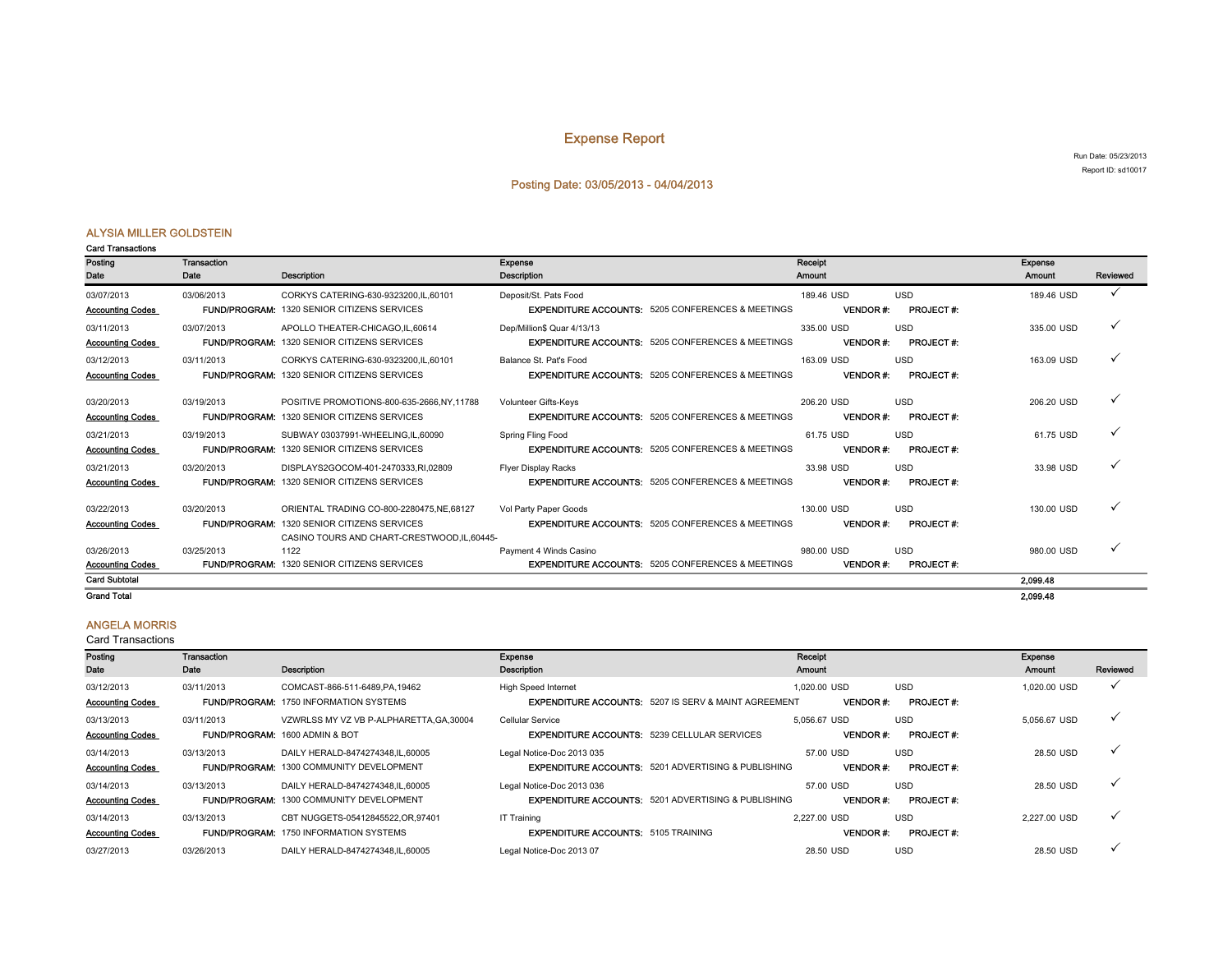# Expense Report

Run Date: 05/23/2013

Report ID: sd10017

## Posting Date: 03/05/2013 - 04/04/2013

### ALYSIA MILLER GOLDSTEIN

**Card Transactions**

| Posting Date | Transaction Date | Description | Expense Description | | Receipt Amount | | | Expense Amount | Reviewed |
|---|---|---|---|---|---|---|---|---|---|
| 03/07/2013 | 03/06/2013 | CORKYS CATERING-630-9323200,IL,60101 | Deposit/St. Pats Food | | 189.46 USD | USD | | 189.46 USD | ✓ |
| Accounting Codes | FUND/PROGRAM: | 1320 SENIOR CITIZENS SERVICES | EXPENDITURE ACCOUNTS: | 5205 CONFERENCES & MEETINGS | VENDOR #: | PROJECT #: | | | |
| 03/11/2013 | 03/07/2013 | APOLLO THEATER-CHICAGO,IL,60614 | Dep/Million$ Quar 4/13/13 | | 335.00 USD | USD | | 335.00 USD | ✓ |
| Accounting Codes | FUND/PROGRAM: | 1320 SENIOR CITIZENS SERVICES | EXPENDITURE ACCOUNTS: | 5205 CONFERENCES & MEETINGS | VENDOR #: | PROJECT #: | | | |
| 03/12/2013 | 03/11/2013 | CORKYS CATERING-630-9323200,IL,60101 | Balance St. Pat's Food | | 163.09 USD | USD | | 163.09 USD | ✓ |
| Accounting Codes | FUND/PROGRAM: | 1320 SENIOR CITIZENS SERVICES | EXPENDITURE ACCOUNTS: | 5205 CONFERENCES & MEETINGS | VENDOR #: | PROJECT #: | | | |
| 03/20/2013 | 03/19/2013 | POSITIVE PROMOTIONS-800-635-2666,NY,11788 | Volunteer Gifts-Keys | | 206.20 USD | USD | | 206.20 USD | ✓ |
| Accounting Codes | FUND/PROGRAM: | 1320 SENIOR CITIZENS SERVICES | EXPENDITURE ACCOUNTS: | 5205 CONFERENCES & MEETINGS | VENDOR #: | PROJECT #: | | | |
| 03/21/2013 | 03/19/2013 | SUBWAY 03037991-WHEELING,IL,60090 | Spring Fling Food | | 61.75 USD | USD | | 61.75 USD | ✓ |
| Accounting Codes | FUND/PROGRAM: | 1320 SENIOR CITIZENS SERVICES | EXPENDITURE ACCOUNTS: | 5205 CONFERENCES & MEETINGS | VENDOR #: | PROJECT #: | | | |
| 03/21/2013 | 03/20/2013 | DISPLAYS2GOCOM-401-2470333,RI,02809 | Flyer Display Racks | | 33.98 USD | USD | | 33.98 USD | ✓ |
| Accounting Codes | FUND/PROGRAM: | 1320 SENIOR CITIZENS SERVICES | EXPENDITURE ACCOUNTS: | 5205 CONFERENCES & MEETINGS | VENDOR #: | PROJECT #: | | | |
| 03/22/2013 | 03/20/2013 | ORIENTAL TRADING CO-800-2280475,NE,68127 | Vol Party Paper Goods | | 130.00 USD | USD | | 130.00 USD | ✓ |
| Accounting Codes | FUND/PROGRAM: | 1320 SENIOR CITIZENS SERVICES | EXPENDITURE ACCOUNTS: | 5205 CONFERENCES & MEETINGS | VENDOR #: | PROJECT #: | | | |
| 03/26/2013 | 03/25/2013 | CASINO TOURS AND CHART-CRESTWOOD,IL,60445-1122 | Payment 4 Winds Casino | | 980.00 USD | USD | | 980.00 USD | ✓ |
| Accounting Codes | FUND/PROGRAM: | 1320 SENIOR CITIZENS SERVICES | EXPENDITURE ACCOUNTS: | 5205 CONFERENCES & MEETINGS | VENDOR #: | PROJECT #: | | | |
| **Card Subtotal** | | | | | | | | **2,099.48** | |
| **Grand Total** | | | | | | | | **2,099.48** | |

### ANGELA MORRIS

Card Transactions

| Posting Date | Transaction Date | Description | Expense Description | | Receipt Amount | | | Expense Amount | Reviewed |
|---|---|---|---|---|---|---|---|---|---|
| 03/12/2013 | 03/11/2013 | COMCAST-866-511-6489,PA,19462 | High Speed Internet | | 1,020.00 USD | USD | | 1,020.00 USD | ✓ |
| Accounting Codes | FUND/PROGRAM: | 1750 INFORMATION SYSTEMS | EXPENDITURE ACCOUNTS: | 5207 IS SERV & MAINT AGREEMENT | VENDOR #: | PROJECT #: | | | |
| 03/13/2013 | 03/11/2013 | VZWRLSS MY VZ VB P-ALPHARETTA,GA,30004 | Cellular Service | | 5,056.67 USD | USD | | 5,056.67 USD | ✓ |
| Accounting Codes | FUND/PROGRAM: | 1600 ADMIN & BOT | EXPENDITURE ACCOUNTS: | 5239 CELLULAR SERVICES | VENDOR #: | PROJECT #: | | | |
| 03/14/2013 | 03/13/2013 | DAILY HERALD-8474274348,IL,60005 | Legal Notice-Doc 2013 035 | | 57.00 USD | USD | | 28.50 USD | ✓ |
| Accounting Codes | FUND/PROGRAM: | 1300 COMMUNITY DEVELOPMENT | EXPENDITURE ACCOUNTS: | 5201 ADVERTISING & PUBLISHING | VENDOR #: | PROJECT #: | | | |
| 03/14/2013 | 03/13/2013 | DAILY HERALD-8474274348,IL,60005 | Legal Notice-Doc 2013 036 | | 57.00 USD | USD | | 28.50 USD | ✓ |
| Accounting Codes | FUND/PROGRAM: | 1300 COMMUNITY DEVELOPMENT | EXPENDITURE ACCOUNTS: | 5201 ADVERTISING & PUBLISHING | VENDOR #: | PROJECT #: | | | |
| 03/14/2013 | 03/13/2013 | CBT NUGGETS-05412845522,OR,97401 | IT Training | | 2,227.00 USD | USD | | 2,227.00 USD | ✓ |
| Accounting Codes | FUND/PROGRAM: | 1750 INFORMATION SYSTEMS | EXPENDITURE ACCOUNTS: | 5105 TRAINING | VENDOR #: | PROJECT #: | | | |
| 03/27/2013 | 03/26/2013 | DAILY HERALD-8474274348,IL,60005 | Legal Notice-Doc 2013 07 | | 28.50 USD | USD | | 28.50 USD | ✓ |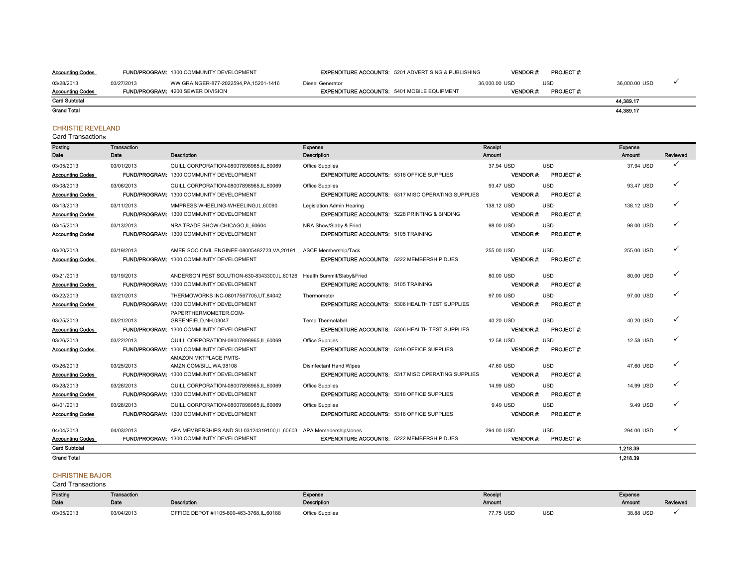| Posting Date | Transaction Date | Description | Expense Description | Receipt Amount | | Expense Amount | Reviewed |
|---|---|---|---|---|---|---|---|
| Accounting Codes | FUND/PROGRAM: 1300 COMMUNITY DEVELOPMENT | | EXPENDITURE ACCOUNTS: 5201 ADVERTISING & PUBLISHING | VENDOR #: | PROJECT #: | | |
| 03/28/2013 | 03/27/2013 | WW GRAINGER-877-2022594,PA,15201-1416 | Diesel Generator | 36,000.00 USD | USD | 36,000.00 USD | ✓ |
| Accounting Codes | FUND/PROGRAM: 4200 SEWER DIVISION | | EXPENDITURE ACCOUNTS: 5401 MOBILE EQUIPMENT | VENDOR #: | PROJECT #: | | |
| Card Subtotal | | | | | | 44,389.17 | |
| Grand Total | | | | | | 44,389.17 | |

## CHRISTIE REVELAND

Card Transactions

| Posting Date | Transaction Date | Description | Expense Description | Receipt Amount | | Expense Amount | Reviewed |
|---|---|---|---|---|---|---|---|
| 03/05/2013 | 03/01/2013 | QUILL CORPORATION-08007898965,IL,60069 | Office Supplies | 37.94 USD | USD | 37.94 USD | ✓ |
| Accounting Codes | FUND/PROGRAM: 1300 COMMUNITY DEVELOPMENT | | EXPENDITURE ACCOUNTS: 5318 OFFICE SUPPLIES | VENDOR #: | PROJECT #: | | |
| 03/08/2013 | 03/06/2013 | QUILL CORPORATION-08007898965,IL,60069 | Office Supplies | 93.47 USD | USD | 93.47 USD | ✓ |
| Accounting Codes | FUND/PROGRAM: 1300 COMMUNITY DEVELOPMENT | | EXPENDITURE ACCOUNTS: 5317 MISC OPERATING SUPPLIES | VENDOR #: | PROJECT #: | | |
| 03/13/2013 | 03/11/2013 | MMPRESS WHEELING-WHEELING,IL,60090 | Legislation Admin Hearing | 138.12 USD | USD | 138.12 USD | ✓ |
| Accounting Codes | FUND/PROGRAM: 1300 COMMUNITY DEVELOPMENT | | EXPENDITURE ACCOUNTS: 5228 PRINTING & BINDING | VENDOR #: | PROJECT #: | | |
| 03/15/2013 | 03/13/2013 | NRA TRADE SHOW-CHICAGO,IL,60604 | NRA Show/Slaby & Fried | 98.00 USD | USD | 98.00 USD | ✓ |
| Accounting Codes | FUND/PROGRAM: 1300 COMMUNITY DEVELOPMENT | | EXPENDITURE ACCOUNTS: 5105 TRAINING | VENDOR #: | PROJECT #: | | |
| 03/20/2013 | 03/19/2013 | AMER SOC CIVIL ENGINEE-08005482723,VA,20191 | ASCE Membership/Tack | 255.00 USD | USD | 255.00 USD | ✓ |
| Accounting Codes | FUND/PROGRAM: 1300 COMMUNITY DEVELOPMENT | | EXPENDITURE ACCOUNTS: 5222 MEMBERSHIP DUES | VENDOR #: | PROJECT #: | | |
| 03/21/2013 | 03/19/2013 | ANDERSON PEST SOLUTION-630-8343300,IL,60126 | Health Summit/Slaby&Fried | 80.00 USD | USD | 80.00 USD | ✓ |
| Accounting Codes | FUND/PROGRAM: 1300 COMMUNITY DEVELOPMENT | | EXPENDITURE ACCOUNTS: 5105 TRAINING | VENDOR #: | PROJECT #: | | |
| 03/22/2013 | 03/21/2013 | THERMOWORKS INC-08017567705,UT,84042 | Thermometer | 97.00 USD | USD | 97.00 USD | ✓ |
| Accounting Codes | FUND/PROGRAM: 1300 COMMUNITY DEVELOPMENT | | EXPENDITURE ACCOUNTS: 5306 HEALTH TEST SUPPLIES | VENDOR #: | PROJECT #: | | |
| 03/25/2013 | 03/21/2013 | PAPERTHERMOMETER.COM-GREENFIELD,NH,03047 | Temp Thermolabel | 40.20 USD | USD | 40.20 USD | ✓ |
| Accounting Codes | FUND/PROGRAM: 1300 COMMUNITY DEVELOPMENT | | EXPENDITURE ACCOUNTS: 5306 HEALTH TEST SUPPLIES | VENDOR #: | PROJECT #: | | |
| 03/26/2013 | 03/22/2013 | QUILL CORPORATION-08007898965,IL,60069 | Office Supplies | 12.58 USD | USD | 12.58 USD | ✓ |
| Accounting Codes | FUND/PROGRAM: 1300 COMMUNITY DEVELOPMENT | | EXPENDITURE ACCOUNTS: 5318 OFFICE SUPPLIES | VENDOR #: | PROJECT #: | | |
| 03/26/2013 | 03/25/2013 | AMAZON MKTPLACE PMTS-AMZN.COM/BILL,WA,98108 | Disinfectant Hand Wipes | 47.60 USD | USD | 47.60 USD | ✓ |
| Accounting Codes | FUND/PROGRAM: 1300 COMMUNITY DEVELOPMENT | | EXPENDITURE ACCOUNTS: 5317 MISC OPERATING SUPPLIES | VENDOR #: | PROJECT #: | | |
| 03/28/2013 | 03/26/2013 | QUILL CORPORATION-08007898965,IL,60069 | Office Supplies | 14.99 USD | USD | 14.99 USD | ✓ |
| Accounting Codes | FUND/PROGRAM: 1300 COMMUNITY DEVELOPMENT | | EXPENDITURE ACCOUNTS: 5318 OFFICE SUPPLIES | VENDOR #: | PROJECT #: | | |
| 04/01/2013 | 03/28/2013 | QUILL CORPORATION-08007898965,IL,60069 | Office Supplies | 9.49 USD | USD | 9.49 USD | ✓ |
| Accounting Codes | FUND/PROGRAM: 1300 COMMUNITY DEVELOPMENT | | EXPENDITURE ACCOUNTS: 5318 OFFICE SUPPLIES | VENDOR #: | PROJECT #: | | |
| 04/04/2013 | 04/03/2013 | APA MEMBERSHIPS AND SU-03124319100,IL,60603 | APA Memebership/Jones | 294.00 USD | USD | 294.00 USD | ✓ |
| Accounting Codes | FUND/PROGRAM: 1300 COMMUNITY DEVELOPMENT | | EXPENDITURE ACCOUNTS: 5222 MEMBERSHIP DUES | VENDOR #: | PROJECT #: | | |
| Card Subtotal | | | | | | 1,218.39 | |
| Grand Total | | | | | | 1,218.39 | |

## CHRISTINE BAJOR

Card Transactions

| Posting Date | Transaction Date | Description | Expense Description | Receipt Amount | | Expense Amount | Reviewed |
|---|---|---|---|---|---|---|---|
| 03/05/2013 | 03/04/2013 | OFFICE DEPOT #1105-800-463-3768,IL,60188 | Office Supplies | 77.75 USD | USD | 38.88 USD | ✓ |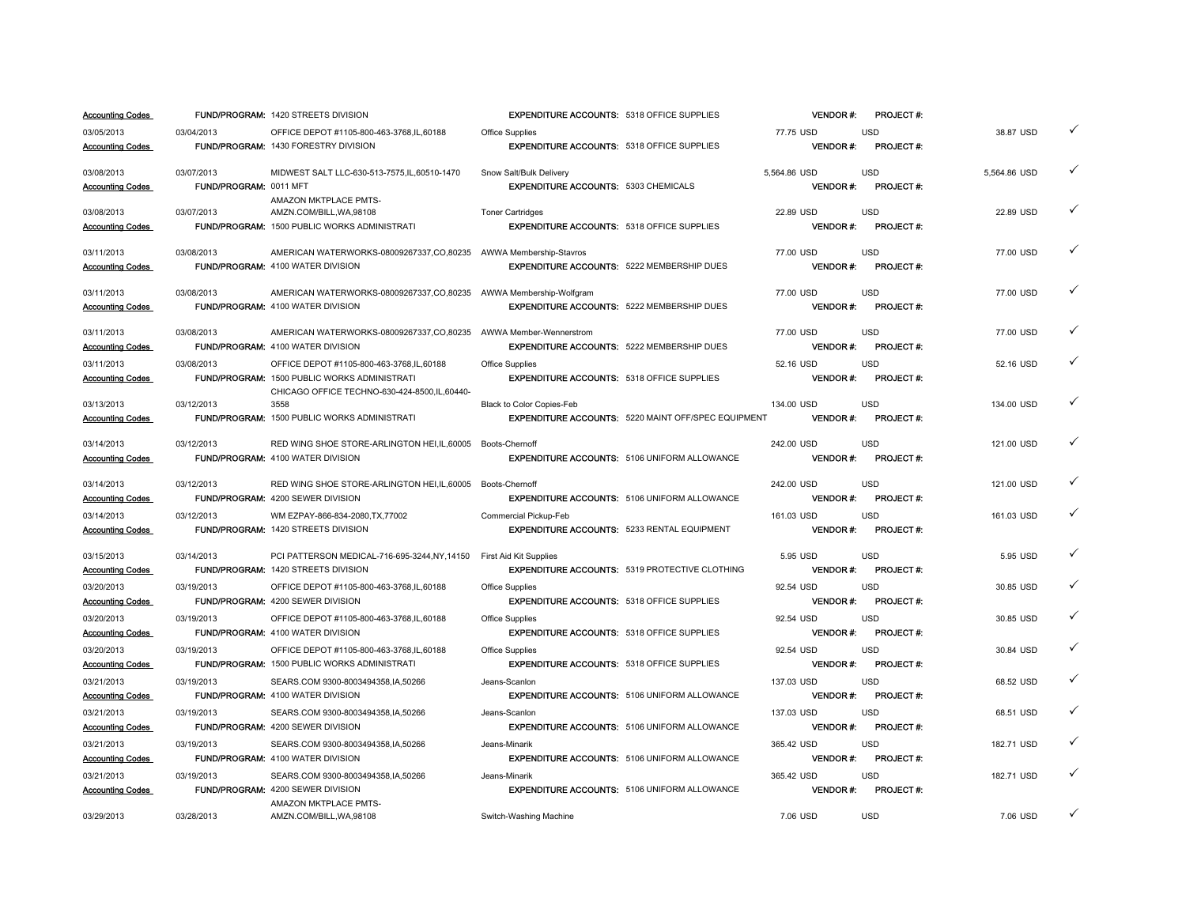| Accounting Codes | | FUND/PROGRAM: 1420 STREETS DIVISION | EXPENDITURE ACCOUNTS: 5318 OFFICE SUPPLIES | | VENDOR #: | PROJECT #: | | |
|---|---|---|---|---|---|---|---|---|
| 03/05/2013 | 03/04/2013 | OFFICE DEPOT #1105-800-463-3768,IL,60188 | Office Supplies | | 77.75 USD | USD | 38.87 USD | ✓ |
| Accounting Codes | | FUND/PROGRAM: 1430 FORESTRY DIVISION | EXPENDITURE ACCOUNTS: 5318 OFFICE SUPPLIES | | VENDOR #: | PROJECT #: | | |
| 03/08/2013 | 03/07/2013 | MIDWEST SALT LLC-630-513-7575,IL,60510-1470 | Snow Salt/Bulk Delivery | | 5,564.86 USD | USD | 5,564.86 USD | ✓ |
| Accounting Codes | FUND/PROGRAM: 0011 MFT | | EXPENDITURE ACCOUNTS: 5303 CHEMICALS | | VENDOR #: | PROJECT #: | | |
| 03/08/2013 | 03/07/2013 | AMAZON MKTPLACE PMTS-AMZN.COM/BILL,WA,98108 | Toner Cartridges | | 22.89 USD | USD | 22.89 USD | ✓ |
| Accounting Codes | | FUND/PROGRAM: 1500 PUBLIC WORKS ADMINISTRATI | EXPENDITURE ACCOUNTS: 5318 OFFICE SUPPLIES | | VENDOR #: | PROJECT #: | | |
| 03/11/2013 | 03/08/2013 | AMERICAN WATERWORKS-08009267337,CO,80235 | AWWA Membership-Stavros | | 77.00 USD | USD | 77.00 USD | ✓ |
| Accounting Codes | | FUND/PROGRAM: 4100 WATER DIVISION | EXPENDITURE ACCOUNTS: 5222 MEMBERSHIP DUES | | VENDOR #: | PROJECT #: | | |
| 03/11/2013 | 03/08/2013 | AMERICAN WATERWORKS-08009267337,CO,80235 | AWWA Membership-Wolfgram | | 77.00 USD | USD | 77.00 USD | ✓ |
| Accounting Codes | | FUND/PROGRAM: 4100 WATER DIVISION | EXPENDITURE ACCOUNTS: 5222 MEMBERSHIP DUES | | VENDOR #: | PROJECT #: | | |
| 03/11/2013 | 03/08/2013 | AMERICAN WATERWORKS-08009267337,CO,80235 | AWWA Member-Wennerstrom | | 77.00 USD | USD | 77.00 USD | ✓ |
| Accounting Codes | | FUND/PROGRAM: 4100 WATER DIVISION | EXPENDITURE ACCOUNTS: 5222 MEMBERSHIP DUES | | VENDOR #: | PROJECT #: | | |
| 03/11/2013 | 03/08/2013 | OFFICE DEPOT #1105-800-463-3768,IL,60188 | Office Supplies | | 52.16 USD | USD | 52.16 USD | ✓ |
| Accounting Codes | | FUND/PROGRAM: 1500 PUBLIC WORKS ADMINISTRATI | EXPENDITURE ACCOUNTS: 5318 OFFICE SUPPLIES | | VENDOR #: | PROJECT #: | | |
| 03/13/2013 | 03/12/2013 | CHICAGO OFFICE TECHNO-630-424-8500,IL,60440-3558 | Black to Color Copies-Feb | | 134.00 USD | USD | 134.00 USD | ✓ |
| Accounting Codes | | FUND/PROGRAM: 1500 PUBLIC WORKS ADMINISTRATI | EXPENDITURE ACCOUNTS: 5220 MAINT OFF/SPEC EQUIPMENT | | VENDOR #: | PROJECT #: | | |
| 03/14/2013 | 03/12/2013 | RED WING SHOE STORE-ARLINGTON HEI,IL,60005 | Boots-Chernoff | | 242.00 USD | USD | 121.00 USD | ✓ |
| Accounting Codes | | FUND/PROGRAM: 4100 WATER DIVISION | EXPENDITURE ACCOUNTS: 5106 UNIFORM ALLOWANCE | | VENDOR #: | PROJECT #: | | |
| 03/14/2013 | 03/12/2013 | RED WING SHOE STORE-ARLINGTON HEI,IL,60005 | Boots-Chernoff | | 242.00 USD | USD | 121.00 USD | ✓ |
| Accounting Codes | | FUND/PROGRAM: 4200 SEWER DIVISION | EXPENDITURE ACCOUNTS: 5106 UNIFORM ALLOWANCE | | VENDOR #: | PROJECT #: | | |
| 03/14/2013 | 03/12/2013 | WM EZPAY-866-834-2080,TX,77002 | Commercial Pickup-Feb | | 161.03 USD | USD | 161.03 USD | ✓ |
| Accounting Codes | | FUND/PROGRAM: 1420 STREETS DIVISION | EXPENDITURE ACCOUNTS: 5233 RENTAL EQUIPMENT | | VENDOR #: | PROJECT #: | | |
| 03/15/2013 | 03/14/2013 | PCI PATTERSON MEDICAL-716-695-3244,NY,14150 | First Aid Kit Supplies | | 5.95 USD | USD | 5.95 USD | ✓ |
| Accounting Codes | | FUND/PROGRAM: 1420 STREETS DIVISION | EXPENDITURE ACCOUNTS: 5319 PROTECTIVE CLOTHING | | VENDOR #: | PROJECT #: | | |
| 03/20/2013 | 03/19/2013 | OFFICE DEPOT #1105-800-463-3768,IL,60188 | Office Supplies | | 92.54 USD | USD | 30.85 USD | ✓ |
| Accounting Codes | | FUND/PROGRAM: 4200 SEWER DIVISION | EXPENDITURE ACCOUNTS: 5318 OFFICE SUPPLIES | | VENDOR #: | PROJECT #: | | |
| 03/20/2013 | 03/19/2013 | OFFICE DEPOT #1105-800-463-3768,IL,60188 | Office Supplies | | 92.54 USD | USD | 30.85 USD | ✓ |
| Accounting Codes | | FUND/PROGRAM: 4100 WATER DIVISION | EXPENDITURE ACCOUNTS: 5318 OFFICE SUPPLIES | | VENDOR #: | PROJECT #: | | |
| 03/20/2013 | 03/19/2013 | OFFICE DEPOT #1105-800-463-3768,IL,60188 | Office Supplies | | 92.54 USD | USD | 30.84 USD | ✓ |
| Accounting Codes | | FUND/PROGRAM: 1500 PUBLIC WORKS ADMINISTRATI | EXPENDITURE ACCOUNTS: 5318 OFFICE SUPPLIES | | VENDOR #: | PROJECT #: | | |
| 03/21/2013 | 03/19/2013 | SEARS.COM 9300-8003494358,IA,50266 | Jeans-Scanlon | | 137.03 USD | USD | 68.52 USD | ✓ |
| Accounting Codes | | FUND/PROGRAM: 4100 WATER DIVISION | EXPENDITURE ACCOUNTS: 5106 UNIFORM ALLOWANCE | | VENDOR #: | PROJECT #: | | |
| 03/21/2013 | 03/19/2013 | SEARS.COM 9300-8003494358,IA,50266 | Jeans-Scanlon | | 137.03 USD | USD | 68.51 USD | ✓ |
| Accounting Codes | | FUND/PROGRAM: 4200 SEWER DIVISION | EXPENDITURE ACCOUNTS: 5106 UNIFORM ALLOWANCE | | VENDOR #: | PROJECT #: | | |
| 03/21/2013 | 03/19/2013 | SEARS.COM 9300-8003494358,IA,50266 | Jeans-Minarik | | 365.42 USD | USD | 182.71 USD | ✓ |
| Accounting Codes | | FUND/PROGRAM: 4100 WATER DIVISION | EXPENDITURE ACCOUNTS: 5106 UNIFORM ALLOWANCE | | VENDOR #: | PROJECT #: | | |
| 03/21/2013 | 03/19/2013 | SEARS.COM 9300-8003494358,IA,50266 | Jeans-Minarik | | 365.42 USD | USD | 182.71 USD | ✓ |
| Accounting Codes | | FUND/PROGRAM: 4200 SEWER DIVISION | EXPENDITURE ACCOUNTS: 5106 UNIFORM ALLOWANCE | | VENDOR #: | PROJECT #: | | |
| 03/29/2013 | 03/28/2013 | AMAZON MKTPLACE PMTS-AMZN.COM/BILL,WA,98108 | Switch-Washing Machine | | 7.06 USD | USD | 7.06 USD | ✓ |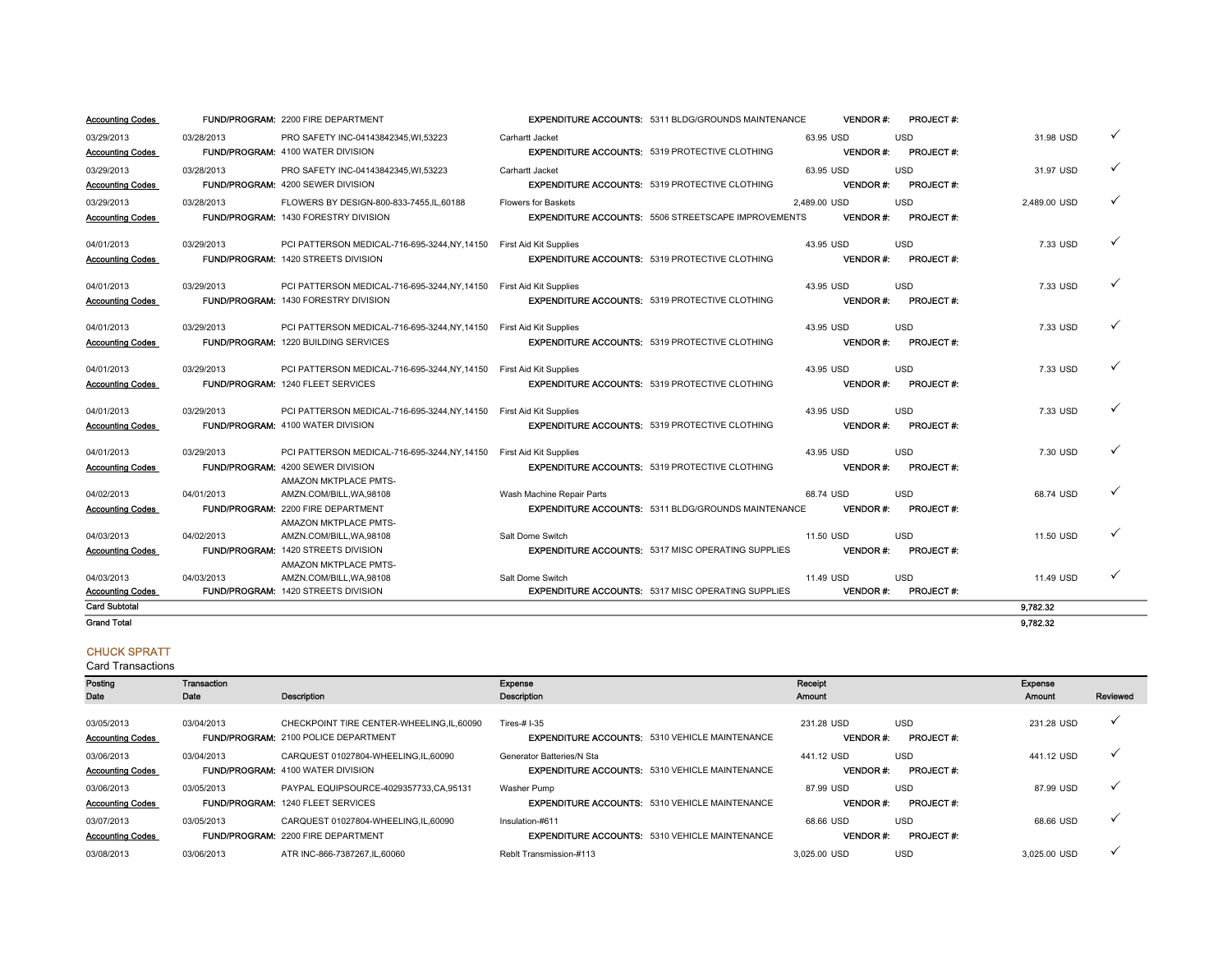| | | | | | | | | |
|---|---|---|---|---|---|---|---|---|
| Accounting Codes | | FUND/PROGRAM: 2200 FIRE DEPARTMENT | | EXPENDITURE ACCOUNTS: 5311 BLDG/GROUNDS MAINTENANCE | VENDOR #: | PROJECT #: | | |
| 03/29/2013 | 03/28/2013 | PRO SAFETY INC-04143842345,WI,53223 | Carhartt Jacket | | 63.95 USD | USD | 31.98 USD | ✓ |
| Accounting Codes | | FUND/PROGRAM: 4100 WATER DIVISION | | EXPENDITURE ACCOUNTS: 5319 PROTECTIVE CLOTHING | VENDOR #: | PROJECT #: | | |
| 03/29/2013 | 03/28/2013 | PRO SAFETY INC-04143842345,WI,53223 | Carhartt Jacket | | 63.95 USD | USD | 31.97 USD | ✓ |
| Accounting Codes | | FUND/PROGRAM: 4200 SEWER DIVISION | | EXPENDITURE ACCOUNTS: 5319 PROTECTIVE CLOTHING | VENDOR #: | PROJECT #: | | |
| 03/29/2013 | 03/28/2013 | FLOWERS BY DESIGN-800-833-7455,IL,60188 | Flowers for Baskets | | 2,489.00 USD | USD | 2,489.00 USD | ✓ |
| Accounting Codes | | FUND/PROGRAM: 1430 FORESTRY DIVISION | | EXPENDITURE ACCOUNTS: 5506 STREETSCAPE IMPROVEMENTS | VENDOR #: | PROJECT #: | | |
| 04/01/2013 | 03/29/2013 | PCI PATTERSON MEDICAL-716-695-3244,NY,14150 | First Aid Kit Supplies | | 43.95 USD | USD | 7.33 USD | ✓ |
| Accounting Codes | | FUND/PROGRAM: 1420 STREETS DIVISION | | EXPENDITURE ACCOUNTS: 5319 PROTECTIVE CLOTHING | VENDOR #: | PROJECT #: | | |
| 04/01/2013 | 03/29/2013 | PCI PATTERSON MEDICAL-716-695-3244,NY,14150 | First Aid Kit Supplies | | 43.95 USD | USD | 7.33 USD | ✓ |
| Accounting Codes | | FUND/PROGRAM: 1430 FORESTRY DIVISION | | EXPENDITURE ACCOUNTS: 5319 PROTECTIVE CLOTHING | VENDOR #: | PROJECT #: | | |
| 04/01/2013 | 03/29/2013 | PCI PATTERSON MEDICAL-716-695-3244,NY,14150 | First Aid Kit Supplies | | 43.95 USD | USD | 7.33 USD | ✓ |
| Accounting Codes | | FUND/PROGRAM: 1220 BUILDING SERVICES | | EXPENDITURE ACCOUNTS: 5319 PROTECTIVE CLOTHING | VENDOR #: | PROJECT #: | | |
| 04/01/2013 | 03/29/2013 | PCI PATTERSON MEDICAL-716-695-3244,NY,14150 | First Aid Kit Supplies | | 43.95 USD | USD | 7.33 USD | ✓ |
| Accounting Codes | | FUND/PROGRAM: 1240 FLEET SERVICES | | EXPENDITURE ACCOUNTS: 5319 PROTECTIVE CLOTHING | VENDOR #: | PROJECT #: | | |
| 04/01/2013 | 03/29/2013 | PCI PATTERSON MEDICAL-716-695-3244,NY,14150 | First Aid Kit Supplies | | 43.95 USD | USD | 7.33 USD | ✓ |
| Accounting Codes | | FUND/PROGRAM: 4100 WATER DIVISION | | EXPENDITURE ACCOUNTS: 5319 PROTECTIVE CLOTHING | VENDOR #: | PROJECT #: | | |
| 04/01/2013 | 03/29/2013 | PCI PATTERSON MEDICAL-716-695-3244,NY,14150 | First Aid Kit Supplies | | 43.95 USD | USD | 7.30 USD | ✓ |
| Accounting Codes | | FUND/PROGRAM: 4200 SEWER DIVISION | | EXPENDITURE ACCOUNTS: 5319 PROTECTIVE CLOTHING | VENDOR #: | PROJECT #: | | |
| 04/02/2013 | 04/01/2013 | AMAZON MKTPLACE PMTS-AMZN.COM/BILL,WA,98108 | Wash Machine Repair Parts | | 68.74 USD | USD | 68.74 USD | ✓ |
| Accounting Codes | | FUND/PROGRAM: 2200 FIRE DEPARTMENT | | EXPENDITURE ACCOUNTS: 5311 BLDG/GROUNDS MAINTENANCE | VENDOR #: | PROJECT #: | | |
| 04/03/2013 | 04/02/2013 | AMAZON MKTPLACE PMTS-AMZN.COM/BILL,WA,98108 | Salt Dome Switch | | 11.50 USD | USD | 11.50 USD | ✓ |
| Accounting Codes | | FUND/PROGRAM: 1420 STREETS DIVISION | | EXPENDITURE ACCOUNTS: 5317 MISC OPERATING SUPPLIES | VENDOR #: | PROJECT #: | | |
| 04/03/2013 | 04/03/2013 | AMAZON MKTPLACE PMTS-AMZN.COM/BILL,WA,98108 | Salt Dome Switch | | 11.49 USD | USD | 11.49 USD | ✓ |
| Accounting Codes | | FUND/PROGRAM: 1420 STREETS DIVISION | | EXPENDITURE ACCOUNTS: 5317 MISC OPERATING SUPPLIES | VENDOR #: | PROJECT #: | | |
| Card Subtotal | | | | | | | 9,782.32 | |
| Grand Total | | | | | | | 9,782.32 | |

## CHUCK SPRATT

Card Transactions

| Posting Date | Transaction Date | Description | Expense Description | | Receipt Amount | | Expense Amount | Reviewed |
|---|---|---|---|---|---|---|---|---|
| 03/05/2013 | 03/04/2013 | CHECKPOINT TIRE CENTER-WHEELING,IL,60090 | Tires-# I-35 | | 231.28 USD | USD | 231.28 USD | ✓ |
| Accounting Codes | | FUND/PROGRAM: 2100 POLICE DEPARTMENT | | EXPENDITURE ACCOUNTS: 5310 VEHICLE MAINTENANCE | VENDOR #: | PROJECT #: | | |
| 03/06/2013 | 03/04/2013 | CARQUEST 01027804-WHEELING,IL,60090 | Generator Batteries/N Sta | | 441.12 USD | USD | 441.12 USD | ✓ |
| Accounting Codes | | FUND/PROGRAM: 4100 WATER DIVISION | | EXPENDITURE ACCOUNTS: 5310 VEHICLE MAINTENANCE | VENDOR #: | PROJECT #: | | |
| 03/06/2013 | 03/05/2013 | PAYPAL EQUIPSOURCE-4029357733,CA,95131 | Washer Pump | | 87.99 USD | USD | 87.99 USD | ✓ |
| Accounting Codes | | FUND/PROGRAM: 1240 FLEET SERVICES | | EXPENDITURE ACCOUNTS: 5310 VEHICLE MAINTENANCE | VENDOR #: | PROJECT #: | | |
| 03/07/2013 | 03/05/2013 | CARQUEST 01027804-WHEELING,IL,60090 | Insulation-#611 | | 68.66 USD | USD | 68.66 USD | ✓ |
| Accounting Codes | | FUND/PROGRAM: 2200 FIRE DEPARTMENT | | EXPENDITURE ACCOUNTS: 5310 VEHICLE MAINTENANCE | VENDOR #: | PROJECT #: | | |
| 03/08/2013 | 03/06/2013 | ATR INC-866-7387267,IL,60060 | Reblt Transmission-#113 | | 3,025.00 USD | USD | 3,025.00 USD | ✓ |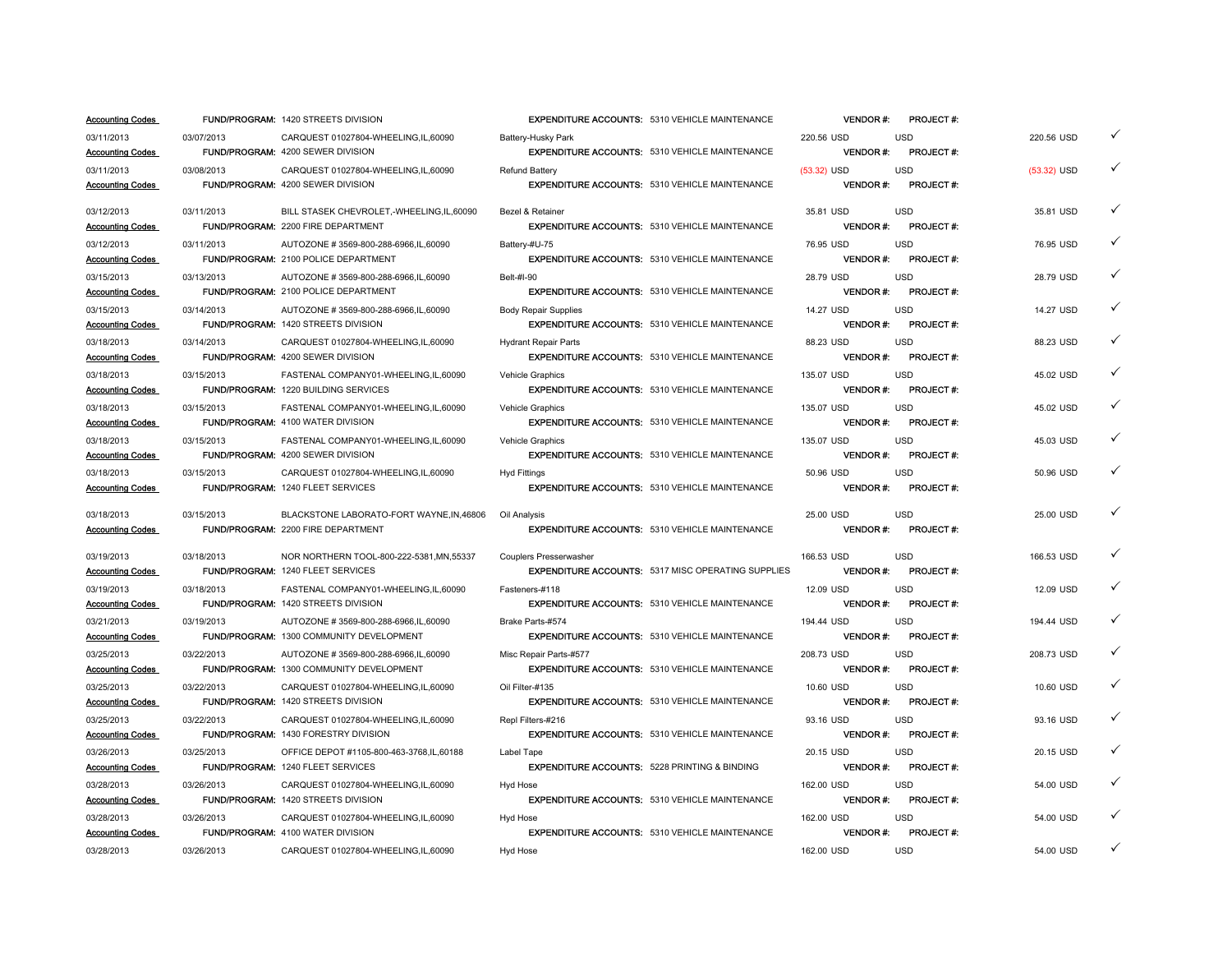| Posted Date | Trans. Date | Merchant | Description | Amount | | Allocated Amount | |
|---|---|---|---|---|---|---|---|
| **Accounting Codes** | **FUND/PROGRAM:** 1420 STREETS DIVISION | | **EXPENDITURE ACCOUNTS:** 5310 VEHICLE MAINTENANCE | **VENDOR #:** | **PROJECT #:** | | |
| 03/11/2013 | 03/07/2013 | CARQUEST 01027804-WHEELING,IL,60090 | Battery-Husky Park | 220.56 USD | USD | 220.56 USD | ✓ |
| **Accounting Codes** | **FUND/PROGRAM:** 4200 SEWER DIVISION | | **EXPENDITURE ACCOUNTS:** 5310 VEHICLE MAINTENANCE | **VENDOR #:** | **PROJECT #:** | | |
| 03/11/2013 | 03/08/2013 | CARQUEST 01027804-WHEELING,IL,60090 | Refund Battery | (53.32) USD | USD | (53.32) USD | ✓ |
| **Accounting Codes** | **FUND/PROGRAM:** 4200 SEWER DIVISION | | **EXPENDITURE ACCOUNTS:** 5310 VEHICLE MAINTENANCE | **VENDOR #:** | **PROJECT #:** | | |
| 03/12/2013 | 03/11/2013 | BILL STASEK CHEVROLET,-WHEELING,IL,60090 | Bezel & Retainer | 35.81 USD | USD | 35.81 USD | ✓ |
| **Accounting Codes** | **FUND/PROGRAM:** 2200 FIRE DEPARTMENT | | **EXPENDITURE ACCOUNTS:** 5310 VEHICLE MAINTENANCE | **VENDOR #:** | **PROJECT #:** | | |
| 03/12/2013 | 03/11/2013 | AUTOZONE # 3569-800-288-6966,IL,60090 | Battery-#U-75 | 76.95 USD | USD | 76.95 USD | ✓ |
| **Accounting Codes** | **FUND/PROGRAM:** 2100 POLICE DEPARTMENT | | **EXPENDITURE ACCOUNTS:** 5310 VEHICLE MAINTENANCE | **VENDOR #:** | **PROJECT #:** | | |
| 03/15/2013 | 03/13/2013 | AUTOZONE # 3569-800-288-6966,IL,60090 | Belt-#I-90 | 28.79 USD | USD | 28.79 USD | ✓ |
| **Accounting Codes** | **FUND/PROGRAM:** 2100 POLICE DEPARTMENT | | **EXPENDITURE ACCOUNTS:** 5310 VEHICLE MAINTENANCE | **VENDOR #:** | **PROJECT #:** | | |
| 03/15/2013 | 03/14/2013 | AUTOZONE # 3569-800-288-6966,IL,60090 | Body Repair Supplies | 14.27 USD | USD | 14.27 USD | ✓ |
| **Accounting Codes** | **FUND/PROGRAM:** 1420 STREETS DIVISION | | **EXPENDITURE ACCOUNTS:** 5310 VEHICLE MAINTENANCE | **VENDOR #:** | **PROJECT #:** | | |
| 03/18/2013 | 03/14/2013 | CARQUEST 01027804-WHEELING,IL,60090 | Hydrant Repair Parts | 88.23 USD | USD | 88.23 USD | ✓ |
| **Accounting Codes** | **FUND/PROGRAM:** 4200 SEWER DIVISION | | **EXPENDITURE ACCOUNTS:** 5310 VEHICLE MAINTENANCE | **VENDOR #:** | **PROJECT #:** | | |
| 03/18/2013 | 03/15/2013 | FASTENAL COMPANY01-WHEELING,IL,60090 | Vehicle Graphics | 135.07 USD | USD | 45.02 USD | ✓ |
| **Accounting Codes** | **FUND/PROGRAM:** 1220 BUILDING SERVICES | | **EXPENDITURE ACCOUNTS:** 5310 VEHICLE MAINTENANCE | **VENDOR #:** | **PROJECT #:** | | |
| 03/18/2013 | 03/15/2013 | FASTENAL COMPANY01-WHEELING,IL,60090 | Vehicle Graphics | 135.07 USD | USD | 45.02 USD | ✓ |
| **Accounting Codes** | **FUND/PROGRAM:** 4100 WATER DIVISION | | **EXPENDITURE ACCOUNTS:** 5310 VEHICLE MAINTENANCE | **VENDOR #:** | **PROJECT #:** | | |
| 03/18/2013 | 03/15/2013 | FASTENAL COMPANY01-WHEELING,IL,60090 | Vehicle Graphics | 135.07 USD | USD | 45.03 USD | ✓ |
| **Accounting Codes** | **FUND/PROGRAM:** 4200 SEWER DIVISION | | **EXPENDITURE ACCOUNTS:** 5310 VEHICLE MAINTENANCE | **VENDOR #:** | **PROJECT #:** | | |
| 03/18/2013 | 03/15/2013 | CARQUEST 01027804-WHEELING,IL,60090 | Hyd Fittings | 50.96 USD | USD | 50.96 USD | ✓ |
| **Accounting Codes** | **FUND/PROGRAM:** 1240 FLEET SERVICES | | **EXPENDITURE ACCOUNTS:** 5310 VEHICLE MAINTENANCE | **VENDOR #:** | **PROJECT #:** | | |
| 03/18/2013 | 03/15/2013 | BLACKSTONE LABORATO-FORT WAYNE,IN,46806 | Oil Analysis | 25.00 USD | USD | 25.00 USD | ✓ |
| **Accounting Codes** | **FUND/PROGRAM:** 2200 FIRE DEPARTMENT | | **EXPENDITURE ACCOUNTS:** 5310 VEHICLE MAINTENANCE | **VENDOR #:** | **PROJECT #:** | | |
| 03/19/2013 | 03/18/2013 | NOR NORTHERN TOOL-800-222-5381,MN,55337 | Couplers Presserwasher | 166.53 USD | USD | 166.53 USD | ✓ |
| **Accounting Codes** | **FUND/PROGRAM:** 1240 FLEET SERVICES | | **EXPENDITURE ACCOUNTS:** 5317 MISC OPERATING SUPPLIES | **VENDOR #:** | **PROJECT #:** | | |
| 03/19/2013 | 03/18/2013 | FASTENAL COMPANY01-WHEELING,IL,60090 | Fasteners-#118 | 12.09 USD | USD | 12.09 USD | ✓ |
| **Accounting Codes** | **FUND/PROGRAM:** 1420 STREETS DIVISION | | **EXPENDITURE ACCOUNTS:** 5310 VEHICLE MAINTENANCE | **VENDOR #:** | **PROJECT #:** | | |
| 03/21/2013 | 03/19/2013 | AUTOZONE # 3569-800-288-6966,IL,60090 | Brake Parts-#574 | 194.44 USD | USD | 194.44 USD | ✓ |
| **Accounting Codes** | **FUND/PROGRAM:** 1300 COMMUNITY DEVELOPMENT | | **EXPENDITURE ACCOUNTS:** 5310 VEHICLE MAINTENANCE | **VENDOR #:** | **PROJECT #:** | | |
| 03/25/2013 | 03/22/2013 | AUTOZONE # 3569-800-288-6966,IL,60090 | Misc Repair Parts-#577 | 208.73 USD | USD | 208.73 USD | ✓ |
| **Accounting Codes** | **FUND/PROGRAM:** 1300 COMMUNITY DEVELOPMENT | | **EXPENDITURE ACCOUNTS:** 5310 VEHICLE MAINTENANCE | **VENDOR #:** | **PROJECT #:** | | |
| 03/25/2013 | 03/22/2013 | CARQUEST 01027804-WHEELING,IL,60090 | Oil Filter-#135 | 10.60 USD | USD | 10.60 USD | ✓ |
| **Accounting Codes** | **FUND/PROGRAM:** 1420 STREETS DIVISION | | **EXPENDITURE ACCOUNTS:** 5310 VEHICLE MAINTENANCE | **VENDOR #:** | **PROJECT #:** | | |
| 03/25/2013 | 03/22/2013 | CARQUEST 01027804-WHEELING,IL,60090 | Repl Filters-#216 | 93.16 USD | USD | 93.16 USD | ✓ |
| **Accounting Codes** | **FUND/PROGRAM:** 1430 FORESTRY DIVISION | | **EXPENDITURE ACCOUNTS:** 5310 VEHICLE MAINTENANCE | **VENDOR #:** | **PROJECT #:** | | |
| 03/26/2013 | 03/25/2013 | OFFICE DEPOT #1105-800-463-3768,IL,60188 | Label Tape | 20.15 USD | USD | 20.15 USD | ✓ |
| **Accounting Codes** | **FUND/PROGRAM:** 1240 FLEET SERVICES | | **EXPENDITURE ACCOUNTS:** 5228 PRINTING & BINDING | **VENDOR #:** | **PROJECT #:** | | |
| 03/28/2013 | 03/26/2013 | CARQUEST 01027804-WHEELING,IL,60090 | Hyd Hose | 162.00 USD | USD | 54.00 USD | ✓ |
| **Accounting Codes** | **FUND/PROGRAM:** 1420 STREETS DIVISION | | **EXPENDITURE ACCOUNTS:** 5310 VEHICLE MAINTENANCE | **VENDOR #:** | **PROJECT #:** | | |
| 03/28/2013 | 03/26/2013 | CARQUEST 01027804-WHEELING,IL,60090 | Hyd Hose | 162.00 USD | USD | 54.00 USD | ✓ |
| **Accounting Codes** | **FUND/PROGRAM:** 4100 WATER DIVISION | | **EXPENDITURE ACCOUNTS:** 5310 VEHICLE MAINTENANCE | **VENDOR #:** | **PROJECT #:** | | |
| 03/28/2013 | 03/26/2013 | CARQUEST 01027804-WHEELING,IL,60090 | Hyd Hose | 162.00 USD | USD | 54.00 USD | ✓ |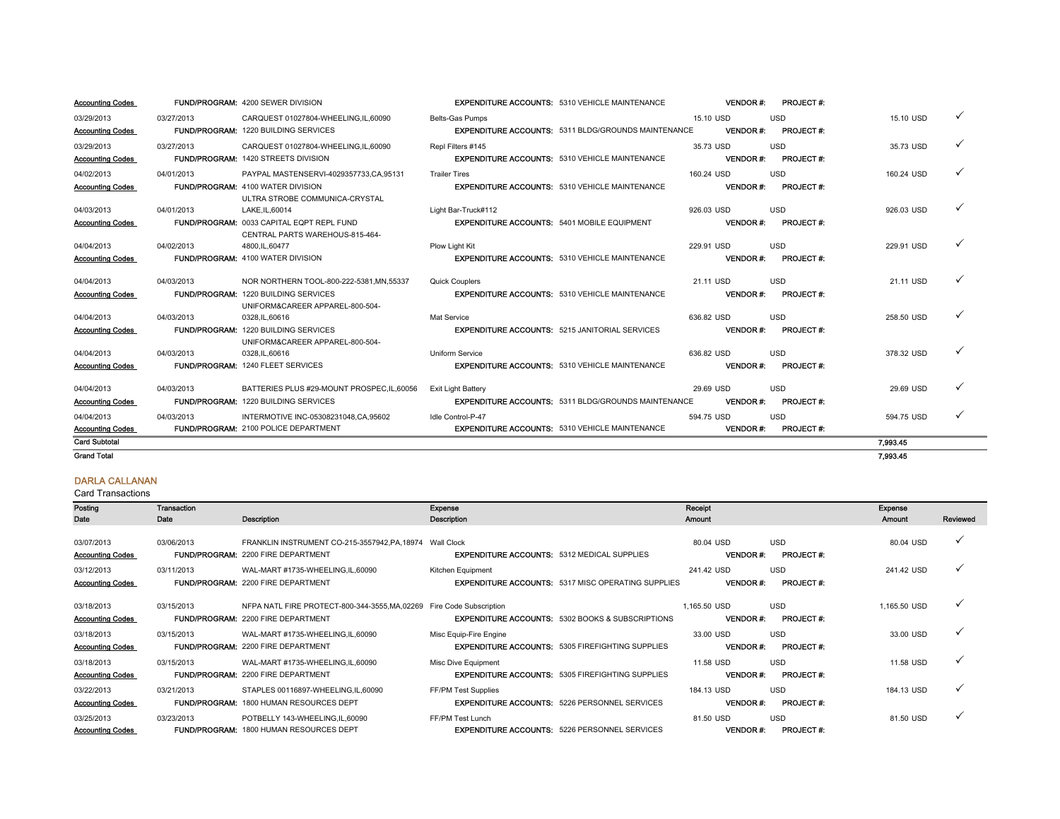| Posting Date | Transaction Date | Description | Expense Description | | Receipt Amount | | | Expense Amount | Reviewed |
|---|---|---|---|---|---|---|---|---|---|
| Accounting Codes | | FUND/PROGRAM: 4200 SEWER DIVISION | EXPENDITURE ACCOUNTS: | 5310 VEHICLE MAINTENANCE | | VENDOR #: | PROJECT #: | | |
| 03/29/2013 | 03/27/2013 | CARQUEST 01027804-WHEELING,IL,60090 | Belts-Gas Pumps | | 15.10 USD | | USD | 15.10 USD | ✓ |
| Accounting Codes | | FUND/PROGRAM: 1220 BUILDING SERVICES | EXPENDITURE ACCOUNTS: | 5311 BLDG/GROUNDS MAINTENANCE | | VENDOR #: | PROJECT #: | | |
| 03/29/2013 | 03/27/2013 | CARQUEST 01027804-WHEELING,IL,60090 | Repl Filters #145 | | 35.73 USD | | USD | 35.73 USD | ✓ |
| Accounting Codes | | FUND/PROGRAM: 1420 STREETS DIVISION | EXPENDITURE ACCOUNTS: | 5310 VEHICLE MAINTENANCE | | VENDOR #: | PROJECT #: | | |
| 04/02/2013 | 04/01/2013 | PAYPAL MASTENSERVI-4029357733,CA,95131 | Trailer Tires | | 160.24 USD | | USD | 160.24 USD | ✓ |
| Accounting Codes | | FUND/PROGRAM: 4100 WATER DIVISION | EXPENDITURE ACCOUNTS: | 5310 VEHICLE MAINTENANCE | | VENDOR #: | PROJECT #: | | |
| 04/03/2013 | 04/01/2013 | ULTRA STROBE COMMUNICA-CRYSTAL LAKE,IL,60014 | Light Bar-Truck#112 | | 926.03 USD | | USD | 926.03 USD | ✓ |
| Accounting Codes | | FUND/PROGRAM: 0033 CAPITAL EQPT REPL FUND | EXPENDITURE ACCOUNTS: | 5401 MOBILE EQUIPMENT | | VENDOR #: | PROJECT #: | | |
| 04/04/2013 | 04/02/2013 | CENTRAL PARTS WAREHOUS-815-464-4800,IL,60477 | Plow Light Kit | | 229.91 USD | | USD | 229.91 USD | ✓ |
| Accounting Codes | | FUND/PROGRAM: 4100 WATER DIVISION | EXPENDITURE ACCOUNTS: | 5310 VEHICLE MAINTENANCE | | VENDOR #: | PROJECT #: | | |
| 04/04/2013 | 04/03/2013 | NOR NORTHERN TOOL-800-222-5381,MN,55337 | Quick Couplers | | 21.11 USD | | USD | 21.11 USD | ✓ |
| Accounting Codes | | FUND/PROGRAM: 1220 BUILDING SERVICES | EXPENDITURE ACCOUNTS: | 5310 VEHICLE MAINTENANCE | | VENDOR #: | PROJECT #: | | |
| 04/04/2013 | 04/03/2013 | UNIFORM&CAREER APPAREL-800-504-0328,IL,60616 | Mat Service | | 636.82 USD | | USD | 258.50 USD | ✓ |
| Accounting Codes | | FUND/PROGRAM: 1220 BUILDING SERVICES | EXPENDITURE ACCOUNTS: | 5215 JANITORIAL SERVICES | | VENDOR #: | PROJECT #: | | |
| 04/04/2013 | 04/03/2013 | UNIFORM&CAREER APPAREL-800-504-0328,IL,60616 | Uniform Service | | 636.82 USD | | USD | 378.32 USD | ✓ |
| Accounting Codes | | FUND/PROGRAM: 1240 FLEET SERVICES | EXPENDITURE ACCOUNTS: | 5310 VEHICLE MAINTENANCE | | VENDOR #: | PROJECT #: | | |
| 04/04/2013 | 04/03/2013 | BATTERIES PLUS #29-MOUNT PROSPEC,IL,60056 | Exit Light Battery | | 29.69 USD | | USD | 29.69 USD | ✓ |
| Accounting Codes | | FUND/PROGRAM: 1220 BUILDING SERVICES | EXPENDITURE ACCOUNTS: | 5311 BLDG/GROUNDS MAINTENANCE | | VENDOR #: | PROJECT #: | | |
| 04/04/2013 | 04/03/2013 | INTERMOTIVE INC-05308231048,CA,95602 | Idle Control-P-47 | | 594.75 USD | | USD | 594.75 USD | ✓ |
| Accounting Codes | | FUND/PROGRAM: 2100 POLICE DEPARTMENT | EXPENDITURE ACCOUNTS: | 5310 VEHICLE MAINTENANCE | | VENDOR #: | PROJECT #: | | |
| **Card Subtotal** | | | | | | | | **7,993.45** | |
| **Grand Total** | | | | | | | | **7,993.45** | |

## DARLA CALLANAN

Card Transactions

| Posting Date | Transaction Date | Description | Expense Description | | Receipt Amount | | | Expense Amount | Reviewed |
|---|---|---|---|---|---|---|---|---|---|
| 03/07/2013 | 03/06/2013 | FRANKLIN INSTRUMENT CO-215-3557942,PA,18974 | Wall Clock | | 80.04 USD | | USD | 80.04 USD | ✓ |
| Accounting Codes | | FUND/PROGRAM: 2200 FIRE DEPARTMENT | EXPENDITURE ACCOUNTS: | 5312 MEDICAL SUPPLIES | | VENDOR #: | PROJECT #: | | |
| 03/12/2013 | 03/11/2013 | WAL-MART #1735-WHEELING,IL,60090 | Kitchen Equipment | | 241.42 USD | | USD | 241.42 USD | ✓ |
| Accounting Codes | | FUND/PROGRAM: 2200 FIRE DEPARTMENT | EXPENDITURE ACCOUNTS: | 5317 MISC OPERATING SUPPLIES | | VENDOR #: | PROJECT #: | | |
| 03/18/2013 | 03/15/2013 | NFPA NATL FIRE PROTECT-800-344-3555,MA,02269 | Fire Code Subscription | | 1,165.50 USD | | USD | 1,165.50 USD | ✓ |
| Accounting Codes | | FUND/PROGRAM: 2200 FIRE DEPARTMENT | EXPENDITURE ACCOUNTS: | 5302 BOOKS & SUBSCRIPTIONS | | VENDOR #: | PROJECT #: | | |
| 03/18/2013 | 03/15/2013 | WAL-MART #1735-WHEELING,IL,60090 | Misc Equip-Fire Engine | | 33.00 USD | | USD | 33.00 USD | ✓ |
| Accounting Codes | | FUND/PROGRAM: 2200 FIRE DEPARTMENT | EXPENDITURE ACCOUNTS: | 5305 FIREFIGHTING SUPPLIES | | VENDOR #: | PROJECT #: | | |
| 03/18/2013 | 03/15/2013 | WAL-MART #1735-WHEELING,IL,60090 | Misc Dive Equipment | | 11.58 USD | | USD | 11.58 USD | ✓ |
| Accounting Codes | | FUND/PROGRAM: 2200 FIRE DEPARTMENT | EXPENDITURE ACCOUNTS: | 5305 FIREFIGHTING SUPPLIES | | VENDOR #: | PROJECT #: | | |
| 03/22/2013 | 03/21/2013 | STAPLES 00116897-WHEELING,IL,60090 | FF/PM Test Supplies | | 184.13 USD | | USD | 184.13 USD | ✓ |
| Accounting Codes | | FUND/PROGRAM: 1800 HUMAN RESOURCES DEPT | EXPENDITURE ACCOUNTS: | 5226 PERSONNEL SERVICES | | VENDOR #: | PROJECT #: | | |
| 03/25/2013 | 03/23/2013 | POTBELLY 143-WHEELING,IL,60090 | FF/PM Test Lunch | | 81.50 USD | | USD | 81.50 USD | ✓ |
| Accounting Codes | | FUND/PROGRAM: 1800 HUMAN RESOURCES DEPT | EXPENDITURE ACCOUNTS: | 5226 PERSONNEL SERVICES | | VENDOR #: | PROJECT #: | | |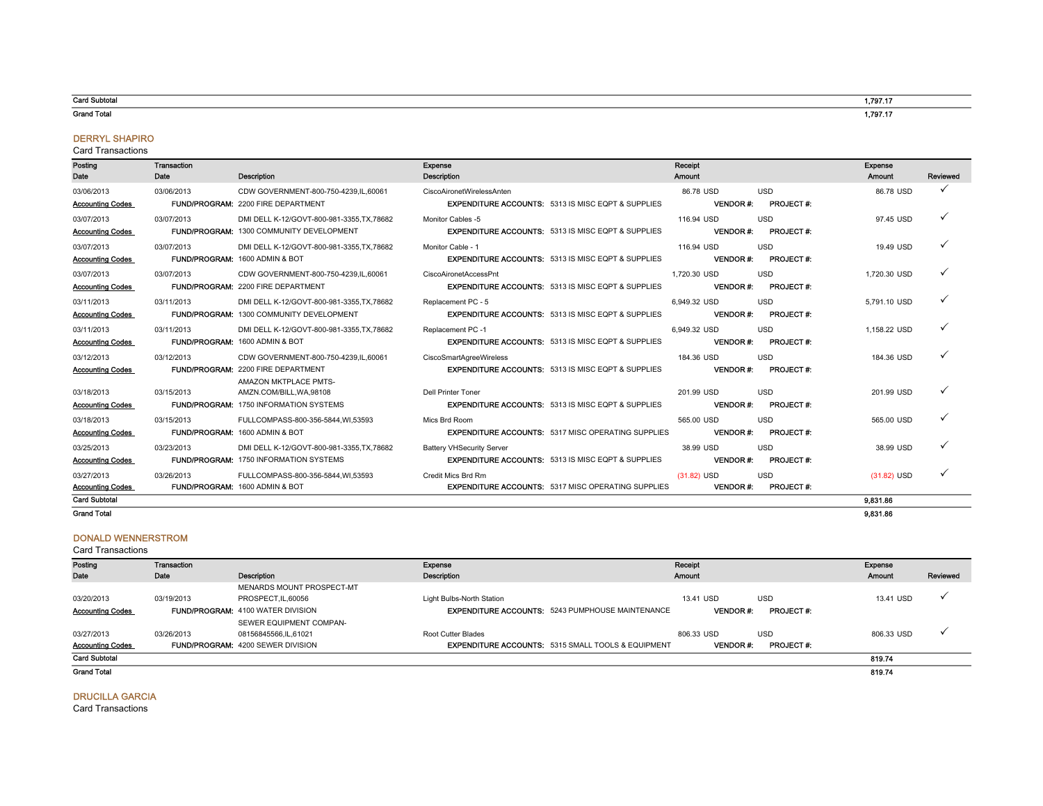| | |
|---|---|
| Card Subtotal | 1,797.17 |
| Grand Total | 1,797.17 |

## DERRYL SHAPIRO

Card Transactions

| Posting Date | Transaction Date | Description | Expense Description | | Receipt Amount | | | Expense Amount | Reviewed |
|---|---|---|---|---|---|---|---|---|---|
| 03/06/2013 | 03/06/2013 | CDW GOVERNMENT-800-750-4239,IL,60061 | CiscoAironetWirelessAnten | | 86.78 USD | USD | | 86.78 USD | ✓ |
| Accounting Codes | FUND/PROGRAM: | 2200 FIRE DEPARTMENT | EXPENDITURE ACCOUNTS: | 5313 IS MISC EQPT & SUPPLIES | | VENDOR #: | PROJECT #: | | |
| 03/07/2013 | 03/07/2013 | DMI DELL K-12/GOVT-800-981-3355,TX,78682 | Monitor Cables -5 | | 116.94 USD | USD | | 97.45 USD | ✓ |
| Accounting Codes | FUND/PROGRAM: | 1300 COMMUNITY DEVELOPMENT | EXPENDITURE ACCOUNTS: | 5313 IS MISC EQPT & SUPPLIES | | VENDOR #: | PROJECT #: | | |
| 03/07/2013 | 03/07/2013 | DMI DELL K-12/GOVT-800-981-3355,TX,78682 | Monitor Cable - 1 | | 116.94 USD | USD | | 19.49 USD | ✓ |
| Accounting Codes | FUND/PROGRAM: | 1600 ADMIN & BOT | EXPENDITURE ACCOUNTS: | 5313 IS MISC EQPT & SUPPLIES | | VENDOR #: | PROJECT #: | | |
| 03/07/2013 | 03/07/2013 | CDW GOVERNMENT-800-750-4239,IL,60061 | CiscoAironetAccessPnt | | 1,720.30 USD | USD | | 1,720.30 USD | ✓ |
| Accounting Codes | FUND/PROGRAM: | 2200 FIRE DEPARTMENT | EXPENDITURE ACCOUNTS: | 5313 IS MISC EQPT & SUPPLIES | | VENDOR #: | PROJECT #: | | |
| 03/11/2013 | 03/11/2013 | DMI DELL K-12/GOVT-800-981-3355,TX,78682 | Replacement PC - 5 | | 6,949.32 USD | USD | | 5,791.10 USD | ✓ |
| Accounting Codes | FUND/PROGRAM: | 1300 COMMUNITY DEVELOPMENT | EXPENDITURE ACCOUNTS: | 5313 IS MISC EQPT & SUPPLIES | | VENDOR #: | PROJECT #: | | |
| 03/11/2013 | 03/11/2013 | DMI DELL K-12/GOVT-800-981-3355,TX,78682 | Replacement PC -1 | | 6,949.32 USD | USD | | 1,158.22 USD | ✓ |
| Accounting Codes | FUND/PROGRAM: | 1600 ADMIN & BOT | EXPENDITURE ACCOUNTS: | 5313 IS MISC EQPT & SUPPLIES | | VENDOR #: | PROJECT #: | | |
| 03/12/2013 | 03/12/2013 | CDW GOVERNMENT-800-750-4239,IL,60061 | CiscoSmartAgreeWireless | | 184.36 USD | USD | | 184.36 USD | ✓ |
| Accounting Codes | FUND/PROGRAM: | 2200 FIRE DEPARTMENT | EXPENDITURE ACCOUNTS: | 5313 IS MISC EQPT & SUPPLIES | | VENDOR #: | PROJECT #: | | |
| 03/18/2013 | 03/15/2013 | AMAZON MKTPLACE PMTS-AMZN.COM/BILL,WA,98108 | Dell Printer Toner | | 201.99 USD | USD | | 201.99 USD | ✓ |
| Accounting Codes | FUND/PROGRAM: | 1750 INFORMATION SYSTEMS | EXPENDITURE ACCOUNTS: | 5313 IS MISC EQPT & SUPPLIES | | VENDOR #: | PROJECT #: | | |
| 03/18/2013 | 03/15/2013 | FULLCOMPASS-800-356-5844,WI,53593 | Mics Brd Room | | 565.00 USD | USD | | 565.00 USD | ✓ |
| Accounting Codes | FUND/PROGRAM: | 1600 ADMIN & BOT | EXPENDITURE ACCOUNTS: | 5317 MISC OPERATING SUPPLIES | | VENDOR #: | PROJECT #: | | |
| 03/25/2013 | 03/23/2013 | DMI DELL K-12/GOVT-800-981-3355,TX,78682 | Battery VHSecurity Server | | 38.99 USD | USD | | 38.99 USD | ✓ |
| Accounting Codes | FUND/PROGRAM: | 1750 INFORMATION SYSTEMS | EXPENDITURE ACCOUNTS: | 5313 IS MISC EQPT & SUPPLIES | | VENDOR #: | PROJECT #: | | |
| 03/27/2013 | 03/26/2013 | FULLCOMPASS-800-356-5844,WI,53593 | Credit Mics Brd Rm | | (31.82) USD | USD | | (31.82) USD | ✓ |
| Accounting Codes | FUND/PROGRAM: | 1600 ADMIN & BOT | EXPENDITURE ACCOUNTS: | 5317 MISC OPERATING SUPPLIES | | VENDOR #: | PROJECT #: | | |
| Card Subtotal | | | | | | | | 9,831.86 | |
| Grand Total | | | | | | | | 9,831.86 | |

## DONALD WENNERSTROM

Card Transactions

| Posting Date | Transaction Date | Description | Expense Description | | Receipt Amount | | | Expense Amount | Reviewed |
|---|---|---|---|---|---|---|---|---|---|
| 03/20/2013 | 03/19/2013 | MENARDS MOUNT PROSPECT-MT PROSPECT,IL,60056 | Light Bulbs-North Station | | 13.41 USD | USD | | 13.41 USD | ✓ |
| Accounting Codes | FUND/PROGRAM: | 4100 WATER DIVISION | EXPENDITURE ACCOUNTS: | 5243 PUMPHOUSE MAINTENANCE | | VENDOR #: | PROJECT #: | | |
| 03/27/2013 | 03/26/2013 | SEWER EQUIPMENT COMPAN-08156845566,IL,61021 | Root Cutter Blades | | 806.33 USD | USD | | 806.33 USD | ✓ |
| Accounting Codes | FUND/PROGRAM: | 4200 SEWER DIVISION | EXPENDITURE ACCOUNTS: | 5315 SMALL TOOLS & EQUIPMENT | | VENDOR #: | PROJECT #: | | |
| Card Subtotal | | | | | | | | 819.74 | |
| Grand Total | | | | | | | | 819.74 | |

## DRUCILLA GARCIA

Card Transactions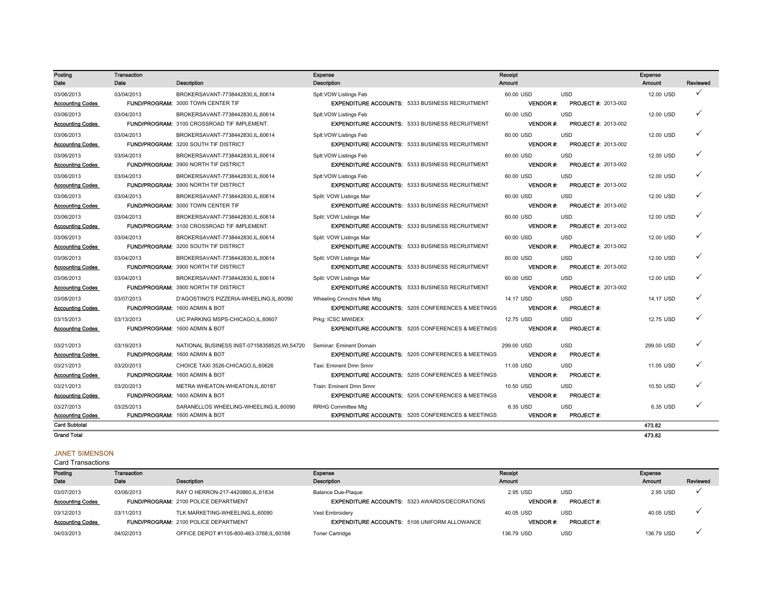| Posting Date | Transaction Date | Description | Expense Description | | Receipt Amount | | | Expense Amount | Reviewed |
|---|---|---|---|---|---|---|---|---|---|
| 03/06/2013 | 03/04/2013 | BROKERSAVANT-7738442830,IL,60614 | Splt:VOW Listings Feb | | 60.00 USD | USD | | 12.00 USD | ✓ |
| Accounting Codes | FUND/PROGRAM: | 3000 TOWN CENTER TIF | EXPENDITURE ACCOUNTS: | 5333 BUSINESS RECRUITMENT | VENDOR #: | PROJECT #: | 2013-002 | | |
| 03/06/2013 | 03/04/2013 | BROKERSAVANT-7738442830,IL,60614 | Splt:VOW Listings Feb | | 60.00 USD | USD | | 12.00 USD | ✓ |
| Accounting Codes | FUND/PROGRAM: | 3100 CROSSROAD TIF IMPLEMENT. | EXPENDITURE ACCOUNTS: | 5333 BUSINESS RECRUITMENT | VENDOR #: | PROJECT #: | 2013-002 | | |
| 03/06/2013 | 03/04/2013 | BROKERSAVANT-7738442830,IL,60614 | Splt:VOW Listings Feb | | 60.00 USD | USD | | 12.00 USD | ✓ |
| Accounting Codes | FUND/PROGRAM: | 3200 SOUTH TIF DISTRICT | EXPENDITURE ACCOUNTS: | 5333 BUSINESS RECRUITMENT | VENDOR #: | PROJECT #: | 2013-002 | | |
| 03/06/2013 | 03/04/2013 | BROKERSAVANT-7738442830,IL,60614 | Splt:VOW Listings Feb | | 60.00 USD | USD | | 12.00 USD | ✓ |
| Accounting Codes | FUND/PROGRAM: | 3900 NORTH TIF DISTRICT | EXPENDITURE ACCOUNTS: | 5333 BUSINESS RECRUITMENT | VENDOR #: | PROJECT #: | 2013-002 | | |
| 03/06/2013 | 03/04/2013 | BROKERSAVANT-7738442830,IL,60614 | Splt:VOW Listings Feb | | 60.00 USD | USD | | 12.00 USD | ✓ |
| Accounting Codes | FUND/PROGRAM: | 3900 NORTH TIF DISTRICT | EXPENDITURE ACCOUNTS: | 5333 BUSINESS RECRUITMENT | VENDOR #: | PROJECT #: | 2013-002 | | |
| 03/06/2013 | 03/04/2013 | BROKERSAVANT-7738442830,IL,60614 | Split: VOW Listings Mar | | 60.00 USD | USD | | 12.00 USD | ✓ |
| Accounting Codes | FUND/PROGRAM: | 3000 TOWN CENTER TIF | EXPENDITURE ACCOUNTS: | 5333 BUSINESS RECRUITMENT | VENDOR #: | PROJECT #: | 2013-002 | | |
| 03/06/2013 | 03/04/2013 | BROKERSAVANT-7738442830,IL,60614 | Split: VOW Listings Mar | | 60.00 USD | USD | | 12.00 USD | ✓ |
| Accounting Codes | FUND/PROGRAM: | 3100 CROSSROAD TIF IMPLEMENT. | EXPENDITURE ACCOUNTS: | 5333 BUSINESS RECRUITMENT | VENDOR #: | PROJECT #: | 2013-002 | | |
| 03/06/2013 | 03/04/2013 | BROKERSAVANT-7738442830,IL,60614 | Split: VOW Listings Mar | | 60.00 USD | USD | | 12.00 USD | ✓ |
| Accounting Codes | FUND/PROGRAM: | 3200 SOUTH TIF DISTRICT | EXPENDITURE ACCOUNTS: | 5333 BUSINESS RECRUITMENT | VENDOR #: | PROJECT #: | 2013-002 | | |
| 03/06/2013 | 03/04/2013 | BROKERSAVANT-7738442830,IL,60614 | Split: VOW Listings Mar | | 60.00 USD | USD | | 12.00 USD | ✓ |
| Accounting Codes | FUND/PROGRAM: | 3900 NORTH TIF DISTRICT | EXPENDITURE ACCOUNTS: | 5333 BUSINESS RECRUITMENT | VENDOR #: | PROJECT #: | 2013-002 | | |
| 03/06/2013 | 03/04/2013 | BROKERSAVANT-7738442830,IL,60614 | Split: VOW Listings Mar | | 60.00 USD | USD | | 12.00 USD | ✓ |
| Accounting Codes | FUND/PROGRAM: | 3900 NORTH TIF DISTRICT | EXPENDITURE ACCOUNTS: | 5333 BUSINESS RECRUITMENT | VENDOR #: | PROJECT #: | 2013-002 | | |
| 03/08/2013 | 03/07/2013 | D'AGOSTINO'S PIZZERIA-WHEELING,IL,60090 | Wheeling Cmnctrs Ntwk Mtg | | 14.17 USD | USD | | 14.17 USD | ✓ |
| Accounting Codes | FUND/PROGRAM: | 1600 ADMIN & BOT | EXPENDITURE ACCOUNTS: | 5205 CONFERENCES & MEETINGS | VENDOR #: | PROJECT #: | | | |
| 03/15/2013 | 03/13/2013 | UIC PARKING MSPS-CHICAGO,IL,60607 | Prkg: ICSC MWIDEX | | 12.75 USD | USD | | 12.75 USD | ✓ |
| Accounting Codes | FUND/PROGRAM: | 1600 ADMIN & BOT | EXPENDITURE ACCOUNTS: | 5205 CONFERENCES & MEETINGS | VENDOR #: | PROJECT #: | | | |
| 03/21/2013 | 03/19/2013 | NATIONAL BUSINESS INST-07158358525,WI,54720 | Seminar: Eminent Domain | | 299.00 USD | USD | | 299.00 USD | ✓ |
| Accounting Codes | FUND/PROGRAM: | 1600 ADMIN & BOT | EXPENDITURE ACCOUNTS: | 5205 CONFERENCES & MEETINGS | VENDOR #: | PROJECT #: | | | |
| 03/21/2013 | 03/20/2013 | CHOICE TAXI 3526-CHICAGO,IL,60626 | Taxi: Eminent Dmn Smnr | | 11.05 USD | USD | | 11.05 USD | ✓ |
| Accounting Codes | FUND/PROGRAM: | 1600 ADMIN & BOT | EXPENDITURE ACCOUNTS: | 5205 CONFERENCES & MEETINGS | VENDOR #: | PROJECT #: | | | |
| 03/21/2013 | 03/20/2013 | METRA WHEATON-WHEATON,IL,60187 | Train: Eminent Dmn Smnr | | 10.50 USD | USD | | 10.50 USD | ✓ |
| Accounting Codes | FUND/PROGRAM: | 1600 ADMIN & BOT | EXPENDITURE ACCOUNTS: | 5205 CONFERENCES & MEETINGS | VENDOR #: | PROJECT #: | | | |
| 03/27/2013 | 03/25/2013 | SARANELLOS WHEELING-WHEELING,IL,60090 | RRHG Committee Mtg | | 6.35 USD | USD | | 6.35 USD | ✓ |
| Accounting Codes | FUND/PROGRAM: | 1600 ADMIN & BOT | EXPENDITURE ACCOUNTS: | 5205 CONFERENCES & MEETINGS | VENDOR #: | PROJECT #: | | | |
| Card Subtotal | | | | | | | | 473.82 | |
| Grand Total | | | | | | | | 473.82 | |

## JANET SIMENSON

Card Transactions

| Posting Date | Transaction Date | Description | Expense Description | | Receipt Amount | | | Expense Amount | Reviewed |
|---|---|---|---|---|---|---|---|---|---|
| 03/07/2013 | 03/06/2013 | RAY O HERRON-217-4420860,IL,61834 | Balance Due-Plaque | | 2.95 USD | USD | | 2.95 USD | ✓ |
| Accounting Codes | FUND/PROGRAM: | 2100 POLICE DEPARTMENT | EXPENDITURE ACCOUNTS: | 5323 AWARDS/DECORATIONS | VENDOR #: | PROJECT #: | | | |
| 03/12/2013 | 03/11/2013 | TLK MARKETING-WHEELING,IL,60090 | Vest Embroidery | | 40.05 USD | USD | | 40.05 USD | ✓ |
| Accounting Codes | FUND/PROGRAM: | 2100 POLICE DEPARTMENT | EXPENDITURE ACCOUNTS: | 5106 UNIFORM ALLOWANCE | VENDOR #: | PROJECT #: | | | |
| 04/03/2013 | 04/02/2013 | OFFICE DEPOT #1105-800-463-3768,IL,60188 | Toner Cartridge | | 136.79 USD | USD | | 136.79 USD | ✓ |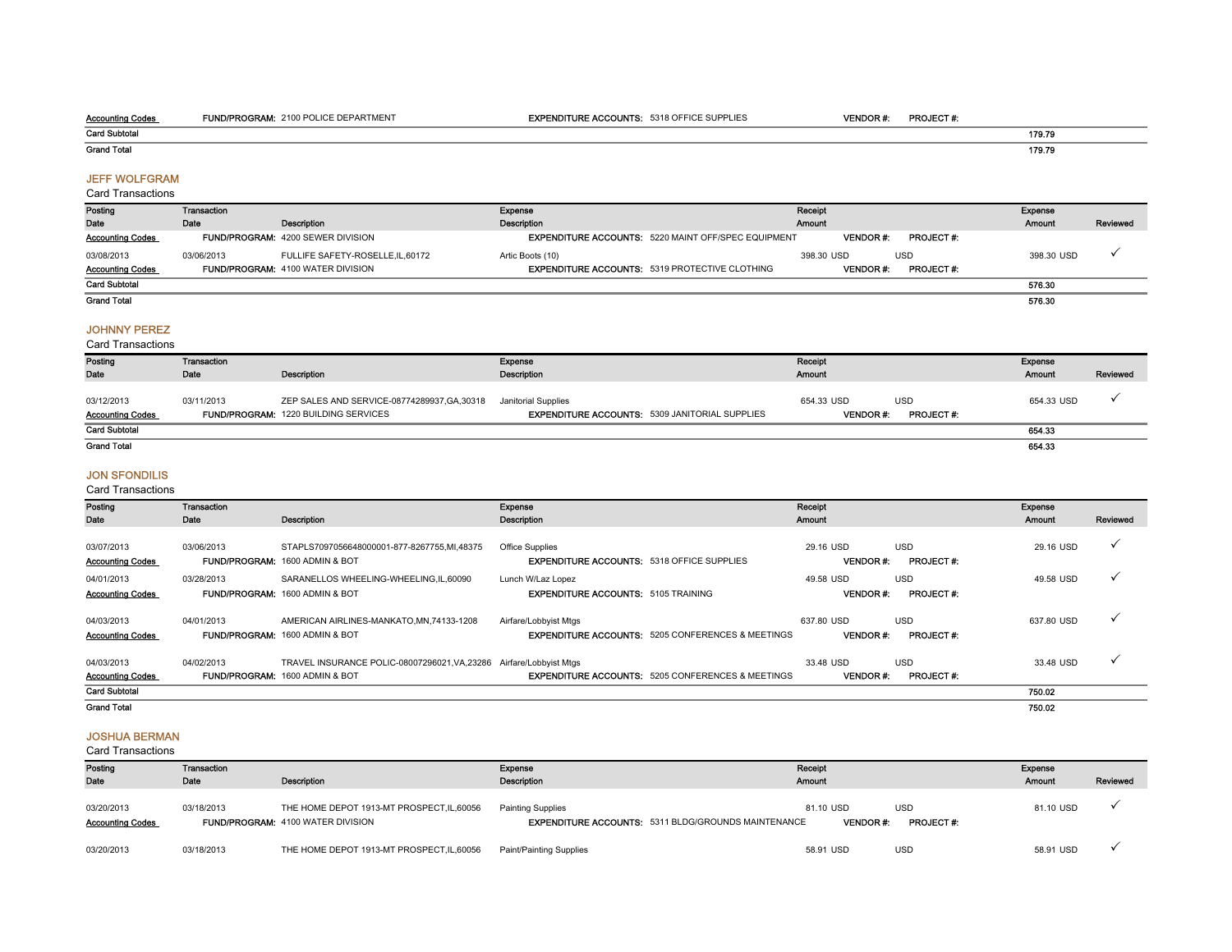| | | | | | | | |
|---|---|---|---|---|---|---|---|
| Accounting Codes | FUND/PROGRAM: 2100 POLICE DEPARTMENT | | EXPENDITURE ACCOUNTS: 5318 OFFICE SUPPLIES | VENDOR #: | PROJECT #: | | |
| **Card Subtotal** | | | | | | **179.79** | |
| **Grand Total** | | | | | | **179.79** | |

## JEFF WOLFGRAM

Card Transactions

| Posting Date | Transaction Date | Description | Expense Description | Receipt Amount | | Expense Amount | Reviewed |
|---|---|---|---|---|---|---|---|
| Accounting Codes | | FUND/PROGRAM: 4200 SEWER DIVISION | EXPENDITURE ACCOUNTS: 5220 MAINT OFF/SPEC EQUIPMENT | VENDOR #: | PROJECT #: | | |
| 03/08/2013 | 03/06/2013 | FULLIFE SAFETY-ROSELLE,IL,60172 | Artic Boots (10) | 398.30 USD | USD | 398.30 USD | ✓ |
| Accounting Codes | | FUND/PROGRAM: 4100 WATER DIVISION | EXPENDITURE ACCOUNTS: 5319 PROTECTIVE CLOTHING | VENDOR #: | PROJECT #: | | |
| **Card Subtotal** | | | | | | **576.30** | |
| **Grand Total** | | | | | | **576.30** | |

## JOHNNY PEREZ

Card Transactions

| Posting Date | Transaction Date | Description | Expense Description | Receipt Amount | | Expense Amount | Reviewed |
|---|---|---|---|---|---|---|---|
| 03/12/2013 | 03/11/2013 | ZEP SALES AND SERVICE-08774289937,GA,30318 | Janitorial Supplies | 654.33 USD | USD | 654.33 USD | ✓ |
| Accounting Codes | | FUND/PROGRAM: 1220 BUILDING SERVICES | EXPENDITURE ACCOUNTS: 5309 JANITORIAL SUPPLIES | VENDOR #: | PROJECT #: | | |
| **Card Subtotal** | | | | | | **654.33** | |
| **Grand Total** | | | | | | **654.33** | |

## JON SFONDILIS

Card Transactions

| Posting Date | Transaction Date | Description | Expense Description | Receipt Amount | | Expense Amount | Reviewed |
|---|---|---|---|---|---|---|---|
| 03/07/2013 | 03/06/2013 | STAPLS7097056648000001-877-8267755,MI,48375 | Office Supplies | 29.16 USD | USD | 29.16 USD | ✓ |
| Accounting Codes | | FUND/PROGRAM: 1600 ADMIN & BOT | EXPENDITURE ACCOUNTS: 5318 OFFICE SUPPLIES | VENDOR #: | PROJECT #: | | |
| 04/01/2013 | 03/28/2013 | SARANELLOS WHEELING-WHEELING,IL,60090 | Lunch W/Laz Lopez | 49.58 USD | USD | 49.58 USD | ✓ |
| Accounting Codes | | FUND/PROGRAM: 1600 ADMIN & BOT | EXPENDITURE ACCOUNTS: 5105 TRAINING | VENDOR #: | PROJECT #: | | |
| 04/03/2013 | 04/01/2013 | AMERICAN AIRLINES-MANKATO,MN,74133-1208 | Airfare/Lobbyist Mtgs | 637.80 USD | USD | 637.80 USD | ✓ |
| Accounting Codes | | FUND/PROGRAM: 1600 ADMIN & BOT | EXPENDITURE ACCOUNTS: 5205 CONFERENCES & MEETINGS | VENDOR #: | PROJECT #: | | |
| 04/03/2013 | 04/02/2013 | TRAVEL INSURANCE POLIC-08007296021,VA,23286 | Airfare/Lobbyist Mtgs | 33.48 USD | USD | 33.48 USD | ✓ |
| Accounting Codes | | FUND/PROGRAM: 1600 ADMIN & BOT | EXPENDITURE ACCOUNTS: 5205 CONFERENCES & MEETINGS | VENDOR #: | PROJECT #: | | |
| **Card Subtotal** | | | | | | **750.02** | |
| **Grand Total** | | | | | | **750.02** | |

## JOSHUA BERMAN

Card Transactions

| Posting Date | Transaction Date | Description | Expense Description | Receipt Amount | | Expense Amount | Reviewed |
|---|---|---|---|---|---|---|---|
| 03/20/2013 | 03/18/2013 | THE HOME DEPOT 1913-MT PROSPECT,IL,60056 | Painting Supplies | 81.10 USD | USD | 81.10 USD | ✓ |
| Accounting Codes | | FUND/PROGRAM: 4100 WATER DIVISION | EXPENDITURE ACCOUNTS: 5311 BLDG/GROUNDS MAINTENANCE | VENDOR #: | PROJECT #: | | |
| 03/20/2013 | 03/18/2013 | THE HOME DEPOT 1913-MT PROSPECT,IL,60056 | Paint/Painting Supplies | 58.91 USD | USD | 58.91 USD | ✓ |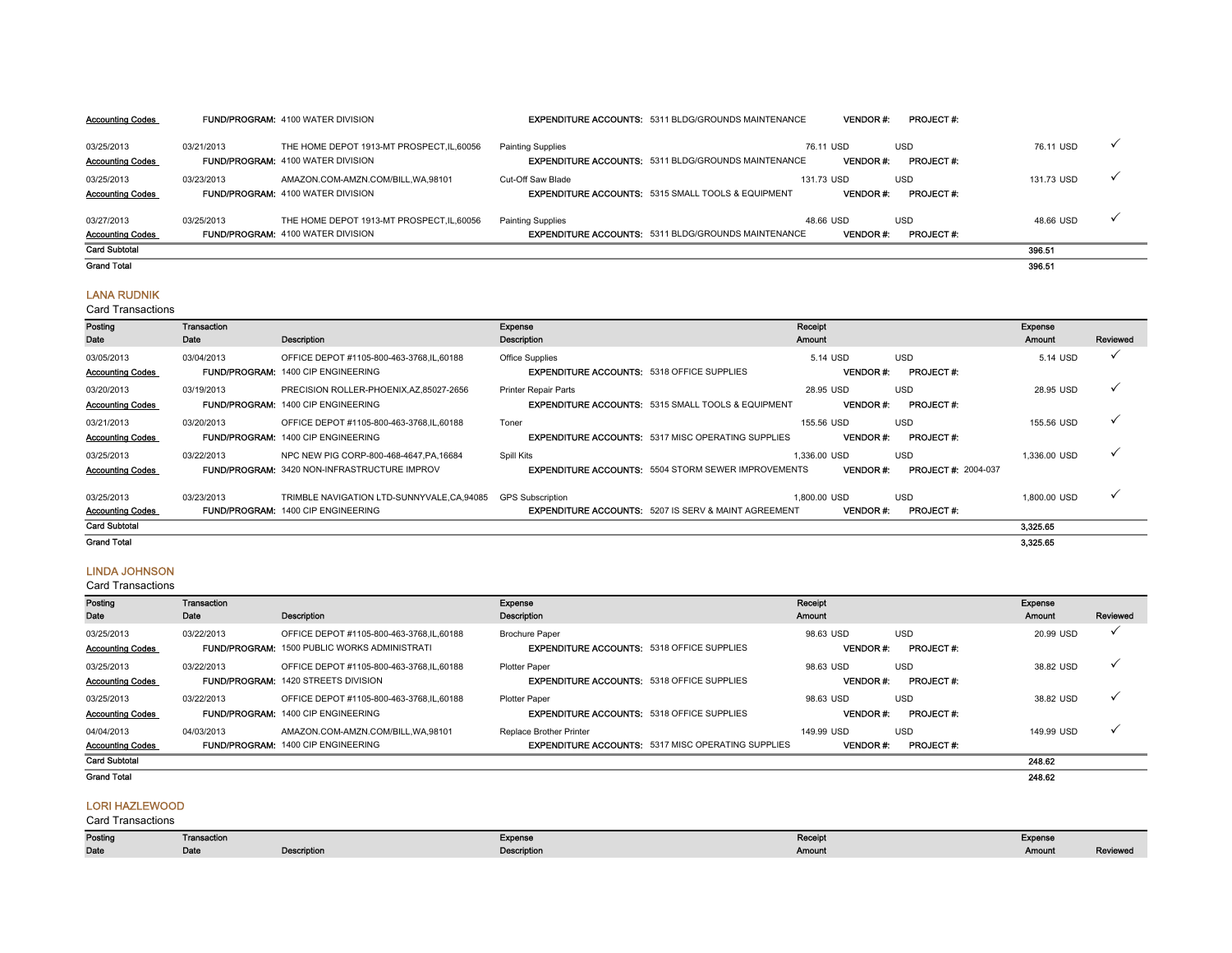| | | | | | | | |
|---|---|---|---|---|---|---|---|
| Accounting Codes | FUND/PROGRAM: 4100 WATER DIVISION | | EXPENDITURE ACCOUNTS: 5311 BLDG/GROUNDS MAINTENANCE | VENDOR #: | PROJECT #: | | |
| 03/25/2013 | 03/21/2013 | THE HOME DEPOT 1913-MT PROSPECT,IL,60056 | Painting Supplies | 76.11 USD | USD | 76.11 USD | ✓ |
| Accounting Codes | FUND/PROGRAM: 4100 WATER DIVISION | | EXPENDITURE ACCOUNTS: 5311 BLDG/GROUNDS MAINTENANCE | VENDOR #: | PROJECT #: | | |
| 03/25/2013 | 03/23/2013 | AMAZON.COM-AMZN.COM/BILL,WA,98101 | Cut-Off Saw Blade | 131.73 USD | USD | 131.73 USD | ✓ |
| Accounting Codes | FUND/PROGRAM: 4100 WATER DIVISION | | EXPENDITURE ACCOUNTS: 5315 SMALL TOOLS & EQUIPMENT | VENDOR #: | PROJECT #: | | |
| 03/27/2013 | 03/25/2013 | THE HOME DEPOT 1913-MT PROSPECT,IL,60056 | Painting Supplies | 48.66 USD | USD | 48.66 USD | ✓ |
| Accounting Codes | FUND/PROGRAM: 4100 WATER DIVISION | | EXPENDITURE ACCOUNTS: 5311 BLDG/GROUNDS MAINTENANCE | VENDOR #: | PROJECT #: | | |
| Card Subtotal | | | | | | 396.51 | |
| Grand Total | | | | | | 396.51 | |

## LANA RUDNIK

Card Transactions

| Posting Date | Transaction Date | Description | Expense Description | Receipt Amount | | Expense Amount | Reviewed |
|---|---|---|---|---|---|---|---|
| 03/05/2013 | 03/04/2013 | OFFICE DEPOT #1105-800-463-3768,IL,60188 | Office Supplies | 5.14 USD | USD | 5.14 USD | ✓ |
| Accounting Codes | FUND/PROGRAM: 1400 CIP ENGINEERING | | EXPENDITURE ACCOUNTS: 5318 OFFICE SUPPLIES | VENDOR #: | PROJECT #: | | |
| 03/20/2013 | 03/19/2013 | PRECISION ROLLER-PHOENIX,AZ,85027-2656 | Printer Repair Parts | 28.95 USD | USD | 28.95 USD | ✓ |
| Accounting Codes | FUND/PROGRAM: 1400 CIP ENGINEERING | | EXPENDITURE ACCOUNTS: 5315 SMALL TOOLS & EQUIPMENT | VENDOR #: | PROJECT #: | | |
| 03/21/2013 | 03/20/2013 | OFFICE DEPOT #1105-800-463-3768,IL,60188 | Toner | 155.56 USD | USD | 155.56 USD | ✓ |
| Accounting Codes | FUND/PROGRAM: 1400 CIP ENGINEERING | | EXPENDITURE ACCOUNTS: 5317 MISC OPERATING SUPPLIES | VENDOR #: | PROJECT #: | | |
| 03/25/2013 | 03/22/2013 | NPC NEW PIG CORP-800-468-4647,PA,16684 | Spill Kits | 1,336.00 USD | USD | 1,336.00 USD | ✓ |
| Accounting Codes | FUND/PROGRAM: 3420 NON-INFRASTRUCTURE IMPROV | | EXPENDITURE ACCOUNTS: 5504 STORM SEWER IMPROVEMENTS | VENDOR #: | PROJECT #: 2004-037 | | |
| 03/25/2013 | 03/23/2013 | TRIMBLE NAVIGATION LTD-SUNNYVALE,CA,94085 | GPS Subscription | 1,800.00 USD | USD | 1,800.00 USD | ✓ |
| Accounting Codes | FUND/PROGRAM: 1400 CIP ENGINEERING | | EXPENDITURE ACCOUNTS: 5207 IS SERV & MAINT AGREEMENT | VENDOR #: | PROJECT #: | | |
| Card Subtotal | | | | | | 3,325.65 | |
| Grand Total | | | | | | 3,325.65 | |

## LINDA JOHNSON

Card Transactions

| Posting Date | Transaction Date | Description | Expense Description | Receipt Amount | | Expense Amount | Reviewed |
|---|---|---|---|---|---|---|---|
| 03/25/2013 | 03/22/2013 | OFFICE DEPOT #1105-800-463-3768,IL,60188 | Brochure Paper | 98.63 USD | USD | 20.99 USD | ✓ |
| Accounting Codes | FUND/PROGRAM: 1500 PUBLIC WORKS ADMINISTRATI | | EXPENDITURE ACCOUNTS: 5318 OFFICE SUPPLIES | VENDOR #: | PROJECT #: | | |
| 03/25/2013 | 03/22/2013 | OFFICE DEPOT #1105-800-463-3768,IL,60188 | Plotter Paper | 98.63 USD | USD | 38.82 USD | ✓ |
| Accounting Codes | FUND/PROGRAM: 1420 STREETS DIVISION | | EXPENDITURE ACCOUNTS: 5318 OFFICE SUPPLIES | VENDOR #: | PROJECT #: | | |
| 03/25/2013 | 03/22/2013 | OFFICE DEPOT #1105-800-463-3768,IL,60188 | Plotter Paper | 98.63 USD | USD | 38.82 USD | ✓ |
| Accounting Codes | FUND/PROGRAM: 1400 CIP ENGINEERING | | EXPENDITURE ACCOUNTS: 5318 OFFICE SUPPLIES | VENDOR #: | PROJECT #: | | |
| 04/04/2013 | 04/03/2013 | AMAZON.COM-AMZN.COM/BILL,WA,98101 | Replace Brother Printer | 149.99 USD | USD | 149.99 USD | ✓ |
| Accounting Codes | FUND/PROGRAM: 1400 CIP ENGINEERING | | EXPENDITURE ACCOUNTS: 5317 MISC OPERATING SUPPLIES | VENDOR #: | PROJECT #: | | |
| Card Subtotal | | | | | | 248.62 | |
| Grand Total | | | | | | 248.62 | |

## LORI HAZLEWOOD

Card Transactions

| Posting Date | Transaction Date | Description | Expense Description | Receipt Amount | | Expense Amount | Reviewed |
|---|---|---|---|---|---|---|---|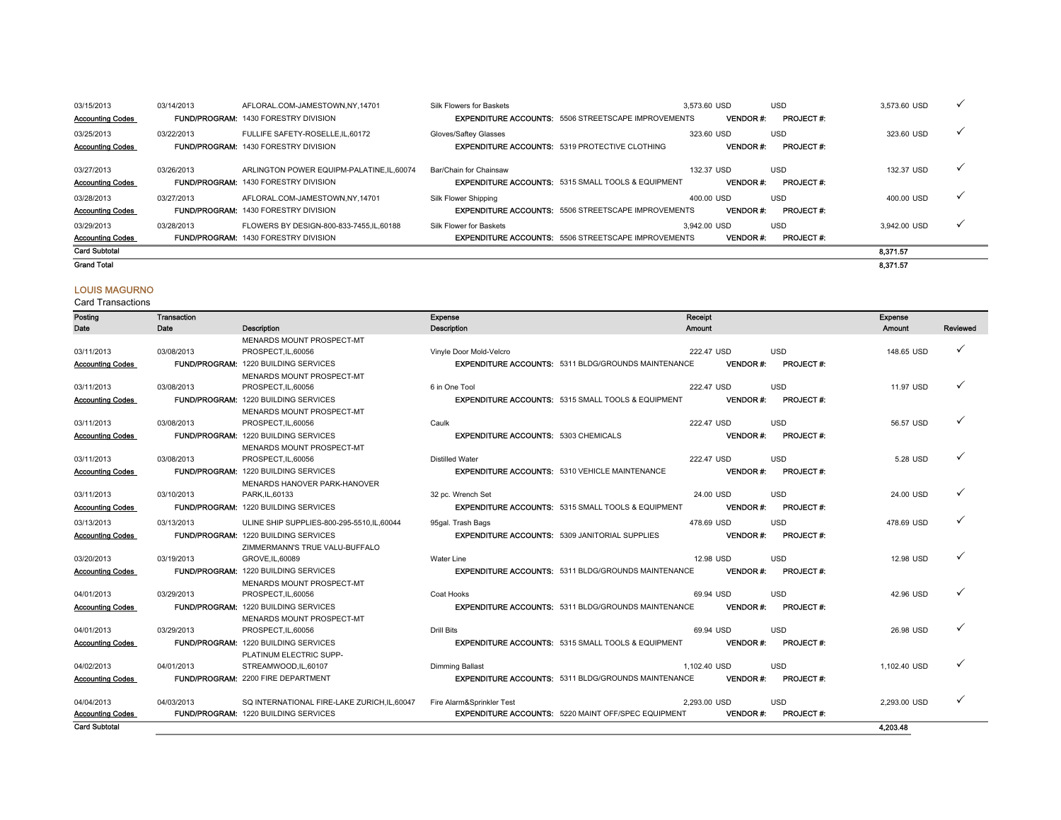| Posting Date | Transaction Date | Description | Expense Description | | Receipt Amount | | | Expense Amount | Reviewed |
|---|---|---|---|---|---|---|---|---|---|
| 03/15/2013 | 03/14/2013 | AFLORAL.COM-JAMESTOWN,NY,14701 | Silk Flowers for Baskets | | 3,573.60 USD | | USD | 3,573.60 USD | ✓ |
| Accounting Codes | | FUND/PROGRAM: 1430 FORESTRY DIVISION | | EXPENDITURE ACCOUNTS: 5506 STREETSCAPE IMPROVEMENTS | | VENDOR #: | PROJECT #: | | |
| 03/25/2013 | 03/22/2013 | FULLIFE SAFETY-ROSELLE,IL,60172 | Gloves/Saftey Glasses | | 323.60 USD | | USD | 323.60 USD | ✓ |
| Accounting Codes | | FUND/PROGRAM: 1430 FORESTRY DIVISION | | EXPENDITURE ACCOUNTS: 5319 PROTECTIVE CLOTHING | | VENDOR #: | PROJECT #: | | |
| 03/27/2013 | 03/26/2013 | ARLINGTON POWER EQUIPM-PALATINE,IL,60074 | Bar/Chain for Chainsaw | | 132.37 USD | | USD | 132.37 USD | ✓ |
| Accounting Codes | | FUND/PROGRAM: 1430 FORESTRY DIVISION | | EXPENDITURE ACCOUNTS: 5315 SMALL TOOLS & EQUIPMENT | | VENDOR #: | PROJECT #: | | |
| 03/28/2013 | 03/27/2013 | AFLORAL.COM-JAMESTOWN,NY,14701 | Silk Flower Shipping | | 400.00 USD | | USD | 400.00 USD | ✓ |
| Accounting Codes | | FUND/PROGRAM: 1430 FORESTRY DIVISION | | EXPENDITURE ACCOUNTS: 5506 STREETSCAPE IMPROVEMENTS | | VENDOR #: | PROJECT #: | | |
| 03/29/2013 | 03/28/2013 | FLOWERS BY DESIGN-800-833-7455,IL,60188 | Silk Flower for Baskets | | 3,942.00 USD | | USD | 3,942.00 USD | ✓ |
| Accounting Codes | | FUND/PROGRAM: 1430 FORESTRY DIVISION | | EXPENDITURE ACCOUNTS: 5506 STREETSCAPE IMPROVEMENTS | | VENDOR #: | PROJECT #: | | |
| **Card Subtotal** | | | | | | | | **8,371.57** | |
| **Grand Total** | | | | | | | | **8,371.57** | |

## LOUIS MAGURNO

Card Transactions

| Posting Date | Transaction Date | Description | Expense Description | | Receipt Amount | | | Expense Amount | Reviewed |
|---|---|---|---|---|---|---|---|---|---|
| 03/11/2013 | 03/08/2013 | MENARDS MOUNT PROSPECT-MT PROSPECT,IL,60056 | Vinyle Door Mold-Velcro | | 222.47 USD | | USD | 148.65 USD | ✓ |
| Accounting Codes | | FUND/PROGRAM: 1220 BUILDING SERVICES | | EXPENDITURE ACCOUNTS: 5311 BLDG/GROUNDS MAINTENANCE | | VENDOR #: | PROJECT #: | | |
| 03/11/2013 | 03/08/2013 | MENARDS MOUNT PROSPECT-MT PROSPECT,IL,60056 | 6 in One Tool | | 222.47 USD | | USD | 11.97 USD | ✓ |
| Accounting Codes | | FUND/PROGRAM: 1220 BUILDING SERVICES | | EXPENDITURE ACCOUNTS: 5315 SMALL TOOLS & EQUIPMENT | | VENDOR #: | PROJECT #: | | |
| 03/11/2013 | 03/08/2013 | MENARDS MOUNT PROSPECT-MT PROSPECT,IL,60056 | Caulk | | 222.47 USD | | USD | 56.57 USD | ✓ |
| Accounting Codes | | FUND/PROGRAM: 1220 BUILDING SERVICES | | EXPENDITURE ACCOUNTS: 5303 CHEMICALS | | VENDOR #: | PROJECT #: | | |
| 03/11/2013 | 03/08/2013 | MENARDS MOUNT PROSPECT-MT PROSPECT,IL,60056 | Distilled Water | | 222.47 USD | | USD | 5.28 USD | ✓ |
| Accounting Codes | | FUND/PROGRAM: 1220 BUILDING SERVICES | | EXPENDITURE ACCOUNTS: 5310 VEHICLE MAINTENANCE | | VENDOR #: | PROJECT #: | | |
| 03/11/2013 | 03/10/2013 | MENARDS HANOVER PARK-HANOVER PARK,IL,60133 | 32 pc. Wrench Set | | 24.00 USD | | USD | 24.00 USD | ✓ |
| Accounting Codes | | FUND/PROGRAM: 1220 BUILDING SERVICES | | EXPENDITURE ACCOUNTS: 5315 SMALL TOOLS & EQUIPMENT | | VENDOR #: | PROJECT #: | | |
| 03/13/2013 | 03/13/2013 | ULINE SHIP SUPPLIES-800-295-5510,IL,60044 | 95gal. Trash Bags | | 478.69 USD | | USD | 478.69 USD | ✓ |
| Accounting Codes | | FUND/PROGRAM: 1220 BUILDING SERVICES | | EXPENDITURE ACCOUNTS: 5309 JANITORIAL SUPPLIES | | VENDOR #: | PROJECT #: | | |
| 03/20/2013 | 03/19/2013 | ZIMMERMANN'S TRUE VALU-BUFFALO GROVE,IL,60089 | Water Line | | 12.98 USD | | USD | 12.98 USD | ✓ |
| Accounting Codes | | FUND/PROGRAM: 1220 BUILDING SERVICES | | EXPENDITURE ACCOUNTS: 5311 BLDG/GROUNDS MAINTENANCE | | VENDOR #: | PROJECT #: | | |
| 04/01/2013 | 03/29/2013 | MENARDS MOUNT PROSPECT-MT PROSPECT,IL,60056 | Coat Hooks | | 69.94 USD | | USD | 42.96 USD | ✓ |
| Accounting Codes | | FUND/PROGRAM: 1220 BUILDING SERVICES | | EXPENDITURE ACCOUNTS: 5311 BLDG/GROUNDS MAINTENANCE | | VENDOR #: | PROJECT #: | | |
| 04/01/2013 | 03/29/2013 | MENARDS MOUNT PROSPECT-MT PROSPECT,IL,60056 | Drill Bits | | 69.94 USD | | USD | 26.98 USD | ✓ |
| Accounting Codes | | FUND/PROGRAM: 1220 BUILDING SERVICES | | EXPENDITURE ACCOUNTS: 5315 SMALL TOOLS & EQUIPMENT | | VENDOR #: | PROJECT #: | | |
| 04/02/2013 | 04/01/2013 | PLATINUM ELECTRIC SUPP-STREAMWOOD,IL,60107 | Dimming Ballast | | 1,102.40 USD | | USD | 1,102.40 USD | ✓ |
| Accounting Codes | | FUND/PROGRAM: 2200 FIRE DEPARTMENT | | EXPENDITURE ACCOUNTS: 5311 BLDG/GROUNDS MAINTENANCE | | VENDOR #: | PROJECT #: | | |
| 04/04/2013 | 04/03/2013 | SQ INTERNATIONAL FIRE-LAKE ZURICH,IL,60047 | Fire Alarm&Sprinkler Test | | 2,293.00 USD | | USD | 2,293.00 USD | ✓ |
| Accounting Codes | | FUND/PROGRAM: 1220 BUILDING SERVICES | | EXPENDITURE ACCOUNTS: 5220 MAINT OFF/SPEC EQUIPMENT | | VENDOR #: | PROJECT #: | | |
| **Card Subtotal** | | | | | | | | **4,203.48** | |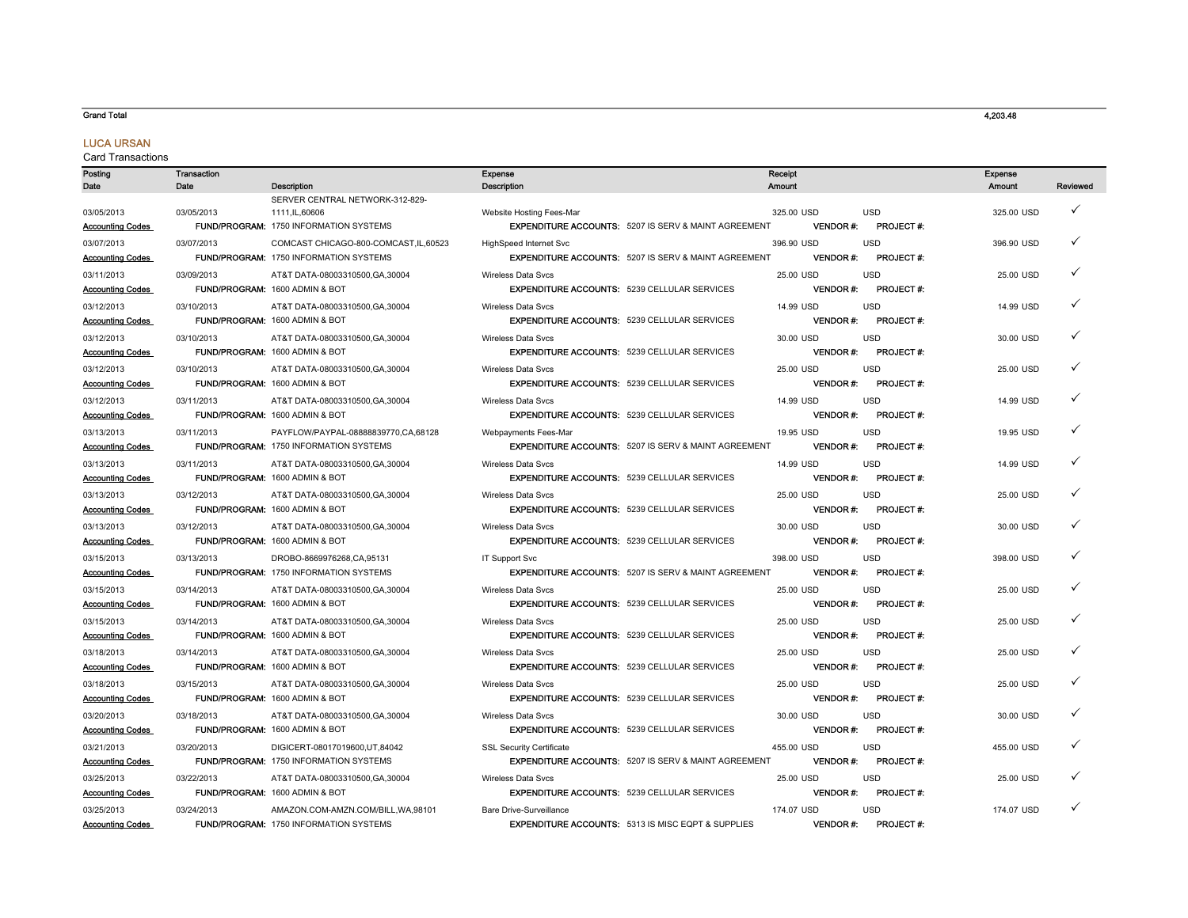| Grand Total | | | | | 4,203.48 |
|---|---|---|---|---|---|

## LUCA URSAN

Card Transactions

| Posting Date | Transaction Date | Description | Expense Description | Receipt Amount | | Expense Amount | Reviewed |
|---|---|---|---|---|---|---|---|
| 03/05/2013 | 03/05/2013 | SERVER CENTRAL NETWORK-312-829-1111,IL,60606 | Website Hosting Fees-Mar | 325.00 USD | USD | 325.00 USD | ✓ |
| Accounting Codes | FUND/PROGRAM: | 1750 INFORMATION SYSTEMS | EXPENDITURE ACCOUNTS: 5207 IS SERV & MAINT AGREEMENT | VENDOR #: | PROJECT #: | | |
| 03/07/2013 | 03/07/2013 | COMCAST CHICAGO-800-COMCAST,IL,60523 | HighSpeed Internet Svc | 396.90 USD | USD | 396.90 USD | ✓ |
| Accounting Codes | FUND/PROGRAM: | 1750 INFORMATION SYSTEMS | EXPENDITURE ACCOUNTS: 5207 IS SERV & MAINT AGREEMENT | VENDOR #: | PROJECT #: | | |
| 03/11/2013 | 03/09/2013 | AT&T DATA-08003310500,GA,30004 | Wireless Data Svcs | 25.00 USD | USD | 25.00 USD | ✓ |
| Accounting Codes | FUND/PROGRAM: | 1600 ADMIN & BOT | EXPENDITURE ACCOUNTS: 5239 CELLULAR SERVICES | VENDOR #: | PROJECT #: | | |
| 03/12/2013 | 03/10/2013 | AT&T DATA-08003310500,GA,30004 | Wireless Data Svcs | 14.99 USD | USD | 14.99 USD | ✓ |
| Accounting Codes | FUND/PROGRAM: | 1600 ADMIN & BOT | EXPENDITURE ACCOUNTS: 5239 CELLULAR SERVICES | VENDOR #: | PROJECT #: | | |
| 03/12/2013 | 03/10/2013 | AT&T DATA-08003310500,GA,30004 | Wireless Data Svcs | 30.00 USD | USD | 30.00 USD | ✓ |
| Accounting Codes | FUND/PROGRAM: | 1600 ADMIN & BOT | EXPENDITURE ACCOUNTS: 5239 CELLULAR SERVICES | VENDOR #: | PROJECT #: | | |
| 03/12/2013 | 03/10/2013 | AT&T DATA-08003310500,GA,30004 | Wireless Data Svcs | 25.00 USD | USD | 25.00 USD | ✓ |
| Accounting Codes | FUND/PROGRAM: | 1600 ADMIN & BOT | EXPENDITURE ACCOUNTS: 5239 CELLULAR SERVICES | VENDOR #: | PROJECT #: | | |
| 03/12/2013 | 03/11/2013 | AT&T DATA-08003310500,GA,30004 | Wireless Data Svcs | 14.99 USD | USD | 14.99 USD | ✓ |
| Accounting Codes | FUND/PROGRAM: | 1600 ADMIN & BOT | EXPENDITURE ACCOUNTS: 5239 CELLULAR SERVICES | VENDOR #: | PROJECT #: | | |
| 03/13/2013 | 03/11/2013 | PAYFLOW/PAYPAL-08888839770,CA,68128 | Webpayments Fees-Mar | 19.95 USD | USD | 19.95 USD | ✓ |
| Accounting Codes | FUND/PROGRAM: | 1750 INFORMATION SYSTEMS | EXPENDITURE ACCOUNTS: 5207 IS SERV & MAINT AGREEMENT | VENDOR #: | PROJECT #: | | |
| 03/13/2013 | 03/11/2013 | AT&T DATA-08003310500,GA,30004 | Wireless Data Svcs | 14.99 USD | USD | 14.99 USD | ✓ |
| Accounting Codes | FUND/PROGRAM: | 1600 ADMIN & BOT | EXPENDITURE ACCOUNTS: 5239 CELLULAR SERVICES | VENDOR #: | PROJECT #: | | |
| 03/13/2013 | 03/12/2013 | AT&T DATA-08003310500,GA,30004 | Wireless Data Svcs | 25.00 USD | USD | 25.00 USD | ✓ |
| Accounting Codes | FUND/PROGRAM: | 1600 ADMIN & BOT | EXPENDITURE ACCOUNTS: 5239 CELLULAR SERVICES | VENDOR #: | PROJECT #: | | |
| 03/13/2013 | 03/12/2013 | AT&T DATA-08003310500,GA,30004 | Wireless Data Svcs | 30.00 USD | USD | 30.00 USD | ✓ |
| Accounting Codes | FUND/PROGRAM: | 1600 ADMIN & BOT | EXPENDITURE ACCOUNTS: 5239 CELLULAR SERVICES | VENDOR #: | PROJECT #: | | |
| 03/15/2013 | 03/13/2013 | DROBO-8669976268,CA,95131 | IT Support Svc | 398.00 USD | USD | 398.00 USD | ✓ |
| Accounting Codes | FUND/PROGRAM: | 1750 INFORMATION SYSTEMS | EXPENDITURE ACCOUNTS: 5207 IS SERV & MAINT AGREEMENT | VENDOR #: | PROJECT #: | | |
| 03/15/2013 | 03/14/2013 | AT&T DATA-08003310500,GA,30004 | Wireless Data Svcs | 25.00 USD | USD | 25.00 USD | ✓ |
| Accounting Codes | FUND/PROGRAM: | 1600 ADMIN & BOT | EXPENDITURE ACCOUNTS: 5239 CELLULAR SERVICES | VENDOR #: | PROJECT #: | | |
| 03/15/2013 | 03/14/2013 | AT&T DATA-08003310500,GA,30004 | Wireless Data Svcs | 25.00 USD | USD | 25.00 USD | ✓ |
| Accounting Codes | FUND/PROGRAM: | 1600 ADMIN & BOT | EXPENDITURE ACCOUNTS: 5239 CELLULAR SERVICES | VENDOR #: | PROJECT #: | | |
| 03/18/2013 | 03/14/2013 | AT&T DATA-08003310500,GA,30004 | Wireless Data Svcs | 25.00 USD | USD | 25.00 USD | ✓ |
| Accounting Codes | FUND/PROGRAM: | 1600 ADMIN & BOT | EXPENDITURE ACCOUNTS: 5239 CELLULAR SERVICES | VENDOR #: | PROJECT #: | | |
| 03/18/2013 | 03/15/2013 | AT&T DATA-08003310500,GA,30004 | Wireless Data Svcs | 25.00 USD | USD | 25.00 USD | ✓ |
| Accounting Codes | FUND/PROGRAM: | 1600 ADMIN & BOT | EXPENDITURE ACCOUNTS: 5239 CELLULAR SERVICES | VENDOR #: | PROJECT #: | | |
| 03/20/2013 | 03/18/2013 | AT&T DATA-08003310500,GA,30004 | Wireless Data Svcs | 30.00 USD | USD | 30.00 USD | ✓ |
| Accounting Codes | FUND/PROGRAM: | 1600 ADMIN & BOT | EXPENDITURE ACCOUNTS: 5239 CELLULAR SERVICES | VENDOR #: | PROJECT #: | | |
| 03/21/2013 | 03/20/2013 | DIGICERT-08017019600,UT,84042 | SSL Security Certificate | 455.00 USD | USD | 455.00 USD | ✓ |
| Accounting Codes | FUND/PROGRAM: | 1750 INFORMATION SYSTEMS | EXPENDITURE ACCOUNTS: 5207 IS SERV & MAINT AGREEMENT | VENDOR #: | PROJECT #: | | |
| 03/25/2013 | 03/22/2013 | AT&T DATA-08003310500,GA,30004 | Wireless Data Svcs | 25.00 USD | USD | 25.00 USD | ✓ |
| Accounting Codes | FUND/PROGRAM: | 1600 ADMIN & BOT | EXPENDITURE ACCOUNTS: 5239 CELLULAR SERVICES | VENDOR #: | PROJECT #: | | |
| 03/25/2013 | 03/24/2013 | AMAZON.COM-AMZN.COM/BILL,WA,98101 | Bare Drive-Surveillance | 174.07 USD | USD | 174.07 USD | ✓ |
| Accounting Codes | FUND/PROGRAM: | 1750 INFORMATION SYSTEMS | EXPENDITURE ACCOUNTS: 5313 IS MISC EQPT & SUPPLIES | VENDOR #: | PROJECT #: | | |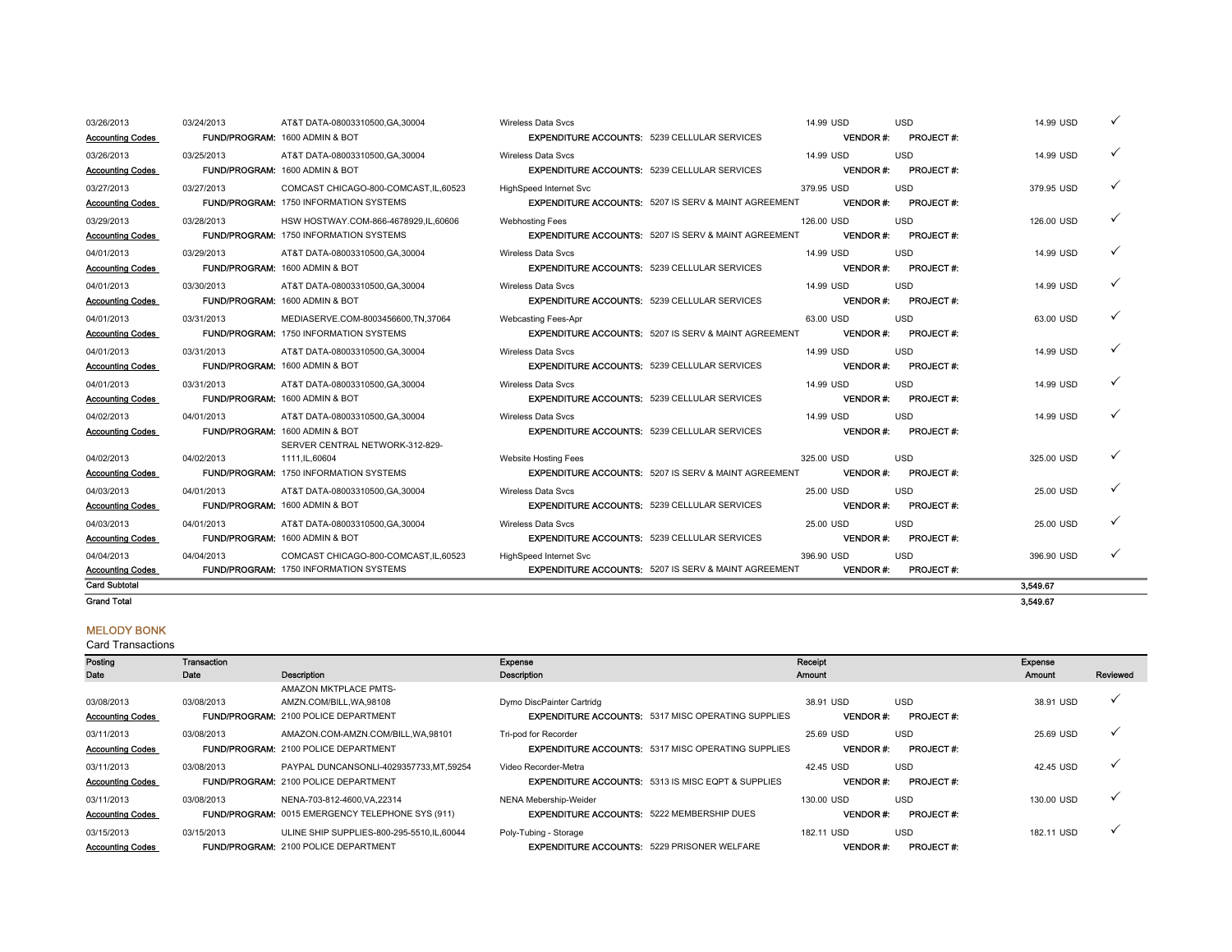| Posting Date | Transaction Date | Description | Expense Description | | Receipt Amount | | Expense Amount | Reviewed |
|---|---|---|---|---|---|---|---|---|
| 03/26/2013 | 03/24/2013 | AT&T DATA-08003310500,GA,30004 | Wireless Data Svcs | | 14.99 USD | USD | 14.99 USD | ✓ |
| Accounting Codes | FUND/PROGRAM: | 1600 ADMIN & BOT | EXPENDITURE ACCOUNTS: | 5239 CELLULAR SERVICES | VENDOR #: | PROJECT #: | | |
| 03/26/2013 | 03/25/2013 | AT&T DATA-08003310500,GA,30004 | Wireless Data Svcs | | 14.99 USD | USD | 14.99 USD | ✓ |
| Accounting Codes | FUND/PROGRAM: | 1600 ADMIN & BOT | EXPENDITURE ACCOUNTS: | 5239 CELLULAR SERVICES | VENDOR #: | PROJECT #: | | |
| 03/27/2013 | 03/27/2013 | COMCAST CHICAGO-800-COMCAST,IL,60523 | HighSpeed Internet Svc | | 379.95 USD | USD | 379.95 USD | ✓ |
| Accounting Codes | FUND/PROGRAM: | 1750 INFORMATION SYSTEMS | EXPENDITURE ACCOUNTS: | 5207 IS SERV & MAINT AGREEMENT | VENDOR #: | PROJECT #: | | |
| 03/29/2013 | 03/28/2013 | HSW HOSTWAY.COM-866-4678929,IL,60606 | Webhosting Fees | | 126.00 USD | USD | 126.00 USD | ✓ |
| Accounting Codes | FUND/PROGRAM: | 1750 INFORMATION SYSTEMS | EXPENDITURE ACCOUNTS: | 5207 IS SERV & MAINT AGREEMENT | VENDOR #: | PROJECT #: | | |
| 04/01/2013 | 03/29/2013 | AT&T DATA-08003310500,GA,30004 | Wireless Data Svcs | | 14.99 USD | USD | 14.99 USD | ✓ |
| Accounting Codes | FUND/PROGRAM: | 1600 ADMIN & BOT | EXPENDITURE ACCOUNTS: | 5239 CELLULAR SERVICES | VENDOR #: | PROJECT #: | | |
| 04/01/2013 | 03/30/2013 | AT&T DATA-08003310500,GA,30004 | Wireless Data Svcs | | 14.99 USD | USD | 14.99 USD | ✓ |
| Accounting Codes | FUND/PROGRAM: | 1600 ADMIN & BOT | EXPENDITURE ACCOUNTS: | 5239 CELLULAR SERVICES | VENDOR #: | PROJECT #: | | |
| 04/01/2013 | 03/31/2013 | MEDIASERVE.COM-8003456600,TN,37064 | Webcasting Fees-Apr | | 63.00 USD | USD | 63.00 USD | ✓ |
| Accounting Codes | FUND/PROGRAM: | 1750 INFORMATION SYSTEMS | EXPENDITURE ACCOUNTS: | 5207 IS SERV & MAINT AGREEMENT | VENDOR #: | PROJECT #: | | |
| 04/01/2013 | 03/31/2013 | AT&T DATA-08003310500,GA,30004 | Wireless Data Svcs | | 14.99 USD | USD | 14.99 USD | ✓ |
| Accounting Codes | FUND/PROGRAM: | 1600 ADMIN & BOT | EXPENDITURE ACCOUNTS: | 5239 CELLULAR SERVICES | VENDOR #: | PROJECT #: | | |
| 04/01/2013 | 03/31/2013 | AT&T DATA-08003310500,GA,30004 | Wireless Data Svcs | | 14.99 USD | USD | 14.99 USD | ✓ |
| Accounting Codes | FUND/PROGRAM: | 1600 ADMIN & BOT | EXPENDITURE ACCOUNTS: | 5239 CELLULAR SERVICES | VENDOR #: | PROJECT #: | | |
| 04/02/2013 | 04/01/2013 | AT&T DATA-08003310500,GA,30004 | Wireless Data Svcs | | 14.99 USD | USD | 14.99 USD | ✓ |
| Accounting Codes | FUND/PROGRAM: | 1600 ADMIN & BOT | EXPENDITURE ACCOUNTS: | 5239 CELLULAR SERVICES | VENDOR #: | PROJECT #: | | |
| 04/02/2013 | 04/02/2013 | SERVER CENTRAL NETWORK-312-829-1111,IL,60604 | Website Hosting Fees | | 325.00 USD | USD | 325.00 USD | ✓ |
| Accounting Codes | FUND/PROGRAM: | 1750 INFORMATION SYSTEMS | EXPENDITURE ACCOUNTS: | 5207 IS SERV & MAINT AGREEMENT | VENDOR #: | PROJECT #: | | |
| 04/03/2013 | 04/01/2013 | AT&T DATA-08003310500,GA,30004 | Wireless Data Svcs | | 25.00 USD | USD | 25.00 USD | ✓ |
| Accounting Codes | FUND/PROGRAM: | 1600 ADMIN & BOT | EXPENDITURE ACCOUNTS: | 5239 CELLULAR SERVICES | VENDOR #: | PROJECT #: | | |
| 04/03/2013 | 04/01/2013 | AT&T DATA-08003310500,GA,30004 | Wireless Data Svcs | | 25.00 USD | USD | 25.00 USD | ✓ |
| Accounting Codes | FUND/PROGRAM: | 1600 ADMIN & BOT | EXPENDITURE ACCOUNTS: | 5239 CELLULAR SERVICES | VENDOR #: | PROJECT #: | | |
| 04/04/2013 | 04/04/2013 | COMCAST CHICAGO-800-COMCAST,IL,60523 | HighSpeed Internet Svc | | 396.90 USD | USD | 396.90 USD | ✓ |
| Accounting Codes | FUND/PROGRAM: | 1750 INFORMATION SYSTEMS | EXPENDITURE ACCOUNTS: | 5207 IS SERV & MAINT AGREEMENT | VENDOR #: | PROJECT #: | | |
| Card Subtotal | | | | | | | 3,549.67 | |
| Grand Total | | | | | | | 3,549.67 | |

## MELODY BONK

Card Transactions

| Posting Date | Transaction Date | Description | Expense Description | | Receipt Amount | | Expense Amount | Reviewed |
|---|---|---|---|---|---|---|---|---|
| 03/08/2013 | 03/08/2013 | AMAZON MKTPLACE PMTS-AMZN.COM/BILL,WA,98108 | Dymo DiscPainter Cartridg | | 38.91 USD | USD | 38.91 USD | ✓ |
| Accounting Codes | FUND/PROGRAM: | 2100 POLICE DEPARTMENT | EXPENDITURE ACCOUNTS: | 5317 MISC OPERATING SUPPLIES | VENDOR #: | PROJECT #: | | |
| 03/11/2013 | 03/08/2013 | AMAZON.COM-AMZN.COM/BILL,WA,98101 | Tri-pod for Recorder | | 25.69 USD | USD | 25.69 USD | ✓ |
| Accounting Codes | FUND/PROGRAM: | 2100 POLICE DEPARTMENT | EXPENDITURE ACCOUNTS: | 5317 MISC OPERATING SUPPLIES | VENDOR #: | PROJECT #: | | |
| 03/11/2013 | 03/08/2013 | PAYPAL DUNCANSONLI-4029357733,MT,59254 | Video Recorder-Metra | | 42.45 USD | USD | 42.45 USD | ✓ |
| Accounting Codes | FUND/PROGRAM: | 2100 POLICE DEPARTMENT | EXPENDITURE ACCOUNTS: | 5313 IS MISC EQPT & SUPPLIES | VENDOR #: | PROJECT #: | | |
| 03/11/2013 | 03/08/2013 | NENA-703-812-4600,VA,22314 | NENA Mebership-Weider | | 130.00 USD | USD | 130.00 USD | ✓ |
| Accounting Codes | FUND/PROGRAM: | 0015 EMERGENCY TELEPHONE SYS (911) | EXPENDITURE ACCOUNTS: | 5222 MEMBERSHIP DUES | VENDOR #: | PROJECT #: | | |
| 03/15/2013 | 03/15/2013 | ULINE SHIP SUPPLIES-800-295-5510,IL,60044 | Poly-Tubing - Storage | | 182.11 USD | USD | 182.11 USD | ✓ |
| Accounting Codes | FUND/PROGRAM: | 2100 POLICE DEPARTMENT | EXPENDITURE ACCOUNTS: | 5229 PRISONER WELFARE | VENDOR #: | PROJECT #: | | |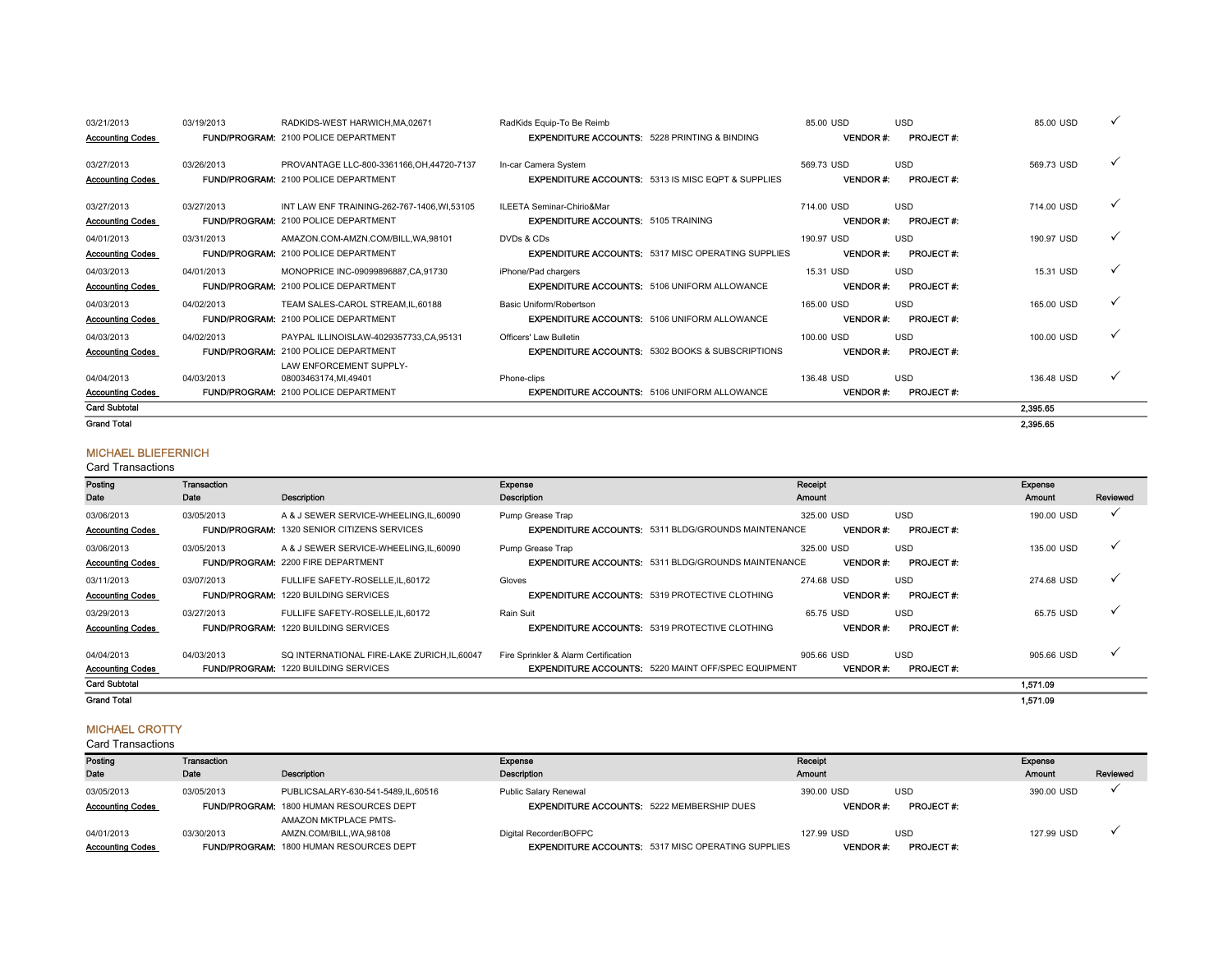| Posting Date | Transaction Date | Description | Expense Description | Receipt Amount | | | Expense Amount | Reviewed |
|---|---|---|---|---|---|---|---|---|
| 03/21/2013 | 03/19/2013 | RADKIDS-WEST HARWICH,MA,02671 | RadKids Equip-To Be Reimb | 85.00 USD | USD | | 85.00 USD | ✓ |
| Accounting Codes | | FUND/PROGRAM: 2100 POLICE DEPARTMENT | EXPENDITURE ACCOUNTS: 5228 PRINTING & BINDING | | VENDOR #: | PROJECT #: | | |
| 03/27/2013 | 03/26/2013 | PROVANTAGE LLC-800-3361166,OH,44720-7137 | In-car Camera System | 569.73 USD | USD | | 569.73 USD | ✓ |
| Accounting Codes | | FUND/PROGRAM: 2100 POLICE DEPARTMENT | EXPENDITURE ACCOUNTS: 5313 IS MISC EQPT & SUPPLIES | | VENDOR #: | PROJECT #: | | |
| 03/27/2013 | 03/27/2013 | INT LAW ENF TRAINING-262-767-1406,WI,53105 | ILEETA Seminar-Chirio&Mar | 714.00 USD | USD | | 714.00 USD | ✓ |
| Accounting Codes | | FUND/PROGRAM: 2100 POLICE DEPARTMENT | EXPENDITURE ACCOUNTS: 5105 TRAINING | | VENDOR #: | PROJECT #: | | |
| 04/01/2013 | 03/31/2013 | AMAZON.COM-AMZN.COM/BILL,WA,98101 | DVDs & CDs | 190.97 USD | USD | | 190.97 USD | ✓ |
| Accounting Codes | | FUND/PROGRAM: 2100 POLICE DEPARTMENT | EXPENDITURE ACCOUNTS: 5317 MISC OPERATING SUPPLIES | | VENDOR #: | PROJECT #: | | |
| 04/03/2013 | 04/01/2013 | MONOPRICE INC-09099896887,CA,91730 | iPhone/Pad chargers | 15.31 USD | USD | | 15.31 USD | ✓ |
| Accounting Codes | | FUND/PROGRAM: 2100 POLICE DEPARTMENT | EXPENDITURE ACCOUNTS: 5106 UNIFORM ALLOWANCE | | VENDOR #: | PROJECT #: | | |
| 04/03/2013 | 04/02/2013 | TEAM SALES-CAROL STREAM,IL,60188 | Basic Uniform/Robertson | 165.00 USD | USD | | 165.00 USD | ✓ |
| Accounting Codes | | FUND/PROGRAM: 2100 POLICE DEPARTMENT | EXPENDITURE ACCOUNTS: 5106 UNIFORM ALLOWANCE | | VENDOR #: | PROJECT #: | | |
| 04/03/2013 | 04/02/2013 | PAYPAL ILLINOISLAW-4029357733,CA,95131 | Officers' Law Bulletin | 100.00 USD | USD | | 100.00 USD | ✓ |
| Accounting Codes | | FUND/PROGRAM: 2100 POLICE DEPARTMENT | EXPENDITURE ACCOUNTS: 5302 BOOKS & SUBSCRIPTIONS | | VENDOR #: | PROJECT #: | | |
| 04/04/2013 | 04/03/2013 | LAW ENFORCEMENT SUPPLY-08003463174,MI,49401 | Phone-clips | 136.48 USD | USD | | 136.48 USD | ✓ |
| Accounting Codes | | FUND/PROGRAM: 2100 POLICE DEPARTMENT | EXPENDITURE ACCOUNTS: 5106 UNIFORM ALLOWANCE | | VENDOR #: | PROJECT #: | | |
| Card Subtotal | | | | | | | 2,395.65 | |
| Grand Total | | | | | | | 2,395.65 | |

## MICHAEL BLIEFERNICH

Card Transactions

| Posting Date | Transaction Date | Description | Expense Description | Receipt Amount | | | Expense Amount | Reviewed |
|---|---|---|---|---|---|---|---|---|
| 03/06/2013 | 03/05/2013 | A & J SEWER SERVICE-WHEELING,IL,60090 | Pump Grease Trap | 325.00 USD | USD | | 190.00 USD | ✓ |
| Accounting Codes | | FUND/PROGRAM: 1320 SENIOR CITIZENS SERVICES | EXPENDITURE ACCOUNTS: 5311 BLDG/GROUNDS MAINTENANCE | | VENDOR #: | PROJECT #: | | |
| 03/06/2013 | 03/05/2013 | A & J SEWER SERVICE-WHEELING,IL,60090 | Pump Grease Trap | 325.00 USD | USD | | 135.00 USD | ✓ |
| Accounting Codes | | FUND/PROGRAM: 2200 FIRE DEPARTMENT | EXPENDITURE ACCOUNTS: 5311 BLDG/GROUNDS MAINTENANCE | | VENDOR #: | PROJECT #: | | |
| 03/11/2013 | 03/07/2013 | FULLIFE SAFETY-ROSELLE,IL,60172 | Gloves | 274.68 USD | USD | | 274.68 USD | ✓ |
| Accounting Codes | | FUND/PROGRAM: 1220 BUILDING SERVICES | EXPENDITURE ACCOUNTS: 5319 PROTECTIVE CLOTHING | | VENDOR #: | PROJECT #: | | |
| 03/29/2013 | 03/27/2013 | FULLIFE SAFETY-ROSELLE,IL,60172 | Rain Suit | 65.75 USD | USD | | 65.75 USD | ✓ |
| Accounting Codes | | FUND/PROGRAM: 1220 BUILDING SERVICES | EXPENDITURE ACCOUNTS: 5319 PROTECTIVE CLOTHING | | VENDOR #: | PROJECT #: | | |
| 04/04/2013 | 04/03/2013 | SQ INTERNATIONAL FIRE-LAKE ZURICH,IL,60047 | Fire Sprinkler & Alarm Certification | 905.66 USD | USD | | 905.66 USD | ✓ |
| Accounting Codes | | FUND/PROGRAM: 1220 BUILDING SERVICES | EXPENDITURE ACCOUNTS: 5220 MAINT OFF/SPEC EQUIPMENT | | VENDOR #: | PROJECT #: | | |
| Card Subtotal | | | | | | | 1,571.09 | |
| Grand Total | | | | | | | 1,571.09 | |

## MICHAEL CROTTY

Card Transactions

| Posting Date | Transaction Date | Description | Expense Description | Receipt Amount | | | Expense Amount | Reviewed |
|---|---|---|---|---|---|---|---|---|
| 03/05/2013 | 03/05/2013 | PUBLICSALARY-630-541-5489,IL,60516 | Public Salary Renewal | 390.00 USD | USD | | 390.00 USD | ✓ |
| Accounting Codes | | FUND/PROGRAM: 1800 HUMAN RESOURCES DEPT | EXPENDITURE ACCOUNTS: 5222 MEMBERSHIP DUES | | VENDOR #: | PROJECT #: | | |
| 04/01/2013 | 03/30/2013 | AMAZON MKTPLACE PMTS-AMZN.COM/BILL,WA,98108 | Digital Recorder/BOFPC | 127.99 USD | USD | | 127.99 USD | ✓ |
| Accounting Codes | | FUND/PROGRAM: 1800 HUMAN RESOURCES DEPT | EXPENDITURE ACCOUNTS: 5317 MISC OPERATING SUPPLIES | | VENDOR #: | PROJECT #: | | |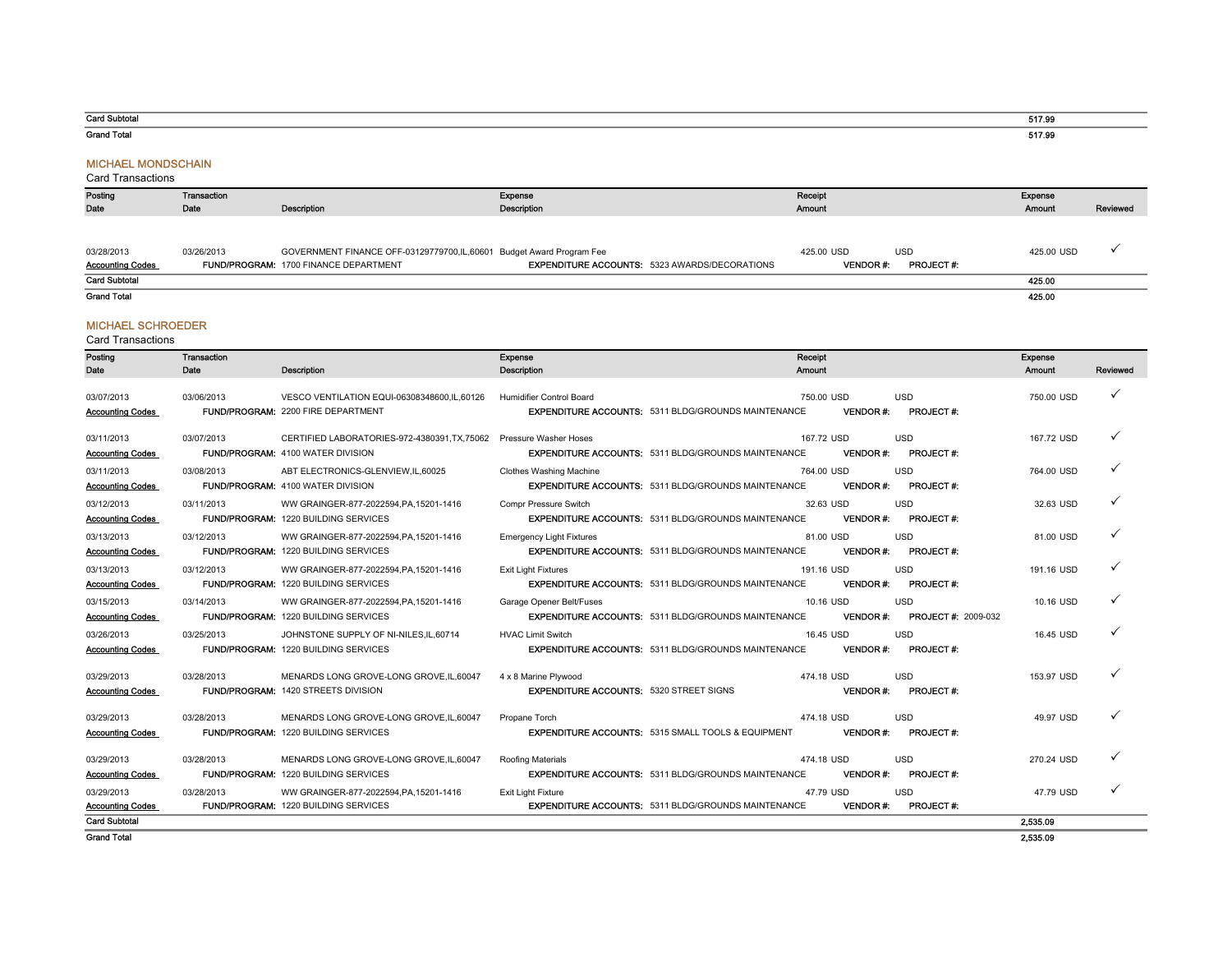| Card Subtotal | 517.99 |
|---|---|
| Grand Total | 517.99 |

## MICHAEL MONDSCHAIN

Card Transactions

| Posting Date | Transaction Date | Description | Expense Description | | Receipt Amount | | | Expense Amount | Reviewed |
|---|---|---|---|---|---|---|---|---|---|
| 03/28/2013 | 03/26/2013 | GOVERNMENT FINANCE OFF-03129779700,IL,60601 | Budget Award Program Fee | | 425.00 USD | | USD | 425.00 USD | ✓ |
| Accounting Codes | | FUND/PROGRAM: 1700 FINANCE DEPARTMENT | EXPENDITURE ACCOUNTS: | 5323 AWARDS/DECORATIONS | | VENDOR #: | PROJECT #: | | |
| Card Subtotal | | | | | | | | 425.00 | |
| Grand Total | | | | | | | | 425.00 | |

## MICHAEL SCHROEDER

Card Transactions

| Posting Date | Transaction Date | Description | Expense Description | | Receipt Amount | | | Expense Amount | Reviewed |
|---|---|---|---|---|---|---|---|---|---|
| 03/07/2013 | 03/06/2013 | VESCO VENTILATION EQUI-06308348600,IL,60126 | Humidifier Control Board | | 750.00 USD | | USD | 750.00 USD | ✓ |
| Accounting Codes | | FUND/PROGRAM: 2200 FIRE DEPARTMENT | EXPENDITURE ACCOUNTS: | 5311 BLDG/GROUNDS MAINTENANCE | | VENDOR #: | PROJECT #: | | |
| 03/11/2013 | 03/07/2013 | CERTIFIED LABORATORIES-972-4380391,TX,75062 | Pressure Washer Hoses | | 167.72 USD | | USD | 167.72 USD | ✓ |
| Accounting Codes | | FUND/PROGRAM: 4100 WATER DIVISION | EXPENDITURE ACCOUNTS: | 5311 BLDG/GROUNDS MAINTENANCE | | VENDOR #: | PROJECT #: | | |
| 03/11/2013 | 03/08/2013 | ABT ELECTRONICS-GLENVIEW,IL,60025 | Clothes Washing Machine | | 764.00 USD | | USD | 764.00 USD | ✓ |
| Accounting Codes | | FUND/PROGRAM: 4100 WATER DIVISION | EXPENDITURE ACCOUNTS: | 5311 BLDG/GROUNDS MAINTENANCE | | VENDOR #: | PROJECT #: | | |
| 03/12/2013 | 03/11/2013 | WW GRAINGER-877-2022594,PA,15201-1416 | Compr Pressure Switch | | 32.63 USD | | USD | 32.63 USD | ✓ |
| Accounting Codes | | FUND/PROGRAM: 1220 BUILDING SERVICES | EXPENDITURE ACCOUNTS: | 5311 BLDG/GROUNDS MAINTENANCE | | VENDOR #: | PROJECT #: | | |
| 03/13/2013 | 03/12/2013 | WW GRAINGER-877-2022594,PA,15201-1416 | Emergency Light Fixtures | | 81.00 USD | | USD | 81.00 USD | ✓ |
| Accounting Codes | | FUND/PROGRAM: 1220 BUILDING SERVICES | EXPENDITURE ACCOUNTS: | 5311 BLDG/GROUNDS MAINTENANCE | | VENDOR #: | PROJECT #: | | |
| 03/13/2013 | 03/12/2013 | WW GRAINGER-877-2022594,PA,15201-1416 | Exit Light Fixtures | | 191.16 USD | | USD | 191.16 USD | ✓ |
| Accounting Codes | | FUND/PROGRAM: 1220 BUILDING SERVICES | EXPENDITURE ACCOUNTS: | 5311 BLDG/GROUNDS MAINTENANCE | | VENDOR #: | PROJECT #: | | |
| 03/15/2013 | 03/14/2013 | WW GRAINGER-877-2022594,PA,15201-1416 | Garage Opener Belt/Fuses | | 10.16 USD | | USD | 10.16 USD | ✓ |
| Accounting Codes | | FUND/PROGRAM: 1220 BUILDING SERVICES | EXPENDITURE ACCOUNTS: | 5311 BLDG/GROUNDS MAINTENANCE | | VENDOR #: | PROJECT #: 2009-032 | | |
| 03/26/2013 | 03/25/2013 | JOHNSTONE SUPPLY OF NI-NILES,IL,60714 | HVAC Limit Switch | | 16.45 USD | | USD | 16.45 USD | ✓ |
| Accounting Codes | | FUND/PROGRAM: 1220 BUILDING SERVICES | EXPENDITURE ACCOUNTS: | 5311 BLDG/GROUNDS MAINTENANCE | | VENDOR #: | PROJECT #: | | |
| 03/29/2013 | 03/28/2013 | MENARDS LONG GROVE-LONG GROVE,IL,60047 | 4 x 8 Marine Plywood | | 474.18 USD | | USD | 153.97 USD | ✓ |
| Accounting Codes | | FUND/PROGRAM: 1420 STREETS DIVISION | EXPENDITURE ACCOUNTS: | 5320 STREET SIGNS | | VENDOR #: | PROJECT #: | | |
| 03/29/2013 | 03/28/2013 | MENARDS LONG GROVE-LONG GROVE,IL,60047 | Propane Torch | | 474.18 USD | | USD | 49.97 USD | ✓ |
| Accounting Codes | | FUND/PROGRAM: 1220 BUILDING SERVICES | EXPENDITURE ACCOUNTS: | 5315 SMALL TOOLS & EQUIPMENT | | VENDOR #: | PROJECT #: | | |
| 03/29/2013 | 03/28/2013 | MENARDS LONG GROVE-LONG GROVE,IL,60047 | Roofing Materials | | 474.18 USD | | USD | 270.24 USD | ✓ |
| Accounting Codes | | FUND/PROGRAM: 1220 BUILDING SERVICES | EXPENDITURE ACCOUNTS: | 5311 BLDG/GROUNDS MAINTENANCE | | VENDOR #: | PROJECT #: | | |
| 03/29/2013 | 03/28/2013 | WW GRAINGER-877-2022594,PA,15201-1416 | Exit Light Fixture | | 47.79 USD | | USD | 47.79 USD | ✓ |
| Accounting Codes | | FUND/PROGRAM: 1220 BUILDING SERVICES | EXPENDITURE ACCOUNTS: | 5311 BLDG/GROUNDS MAINTENANCE | | VENDOR #: | PROJECT #: | | |
| Card Subtotal | | | | | | | | 2,535.09 | |
| Grand Total | | | | | | | | 2,535.09 | |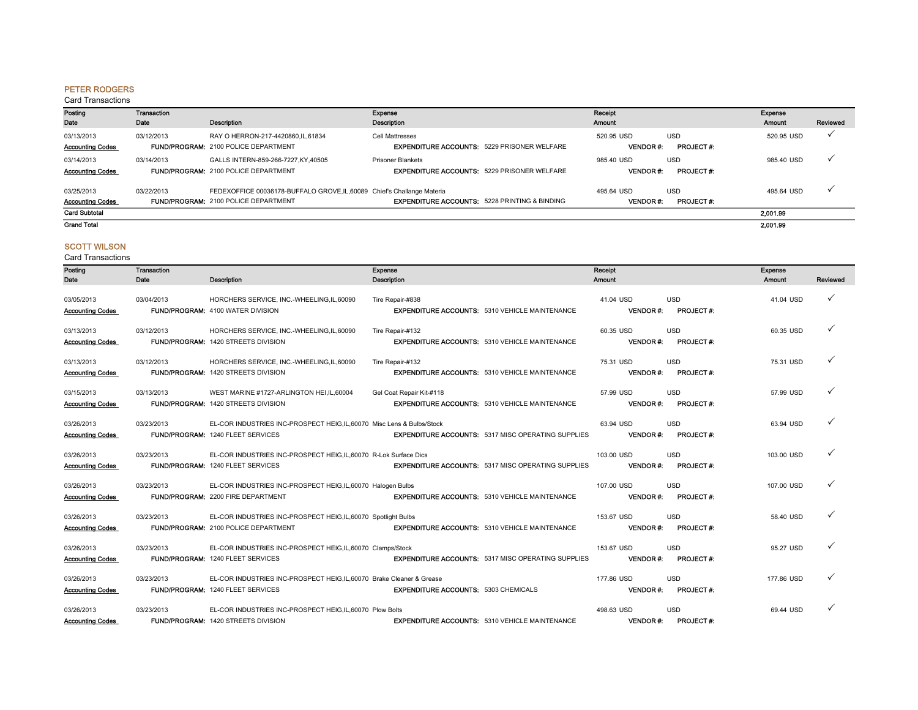## PETER RODGERS

Card Transactions

| Posting Date | Transaction Date | Description | Expense Description | | Receipt Amount | | | Expense Amount | Reviewed |
|---|---|---|---|---|---|---|---|---|---|
| 03/13/2013 | 03/12/2013 | RAY O HERRON-217-4420860,IL,61834 | Cell Mattresses | | 520.95 USD | USD | | 520.95 USD | ✓ |
| Accounting Codes | | FUND/PROGRAM: 2100 POLICE DEPARTMENT | EXPENDITURE ACCOUNTS: | 5229 PRISONER WELFARE | | VENDOR #: | PROJECT #: | | |
| 03/14/2013 | 03/14/2013 | GALLS INTERN-859-266-7227,KY,40505 | Prisoner Blankets | | 985.40 USD | USD | | 985.40 USD | ✓ |
| Accounting Codes | | FUND/PROGRAM: 2100 POLICE DEPARTMENT | EXPENDITURE ACCOUNTS: | 5229 PRISONER WELFARE | | VENDOR #: | PROJECT #: | | |
| 03/25/2013 | 03/22/2013 | FEDEXOFFICE 00036178-BUFFALO GROVE,IL,60089 | Chief's Challange Materia | | 495.64 USD | USD | | 495.64 USD | ✓ |
| Accounting Codes | | FUND/PROGRAM: 2100 POLICE DEPARTMENT | EXPENDITURE ACCOUNTS: | 5228 PRINTING & BINDING | | VENDOR #: | PROJECT #: | | |
| **Card Subtotal** | | | | | | | | **2,001.99** | |
| **Grand Total** | | | | | | | | **2,001.99** | |

## SCOTT WILSON

Card Transactions

| Posting Date | Transaction Date | Description | Expense Description | | Receipt Amount | | | Expense Amount | Reviewed |
|---|---|---|---|---|---|---|---|---|---|
| 03/05/2013 | 03/04/2013 | HORCHERS SERVICE, INC.-WHEELING,IL,60090 | Tire Repair-#838 | | 41.04 USD | USD | | 41.04 USD | ✓ |
| Accounting Codes | | FUND/PROGRAM: 4100 WATER DIVISION | EXPENDITURE ACCOUNTS: | 5310 VEHICLE MAINTENANCE | | VENDOR #: | PROJECT #: | | |
| 03/13/2013 | 03/12/2013 | HORCHERS SERVICE, INC.-WHEELING,IL,60090 | Tire Repair-#132 | | 60.35 USD | USD | | 60.35 USD | ✓ |
| Accounting Codes | | FUND/PROGRAM: 1420 STREETS DIVISION | EXPENDITURE ACCOUNTS: | 5310 VEHICLE MAINTENANCE | | VENDOR #: | PROJECT #: | | |
| 03/13/2013 | 03/12/2013 | HORCHERS SERVICE, INC.-WHEELING,IL,60090 | Tire Repair-#132 | | 75.31 USD | USD | | 75.31 USD | ✓ |
| Accounting Codes | | FUND/PROGRAM: 1420 STREETS DIVISION | EXPENDITURE ACCOUNTS: | 5310 VEHICLE MAINTENANCE | | VENDOR #: | PROJECT #: | | |
| 03/15/2013 | 03/13/2013 | WEST MARINE #1727-ARLINGTON HEI,IL,60004 | Gel Coat Repair Kit-#118 | | 57.99 USD | USD | | 57.99 USD | ✓ |
| Accounting Codes | | FUND/PROGRAM: 1420 STREETS DIVISION | EXPENDITURE ACCOUNTS: | 5310 VEHICLE MAINTENANCE | | VENDOR #: | PROJECT #: | | |
| 03/26/2013 | 03/23/2013 | EL-COR INDUSTRIES INC-PROSPECT HEIG,IL,60070 | Misc Lens & Bulbs/Stock | | 63.94 USD | USD | | 63.94 USD | ✓ |
| Accounting Codes | | FUND/PROGRAM: 1240 FLEET SERVICES | EXPENDITURE ACCOUNTS: | 5317 MISC OPERATING SUPPLIES | | VENDOR #: | PROJECT #: | | |
| 03/26/2013 | 03/23/2013 | EL-COR INDUSTRIES INC-PROSPECT HEIG,IL,60070 | R-Lok Surface Dics | | 103.00 USD | USD | | 103.00 USD | ✓ |
| Accounting Codes | | FUND/PROGRAM: 1240 FLEET SERVICES | EXPENDITURE ACCOUNTS: | 5317 MISC OPERATING SUPPLIES | | VENDOR #: | PROJECT #: | | |
| 03/26/2013 | 03/23/2013 | EL-COR INDUSTRIES INC-PROSPECT HEIG,IL,60070 | Halogen Bulbs | | 107.00 USD | USD | | 107.00 USD | ✓ |
| Accounting Codes | | FUND/PROGRAM: 2200 FIRE DEPARTMENT | EXPENDITURE ACCOUNTS: | 5310 VEHICLE MAINTENANCE | | VENDOR #: | PROJECT #: | | |
| 03/26/2013 | 03/23/2013 | EL-COR INDUSTRIES INC-PROSPECT HEIG,IL,60070 | Spotlight Bulbs | | 153.67 USD | USD | | 58.40 USD | ✓ |
| Accounting Codes | | FUND/PROGRAM: 2100 POLICE DEPARTMENT | EXPENDITURE ACCOUNTS: | 5310 VEHICLE MAINTENANCE | | VENDOR #: | PROJECT #: | | |
| 03/26/2013 | 03/23/2013 | EL-COR INDUSTRIES INC-PROSPECT HEIG,IL,60070 | Clamps/Stock | | 153.67 USD | USD | | 95.27 USD | ✓ |
| Accounting Codes | | FUND/PROGRAM: 1240 FLEET SERVICES | EXPENDITURE ACCOUNTS: | 5317 MISC OPERATING SUPPLIES | | VENDOR #: | PROJECT #: | | |
| 03/26/2013 | 03/23/2013 | EL-COR INDUSTRIES INC-PROSPECT HEIG,IL,60070 | Brake Cleaner & Grease | | 177.86 USD | USD | | 177.86 USD | ✓ |
| Accounting Codes | | FUND/PROGRAM: 1240 FLEET SERVICES | EXPENDITURE ACCOUNTS: | 5303 CHEMICALS | | VENDOR #: | PROJECT #: | | |
| 03/26/2013 | 03/23/2013 | EL-COR INDUSTRIES INC-PROSPECT HEIG,IL,60070 | Plow Bolts | | 498.63 USD | USD | | 69.44 USD | ✓ |
| Accounting Codes | | FUND/PROGRAM: 1420 STREETS DIVISION | EXPENDITURE ACCOUNTS: | 5310 VEHICLE MAINTENANCE | | VENDOR #: | PROJECT #: | | |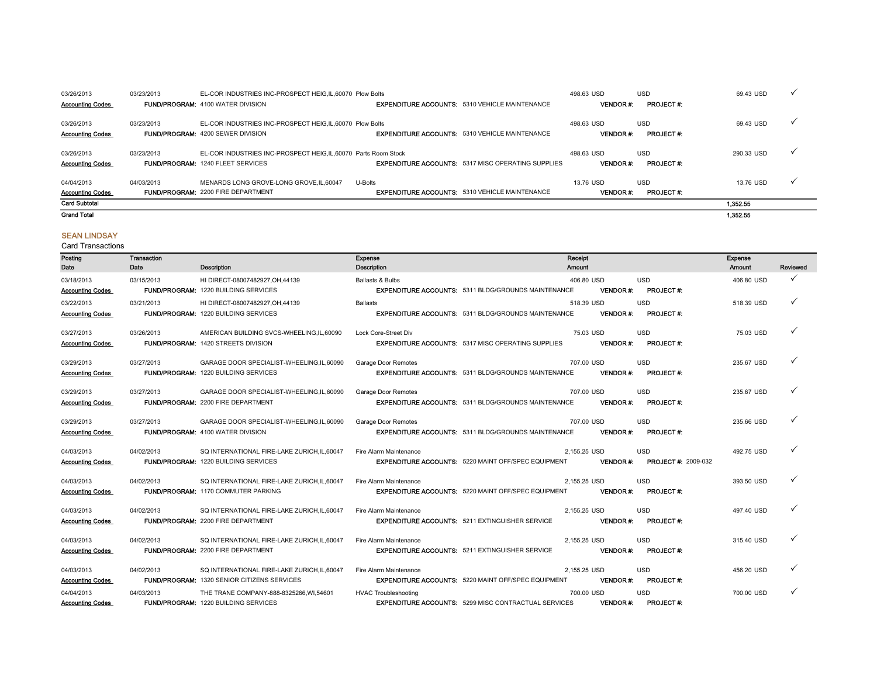| Posting Date | Transaction Date | Description | Expense Description | Receipt Amount | | | Expense Amount | Reviewed |
|---|---|---|---|---|---|---|---|---|
| 03/26/2013 | 03/23/2013 | EL-COR INDUSTRIES INC-PROSPECT HEIG,IL,60070 | Plow Bolts | 498.63 USD | | USD | 69.43 USD | ✓ |
| Accounting Codes | | FUND/PROGRAM: 4100 WATER DIVISION | EXPENDITURE ACCOUNTS: 5310 VEHICLE MAINTENANCE | | VENDOR #: | PROJECT #: | | |
| 03/26/2013 | 03/23/2013 | EL-COR INDUSTRIES INC-PROSPECT HEIG,IL,60070 | Plow Bolts | 498.63 USD | | USD | 69.43 USD | ✓ |
| Accounting Codes | | FUND/PROGRAM: 4200 SEWER DIVISION | EXPENDITURE ACCOUNTS: 5310 VEHICLE MAINTENANCE | | VENDOR #: | PROJECT #: | | |
| 03/26/2013 | 03/23/2013 | EL-COR INDUSTRIES INC-PROSPECT HEIG,IL,60070 | Parts Room Stock | 498.63 USD | | USD | 290.33 USD | ✓ |
| Accounting Codes | | FUND/PROGRAM: 1240 FLEET SERVICES | EXPENDITURE ACCOUNTS: 5317 MISC OPERATING SUPPLIES | | VENDOR #: | PROJECT #: | | |
| 04/04/2013 | 04/03/2013 | MENARDS LONG GROVE-LONG GROVE,IL,60047 | U-Bolts | 13.76 USD | | USD | 13.76 USD | ✓ |
| Accounting Codes | | FUND/PROGRAM: 2200 FIRE DEPARTMENT | EXPENDITURE ACCOUNTS: 5310 VEHICLE MAINTENANCE | | VENDOR #: | PROJECT #: | | |
| **Card Subtotal** | | | | | | | **1,352.55** | |
| **Grand Total** | | | | | | | **1,352.55** | |

## SEAN LINDSAY

Card Transactions

| Posting Date | Transaction Date | Description | Expense Description | Receipt Amount | | | Expense Amount | Reviewed |
|---|---|---|---|---|---|---|---|---|
| 03/18/2013 | 03/15/2013 | HI DIRECT-08007482927,OH,44139 | Ballasts & Bulbs | 406.80 USD | | USD | 406.80 USD | ✓ |
| Accounting Codes | | FUND/PROGRAM: 1220 BUILDING SERVICES | EXPENDITURE ACCOUNTS: 5311 BLDG/GROUNDS MAINTENANCE | | VENDOR #: | PROJECT #: | | |
| 03/22/2013 | 03/21/2013 | HI DIRECT-08007482927,OH,44139 | Ballasts | 518.39 USD | | USD | 518.39 USD | ✓ |
| Accounting Codes | | FUND/PROGRAM: 1220 BUILDING SERVICES | EXPENDITURE ACCOUNTS: 5311 BLDG/GROUNDS MAINTENANCE | | VENDOR #: | PROJECT #: | | |
| 03/27/2013 | 03/26/2013 | AMERICAN BUILDING SVCS-WHEELING,IL,60090 | Lock Core-Street Div | 75.03 USD | | USD | 75.03 USD | ✓ |
| Accounting Codes | | FUND/PROGRAM: 1420 STREETS DIVISION | EXPENDITURE ACCOUNTS: 5317 MISC OPERATING SUPPLIES | | VENDOR #: | PROJECT #: | | |
| 03/29/2013 | 03/27/2013 | GARAGE DOOR SPECIALIST-WHEELING,IL,60090 | Garage Door Remotes | 707.00 USD | | USD | 235.67 USD | ✓ |
| Accounting Codes | | FUND/PROGRAM: 1220 BUILDING SERVICES | EXPENDITURE ACCOUNTS: 5311 BLDG/GROUNDS MAINTENANCE | | VENDOR #: | PROJECT #: | | |
| 03/29/2013 | 03/27/2013 | GARAGE DOOR SPECIALIST-WHEELING,IL,60090 | Garage Door Remotes | 707.00 USD | | USD | 235.67 USD | ✓ |
| Accounting Codes | | FUND/PROGRAM: 2200 FIRE DEPARTMENT | EXPENDITURE ACCOUNTS: 5311 BLDG/GROUNDS MAINTENANCE | | VENDOR #: | PROJECT #: | | |
| 03/29/2013 | 03/27/2013 | GARAGE DOOR SPECIALIST-WHEELING,IL,60090 | Garage Door Remotes | 707.00 USD | | USD | 235.66 USD | ✓ |
| Accounting Codes | | FUND/PROGRAM: 4100 WATER DIVISION | EXPENDITURE ACCOUNTS: 5311 BLDG/GROUNDS MAINTENANCE | | VENDOR #: | PROJECT #: | | |
| 04/03/2013 | 04/02/2013 | SQ INTERNATIONAL FIRE-LAKE ZURICH,IL,60047 | Fire Alarm Maintenance | 2,155.25 USD | | USD | 492.75 USD | ✓ |
| Accounting Codes | | FUND/PROGRAM: 1220 BUILDING SERVICES | EXPENDITURE ACCOUNTS: 5220 MAINT OFF/SPEC EQUIPMENT | | VENDOR #: | PROJECT #: 2009-032 | | |
| 04/03/2013 | 04/02/2013 | SQ INTERNATIONAL FIRE-LAKE ZURICH,IL,60047 | Fire Alarm Maintenance | 2,155.25 USD | | USD | 393.50 USD | ✓ |
| Accounting Codes | | FUND/PROGRAM: 1170 COMMUTER PARKING | EXPENDITURE ACCOUNTS: 5220 MAINT OFF/SPEC EQUIPMENT | | VENDOR #: | PROJECT #: | | |
| 04/03/2013 | 04/02/2013 | SQ INTERNATIONAL FIRE-LAKE ZURICH,IL,60047 | Fire Alarm Maintenance | 2,155.25 USD | | USD | 497.40 USD | ✓ |
| Accounting Codes | | FUND/PROGRAM: 2200 FIRE DEPARTMENT | EXPENDITURE ACCOUNTS: 5211 EXTINGUISHER SERVICE | | VENDOR #: | PROJECT #: | | |
| 04/03/2013 | 04/02/2013 | SQ INTERNATIONAL FIRE-LAKE ZURICH,IL,60047 | Fire Alarm Maintenance | 2,155.25 USD | | USD | 315.40 USD | ✓ |
| Accounting Codes | | FUND/PROGRAM: 2200 FIRE DEPARTMENT | EXPENDITURE ACCOUNTS: 5211 EXTINGUISHER SERVICE | | VENDOR #: | PROJECT #: | | |
| 04/03/2013 | 04/02/2013 | SQ INTERNATIONAL FIRE-LAKE ZURICH,IL,60047 | Fire Alarm Maintenance | 2,155.25 USD | | USD | 456.20 USD | ✓ |
| Accounting Codes | | FUND/PROGRAM: 1320 SENIOR CITIZENS SERVICES | EXPENDITURE ACCOUNTS: 5220 MAINT OFF/SPEC EQUIPMENT | | VENDOR #: | PROJECT #: | | |
| 04/04/2013 | 04/03/2013 | THE TRANE COMPANY-888-8325266,WI,54601 | HVAC Troubleshooting | 700.00 USD | | USD | 700.00 USD | ✓ |
| Accounting Codes | | FUND/PROGRAM: 1220 BUILDING SERVICES | EXPENDITURE ACCOUNTS: 5299 MISC CONTRACTUAL SERVICES | | VENDOR #: | PROJECT #: | | |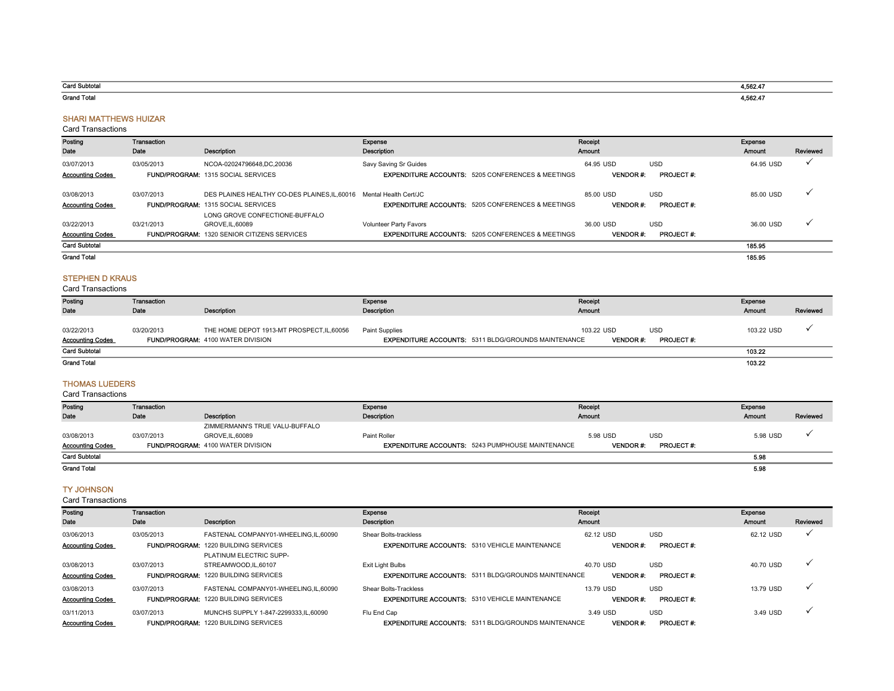| | |
|---|---|
| Card Subtotal | 4,562.47 |
| Grand Total | 4,562.47 |

## SHARI MATTHEWS HUIZAR

Card Transactions

| Posting Date | Transaction Date | Description | Expense Description | | Receipt Amount | | | Expense Amount | Reviewed |
|---|---|---|---|---|---|---|---|---|---|
| 03/07/2013 | 03/05/2013 | NCOA-02024796648,DC,20036 | Savy Saving Sr Guides | | 64.95 USD | USD | | 64.95 USD | ✓ |
| Accounting Codes | FUND/PROGRAM: | 1315 SOCIAL SERVICES | EXPENDITURE ACCOUNTS: | 5205 CONFERENCES & MEETINGS | VENDOR #: | PROJECT #: | | | |
| 03/08/2013 | 03/07/2013 | DES PLAINES HEALTHY CO-DES PLAINES,IL,60016 | Mental Health Cert/JC | | 85.00 USD | USD | | 85.00 USD | ✓ |
| Accounting Codes | FUND/PROGRAM: | 1315 SOCIAL SERVICES | EXPENDITURE ACCOUNTS: | 5205 CONFERENCES & MEETINGS | VENDOR #: | PROJECT #: | | | |
| 03/22/2013 | 03/21/2013 | LONG GROVE CONFECTIONE-BUFFALO GROVE,IL,60089 | Volunteer Party Favors | | 36.00 USD | USD | | 36.00 USD | ✓ |
| Accounting Codes | FUND/PROGRAM: | 1320 SENIOR CITIZENS SERVICES | EXPENDITURE ACCOUNTS: | 5205 CONFERENCES & MEETINGS | VENDOR #: | PROJECT #: | | | |
| Card Subtotal | | | | | | | | 185.95 | |
| Grand Total | | | | | | | | 185.95 | |

## STEPHEN D KRAUS

Card Transactions

| Posting Date | Transaction Date | Description | Expense Description | | Receipt Amount | | | Expense Amount | Reviewed |
|---|---|---|---|---|---|---|---|---|---|
| 03/22/2013 | 03/20/2013 | THE HOME DEPOT 1913-MT PROSPECT,IL,60056 | Paint Supplies | | 103.22 USD | USD | | 103.22 USD | ✓ |
| Accounting Codes | FUND/PROGRAM: | 4100 WATER DIVISION | EXPENDITURE ACCOUNTS: | 5311 BLDG/GROUNDS MAINTENANCE | VENDOR #: | PROJECT #: | | | |
| Card Subtotal | | | | | | | | 103.22 | |
| Grand Total | | | | | | | | 103.22 | |

## THOMAS LUEDERS

Card Transactions

| Posting Date | Transaction Date | Description | Expense Description | | Receipt Amount | | | Expense Amount | Reviewed |
|---|---|---|---|---|---|---|---|---|---|
| 03/08/2013 | 03/07/2013 | ZIMMERMANN'S TRUE VALU-BUFFALO GROVE,IL,60089 | Paint Roller | | 5.98 USD | USD | | 5.98 USD | ✓ |
| Accounting Codes | FUND/PROGRAM: | 4100 WATER DIVISION | EXPENDITURE ACCOUNTS: | 5243 PUMPHOUSE MAINTENANCE | VENDOR #: | PROJECT #: | | | |
| Card Subtotal | | | | | | | | 5.98 | |
| Grand Total | | | | | | | | 5.98 | |

## TY JOHNSON

Card Transactions

| Posting Date | Transaction Date | Description | Expense Description | | Receipt Amount | | | Expense Amount | Reviewed |
|---|---|---|---|---|---|---|---|---|---|
| 03/06/2013 | 03/05/2013 | FASTENAL COMPANY01-WHEELING,IL,60090 | Shear Bolts-trackless | | 62.12 USD | USD | | 62.12 USD | ✓ |
| Accounting Codes | FUND/PROGRAM: | 1220 BUILDING SERVICES | EXPENDITURE ACCOUNTS: | 5310 VEHICLE MAINTENANCE | VENDOR #: | PROJECT #: | | | |
| 03/08/2013 | 03/07/2013 | PLATINUM ELECTRIC SUPP-STREAMWOOD,IL,60107 | Exit Light Bulbs | | 40.70 USD | USD | | 40.70 USD | ✓ |
| Accounting Codes | FUND/PROGRAM: | 1220 BUILDING SERVICES | EXPENDITURE ACCOUNTS: | 5311 BLDG/GROUNDS MAINTENANCE | VENDOR #: | PROJECT #: | | | |
| 03/08/2013 | 03/07/2013 | FASTENAL COMPANY01-WHEELING,IL,60090 | Shear Bolts-Trackless | | 13.79 USD | USD | | 13.79 USD | ✓ |
| Accounting Codes | FUND/PROGRAM: | 1220 BUILDING SERVICES | EXPENDITURE ACCOUNTS: | 5310 VEHICLE MAINTENANCE | VENDOR #: | PROJECT #: | | | |
| 03/11/2013 | 03/07/2013 | MUNCHS SUPPLY 1-847-2299333,IL,60090 | Flu End Cap | | 3.49 USD | USD | | 3.49 USD | ✓ |
| Accounting Codes | FUND/PROGRAM: | 1220 BUILDING SERVICES | EXPENDITURE ACCOUNTS: | 5311 BLDG/GROUNDS MAINTENANCE | VENDOR #: | PROJECT #: | | | |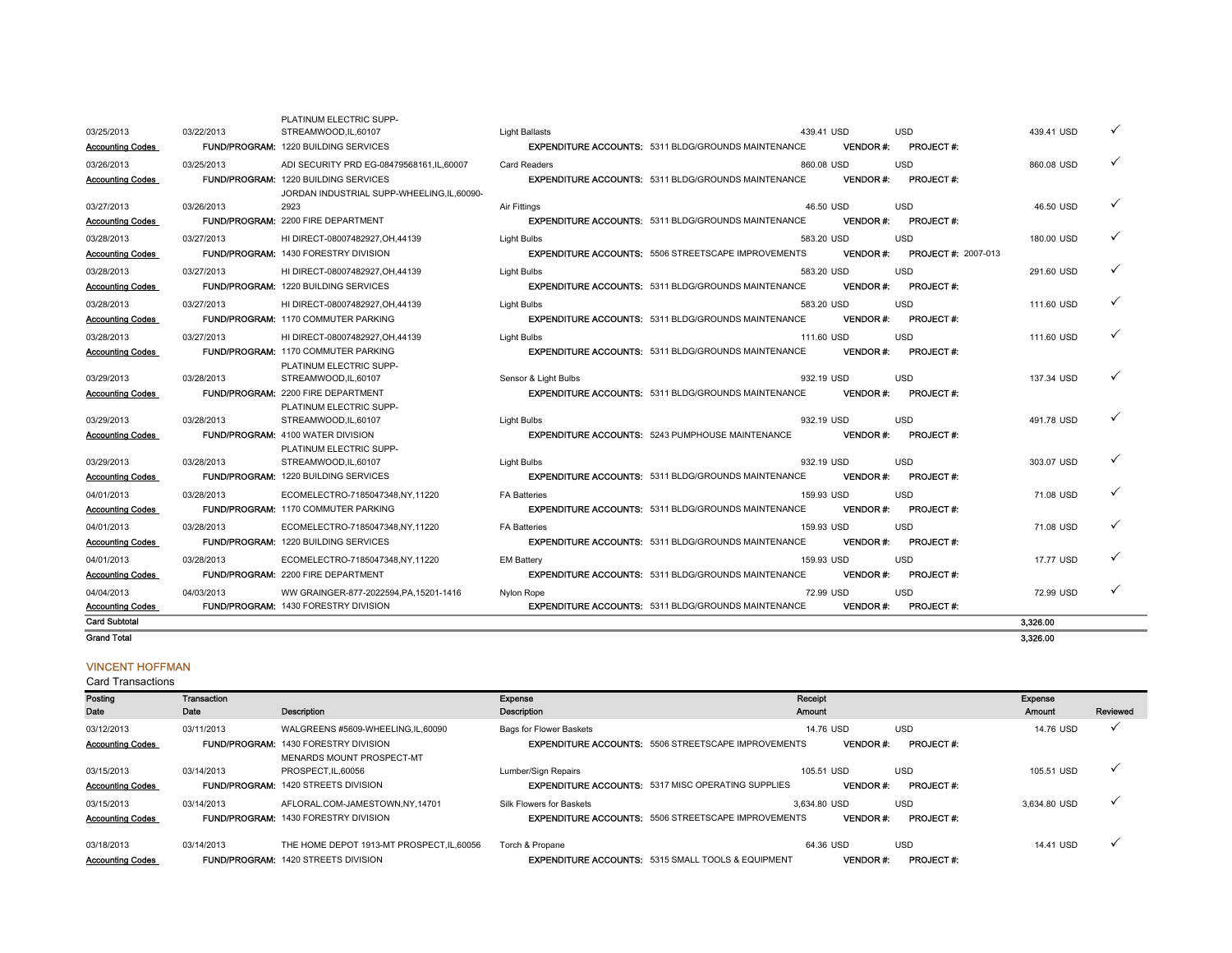| Posting Date | Transaction Date | Description | Expense Description | | Receipt Amount | | | Expense Amount | Reviewed |
|---|---|---|---|---|---|---|---|---|---|
| 03/25/2013 | 03/22/2013 | PLATINUM ELECTRIC SUPP-STREAMWOOD,IL,60107 | Light Ballasts | | 439.41 USD | | USD | 439.41 USD | ✓ |
| Accounting Codes | FUND/PROGRAM: | 1220 BUILDING SERVICES | EXPENDITURE ACCOUNTS: | 5311 BLDG/GROUNDS MAINTENANCE | | VENDOR #: | PROJECT #: | | |
| 03/26/2013 | 03/25/2013 | ADI SECURITY PRD EG-08479568161,IL,60007 | Card Readers | | 860.08 USD | | USD | 860.08 USD | ✓ |
| Accounting Codes | FUND/PROGRAM: | 1220 BUILDING SERVICES | EXPENDITURE ACCOUNTS: | 5311 BLDG/GROUNDS MAINTENANCE | | VENDOR #: | PROJECT #: | | |
| 03/27/2013 | 03/26/2013 | JORDAN INDUSTRIAL SUPP-WHEELING,IL,60090-2923 | Air Fittings | | 46.50 USD | | USD | 46.50 USD | ✓ |
| Accounting Codes | FUND/PROGRAM: | 2200 FIRE DEPARTMENT | EXPENDITURE ACCOUNTS: | 5311 BLDG/GROUNDS MAINTENANCE | | VENDOR #: | PROJECT #: | | |
| 03/28/2013 | 03/27/2013 | HI DIRECT-08007482927,OH,44139 | Light Bulbs | | 583.20 USD | | USD | 180.00 USD | ✓ |
| Accounting Codes | FUND/PROGRAM: | 1430 FORESTRY DIVISION | EXPENDITURE ACCOUNTS: | 5506 STREETSCAPE IMPROVEMENTS | | VENDOR #: | PROJECT #: 2007-013 | | |
| 03/28/2013 | 03/27/2013 | HI DIRECT-08007482927,OH,44139 | Light Bulbs | | 583.20 USD | | USD | 291.60 USD | ✓ |
| Accounting Codes | FUND/PROGRAM: | 1220 BUILDING SERVICES | EXPENDITURE ACCOUNTS: | 5311 BLDG/GROUNDS MAINTENANCE | | VENDOR #: | PROJECT #: | | |
| 03/28/2013 | 03/27/2013 | HI DIRECT-08007482927,OH,44139 | Light Bulbs | | 583.20 USD | | USD | 111.60 USD | ✓ |
| Accounting Codes | FUND/PROGRAM: | 1170 COMMUTER PARKING | EXPENDITURE ACCOUNTS: | 5311 BLDG/GROUNDS MAINTENANCE | | VENDOR #: | PROJECT #: | | |
| 03/28/2013 | 03/27/2013 | HI DIRECT-08007482927,OH,44139 | Light Bulbs | | 111.60 USD | | USD | 111.60 USD | ✓ |
| Accounting Codes | FUND/PROGRAM: | 1170 COMMUTER PARKING | EXPENDITURE ACCOUNTS: | 5311 BLDG/GROUNDS MAINTENANCE | | VENDOR #: | PROJECT #: | | |
| 03/29/2013 | 03/28/2013 | PLATINUM ELECTRIC SUPP-STREAMWOOD,IL,60107 | Sensor & Light Bulbs | | 932.19 USD | | USD | 137.34 USD | ✓ |
| Accounting Codes | FUND/PROGRAM: | 2200 FIRE DEPARTMENT | EXPENDITURE ACCOUNTS: | 5311 BLDG/GROUNDS MAINTENANCE | | VENDOR #: | PROJECT #: | | |
| 03/29/2013 | 03/28/2013 | PLATINUM ELECTRIC SUPP-STREAMWOOD,IL,60107 | Light Bulbs | | 932.19 USD | | USD | 491.78 USD | ✓ |
| Accounting Codes | FUND/PROGRAM: | 4100 WATER DIVISION | EXPENDITURE ACCOUNTS: | 5243 PUMPHOUSE MAINTENANCE | | VENDOR #: | PROJECT #: | | |
| 03/29/2013 | 03/28/2013 | PLATINUM ELECTRIC SUPP-STREAMWOOD,IL,60107 | Light Bulbs | | 932.19 USD | | USD | 303.07 USD | ✓ |
| Accounting Codes | FUND/PROGRAM: | 1220 BUILDING SERVICES | EXPENDITURE ACCOUNTS: | 5311 BLDG/GROUNDS MAINTENANCE | | VENDOR #: | PROJECT #: | | |
| 04/01/2013 | 03/28/2013 | ECOMELECTRO-7185047348,NY,11220 | FA Batteries | | 159.93 USD | | USD | 71.08 USD | ✓ |
| Accounting Codes | FUND/PROGRAM: | 1170 COMMUTER PARKING | EXPENDITURE ACCOUNTS: | 5311 BLDG/GROUNDS MAINTENANCE | | VENDOR #: | PROJECT #: | | |
| 04/01/2013 | 03/28/2013 | ECOMELECTRO-7185047348,NY,11220 | FA Batteries | | 159.93 USD | | USD | 71.08 USD | ✓ |
| Accounting Codes | FUND/PROGRAM: | 1220 BUILDING SERVICES | EXPENDITURE ACCOUNTS: | 5311 BLDG/GROUNDS MAINTENANCE | | VENDOR #: | PROJECT #: | | |
| 04/01/2013 | 03/28/2013 | ECOMELECTRO-7185047348,NY,11220 | EM Battery | | 159.93 USD | | USD | 17.77 USD | ✓ |
| Accounting Codes | FUND/PROGRAM: | 2200 FIRE DEPARTMENT | EXPENDITURE ACCOUNTS: | 5311 BLDG/GROUNDS MAINTENANCE | | VENDOR #: | PROJECT #: | | |
| 04/04/2013 | 04/03/2013 | WW GRAINGER-877-2022594,PA,15201-1416 | Nylon Rope | | 72.99 USD | | USD | 72.99 USD | ✓ |
| Accounting Codes | FUND/PROGRAM: | 1430 FORESTRY DIVISION | EXPENDITURE ACCOUNTS: | 5311 BLDG/GROUNDS MAINTENANCE | | VENDOR #: | PROJECT #: | | |
| **Card Subtotal** | | | | | | | | 3,326.00 | |
| **Grand Total** | | | | | | | | 3,326.00 | |

## VINCENT HOFFMAN

Card Transactions

| Posting Date | Transaction Date | Description | Expense Description | | Receipt Amount | | | Expense Amount | Reviewed |
|---|---|---|---|---|---|---|---|---|---|
| 03/12/2013 | 03/11/2013 | WALGREENS #5609-WHEELING,IL,60090 | Bags for Flower Baskets | | 14.76 USD | | USD | 14.76 USD | ✓ |
| Accounting Codes | FUND/PROGRAM: | 1430 FORESTRY DIVISION | EXPENDITURE ACCOUNTS: | 5506 STREETSCAPE IMPROVEMENTS | | VENDOR #: | PROJECT #: | | |
| 03/15/2013 | 03/14/2013 | MENARDS MOUNT PROSPECT-MT PROSPECT,IL,60056 | Lumber/Sign Repairs | | 105.51 USD | | USD | 105.51 USD | ✓ |
| Accounting Codes | FUND/PROGRAM: | 1420 STREETS DIVISION | EXPENDITURE ACCOUNTS: | 5317 MISC OPERATING SUPPLIES | | VENDOR #: | PROJECT #: | | |
| 03/15/2013 | 03/14/2013 | AFLORAL.COM-JAMESTOWN,NY,14701 | Silk Flowers for Baskets | | 3,634.80 USD | | USD | 3,634.80 USD | ✓ |
| Accounting Codes | FUND/PROGRAM: | 1430 FORESTRY DIVISION | EXPENDITURE ACCOUNTS: | 5506 STREETSCAPE IMPROVEMENTS | | VENDOR #: | PROJECT #: | | |
| 03/18/2013 | 03/14/2013 | THE HOME DEPOT 1913-MT PROSPECT,IL,60056 | Torch & Propane | | 64.36 USD | | USD | 14.41 USD | ✓ |
| Accounting Codes | FUND/PROGRAM: | 1420 STREETS DIVISION | EXPENDITURE ACCOUNTS: | 5315 SMALL TOOLS & EQUIPMENT | | VENDOR #: | PROJECT #: | | |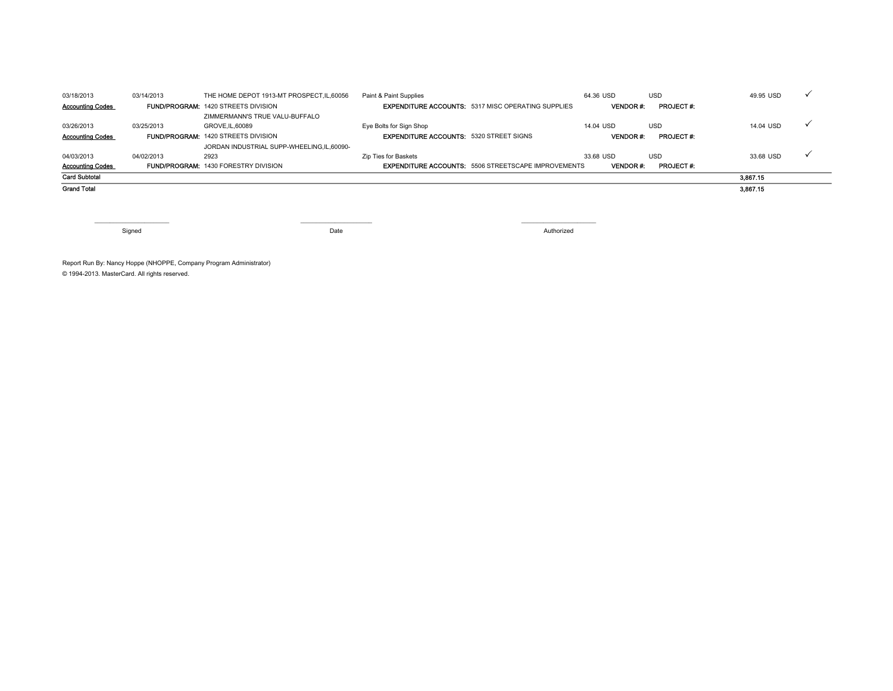| | | | | | | | |
|---|---|---|---|---|---|---|---|
| 03/18/2013 | 03/14/2013 | THE HOME DEPOT 1913-MT PROSPECT,IL,60056 | Paint & Paint Supplies | 64.36 USD | USD | 49.95 USD | ✓ |
| **Accounting Codes** | **FUND/PROGRAM:** 1420 STREETS DIVISION | | **EXPENDITURE ACCOUNTS:** 5317 MISC OPERATING SUPPLIES | **VENDOR #:** | **PROJECT #:** | | |
| 03/26/2013 | 03/25/2013 | ZIMMERMANN'S TRUE VALU-BUFFALO GROVE,IL,60089 | Eye Bolts for Sign Shop | 14.04 USD | USD | 14.04 USD | ✓ |
| **Accounting Codes** | **FUND/PROGRAM:** 1420 STREETS DIVISION | | **EXPENDITURE ACCOUNTS:** 5320 STREET SIGNS | **VENDOR #:** | **PROJECT #:** | | |
| 04/03/2013 | 04/02/2013 | JORDAN INDUSTRIAL SUPP-WHEELING,IL,60090-2923 | Zip Ties for Baskets | 33.68 USD | USD | 33.68 USD | ✓ |
| **Accounting Codes** | **FUND/PROGRAM:** 1430 FORESTRY DIVISION | | **EXPENDITURE ACCOUNTS:** 5506 STREETSCAPE IMPROVEMENTS | **VENDOR #:** | **PROJECT #:** | | |
| **Card Subtotal** | | | | | | **3,867.15** | |
| **Grand Total** | | | | | | **3,867.15** | |

Signed ____________________ Date ____________________ Authorized ____________________

Report Run By: Nancy Hoppe (NHOPPE, Company Program Administrator)

© 1994-2013. MasterCard. All rights reserved.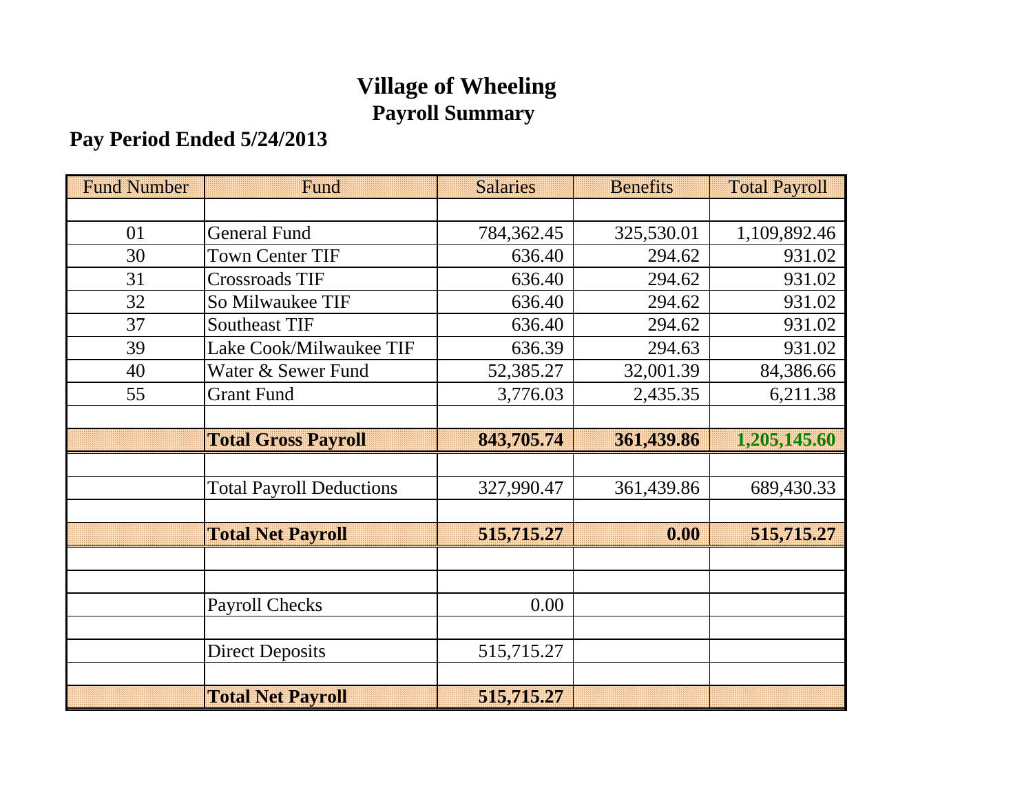# Village of Wheeling
## Payroll Summary

### Pay Period Ended 5/24/2013

| Fund Number | Fund | Salaries | Benefits | Total Payroll |
|---|---|---|---|---|
| | | | | |
| 01 | General Fund | 784,362.45 | 325,530.01 | 1,109,892.46 |
| 30 | Town Center TIF | 636.40 | 294.62 | 931.02 |
| 31 | Crossroads TIF | 636.40 | 294.62 | 931.02 |
| 32 | So Milwaukee TIF | 636.40 | 294.62 | 931.02 |
| 37 | Southeast TIF | 636.40 | 294.62 | 931.02 |
| 39 | Lake Cook/Milwaukee TIF | 636.39 | 294.63 | 931.02 |
| 40 | Water & Sewer Fund | 52,385.27 | 32,001.39 | 84,386.66 |
| 55 | Grant Fund | 3,776.03 | 2,435.35 | 6,211.38 |
| | | | | |
| | **Total Gross Payroll** | **843,705.74** | **361,439.86** | **1,205,145.60** |
| | | | | |
| | Total Payroll Deductions | 327,990.47 | 361,439.86 | 689,430.33 |
| | | | | |
| | **Total Net Payroll** | **515,715.27** | **0.00** | **515,715.27** |
| | | | | |
| | | | | |
| | Payroll Checks | 0.00 | | |
| | | | | |
| | Direct Deposits | 515,715.27 | | |
| | | | | |
| | **Total Net Payroll** | **515,715.27** | | |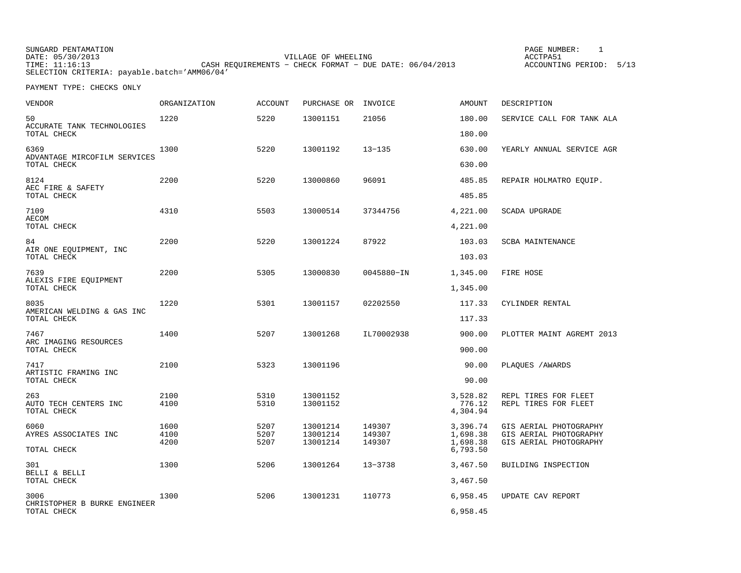SUNGARD PENTAMATION
DATE: 05/30/2013
TIME: 11:16:13
SELECTION CRITERIA: payable.batch='AMM06/04'

VILLAGE OF WHEELING
CASH REQUIREMENTS - CHECK FORMAT - DUE DATE: 06/04/2013

PAGE NUMBER: 1
ACCTPA51
ACCOUNTING PERIOD: 5/13

PAYMENT TYPE: CHECKS ONLY

| VENDOR | ORGANIZATION | ACCOUNT | PURCHASE OR | INVOICE | AMOUNT | DESCRIPTION |
|---|---|---|---|---|---|---|
| 50 ACCURATE TANK TECHNOLOGIES | 1220 | 5220 | 13001151 | 21056 | 180.00 | SERVICE CALL FOR TANK ALA |
| TOTAL CHECK | | | | | 180.00 | |
| 6369 ADVANTAGE MIRCOFILM SERVICES | 1300 | 5220 | 13001192 | 13-135 | 630.00 | YEARLY ANNUAL SERVICE AGR |
| TOTAL CHECK | | | | | 630.00 | |
| 8124 AEC FIRE & SAFETY | 2200 | 5220 | 13000860 | 96091 | 485.85 | REPAIR HOLMATRO EQUIP. |
| TOTAL CHECK | | | | | 485.85 | |
| 7109 AECOM | 4310 | 5503 | 13000514 | 37344756 | 4,221.00 | SCADA UPGRADE |
| TOTAL CHECK | | | | | 4,221.00 | |
| 84 AIR ONE EQUIPMENT, INC | 2200 | 5220 | 13001224 | 87922 | 103.03 | SCBA MAINTENANCE |
| TOTAL CHECK | | | | | 103.03 | |
| 7639 ALEXIS FIRE EQUIPMENT | 2200 | 5305 | 13000830 | 0045880-IN | 1,345.00 | FIRE HOSE |
| TOTAL CHECK | | | | | 1,345.00 | |
| 8035 AMERICAN WELDING & GAS INC | 1220 | 5301 | 13001157 | 02202550 | 117.33 | CYLINDER RENTAL |
| TOTAL CHECK | | | | | 117.33 | |
| 7467 ARC IMAGING RESOURCES | 1400 | 5207 | 13001268 | IL70002938 | 900.00 | PLOTTER MAINT AGREMT 2013 |
| TOTAL CHECK | | | | | 900.00 | |
| 7417 ARTISTIC FRAMING INC | 2100 | 5323 | 13001196 | | 90.00 | PLAQUES /AWARDS |
| TOTAL CHECK | | | | | 90.00 | |
| 263 AUTO TECH CENTERS INC | 2100 | 5310 | 13001152 | | 3,528.82 | REPL TIRES FOR FLEET |
| | 4100 | 5310 | 13001152 | | 776.12 | REPL TIRES FOR FLEET |
| TOTAL CHECK | | | | | 4,304.94 | |
| 6060 AYRES ASSOCIATES INC | 1600 | 5207 | 13001214 | 149307 | 3,396.74 | GIS AERIAL PHOTOGRAPHY |
| | 4100 | 5207 | 13001214 | 149307 | 1,698.38 | GIS AERIAL PHOTOGRAPHY |
| | 4200 | 5207 | 13001214 | 149307 | 1,698.38 | GIS AERIAL PHOTOGRAPHY |
| TOTAL CHECK | | | | | 6,793.50 | |
| 301 BELLI & BELLI | 1300 | 5206 | 13001264 | 13-3738 | 3,467.50 | BUILDING INSPECTION |
| TOTAL CHECK | | | | | 3,467.50 | |
| 3006 CHRISTOPHER B BURKE ENGINEER | 1300 | 5206 | 13001231 | 110773 | 6,958.45 | UPDATE CAV REPORT |
| TOTAL CHECK | | | | | 6,958.45 | |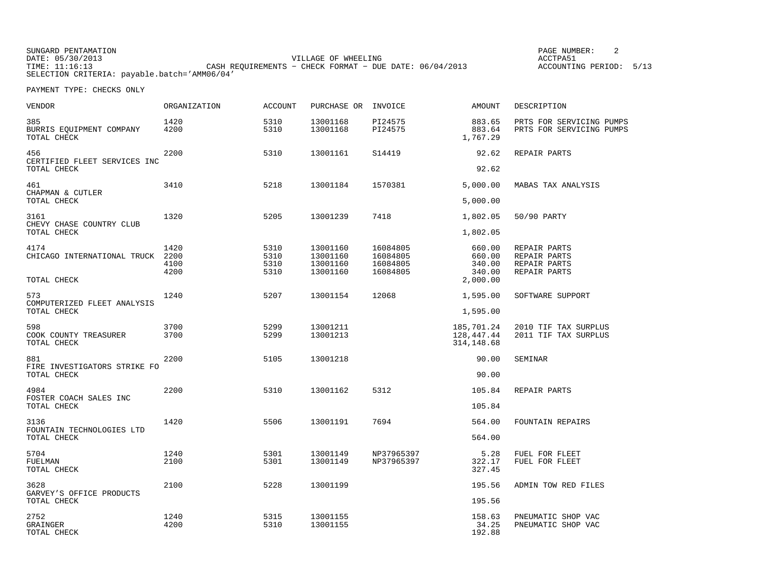SUNGARD PENTAMATION
DATE: 05/30/2013
TIME: 11:16:13

VILLAGE OF WHEELING
CASH REQUIREMENTS - CHECK FORMAT - DUE DATE: 06/04/2013

ACCTPA51
ACCOUNTING PERIOD: 5/13

SELECTION CRITERIA: payable.batch='AMM06/04'

PAYMENT TYPE: CHECKS ONLY

| VENDOR | ORGANIZATION | ACCOUNT | PURCHASE OR | INVOICE | AMOUNT | DESCRIPTION |
|---|---|---|---|---|---|---|
| 385 | 1420 | 5310 | 13001168 | PI24575 | 883.65 | PRTS FOR SERVICING PUMPS |
| BURRIS EQUIPMENT COMPANY | 4200 | 5310 | 13001168 | PI24575 | 883.64 | PRTS FOR SERVICING PUMPS |
| TOTAL CHECK | | | | | 1,767.29 | |
| 456 | 2200 | 5310 | 13001161 | S14419 | 92.62 | REPAIR PARTS |
| CERTIFIED FLEET SERVICES INC | | | | | | |
| TOTAL CHECK | | | | | 92.62 | |
| 461 | 3410 | 5218 | 13001184 | 1570381 | 5,000.00 | MABAS TAX ANALYSIS |
| CHAPMAN & CUTLER | | | | | | |
| TOTAL CHECK | | | | | 5,000.00 | |
| 3161 | 1320 | 5205 | 13001239 | 7418 | 1,802.05 | 50/90 PARTY |
| CHEVY CHASE COUNTRY CLUB | | | | | | |
| TOTAL CHECK | | | | | 1,802.05 | |
| 4174 | 1420 | 5310 | 13001160 | 16084805 | 660.00 | REPAIR PARTS |
| CHICAGO INTERNATIONAL TRUCK | 2200 | 5310 | 13001160 | 16084805 | 660.00 | REPAIR PARTS |
| | 4100 | 5310 | 13001160 | 16084805 | 340.00 | REPAIR PARTS |
| | 4200 | 5310 | 13001160 | 16084805 | 340.00 | REPAIR PARTS |
| TOTAL CHECK | | | | | 2,000.00 | |
| 573 | 1240 | 5207 | 13001154 | 12068 | 1,595.00 | SOFTWARE SUPPORT |
| COMPUTERIZED FLEET ANALYSIS | | | | | | |
| TOTAL CHECK | | | | | 1,595.00 | |
| 598 | 3700 | 5299 | 13001211 | | 185,701.24 | 2010 TIF TAX SURPLUS |
| COOK COUNTY TREASURER | 3700 | 5299 | 13001213 | | 128,447.44 | 2011 TIF TAX SURPLUS |
| TOTAL CHECK | | | | | 314,148.68 | |
| 881 | 2200 | 5105 | 13001218 | | 90.00 | SEMINAR |
| FIRE INVESTIGATORS STRIKE FO | | | | | | |
| TOTAL CHECK | | | | | 90.00 | |
| 4984 | 2200 | 5310 | 13001162 | 5312 | 105.84 | REPAIR PARTS |
| FOSTER COACH SALES INC | | | | | | |
| TOTAL CHECK | | | | | 105.84 | |
| 3136 | 1420 | 5506 | 13001191 | 7694 | 564.00 | FOUNTAIN REPAIRS |
| FOUNTAIN TECHNOLOGIES LTD | | | | | | |
| TOTAL CHECK | | | | | 564.00 | |
| 5704 | 1240 | 5301 | 13001149 | NP37965397 | 5.28 | FUEL FOR FLEET |
| FUELMAN | 2100 | 5301 | 13001149 | NP37965397 | 322.17 | FUEL FOR FLEET |
| TOTAL CHECK | | | | | 327.45 | |
| 3628 | 2100 | 5228 | 13001199 | | 195.56 | ADMIN TOW RED FILES |
| GARVEY'S OFFICE PRODUCTS | | | | | | |
| TOTAL CHECK | | | | | 195.56 | |
| 2752 | 1240 | 5315 | 13001155 | | 158.63 | PNEUMATIC SHOP VAC |
| GRAINGER | 4200 | 5310 | 13001155 | | 34.25 | PNEUMATIC SHOP VAC |
| TOTAL CHECK | | | | | 192.88 | |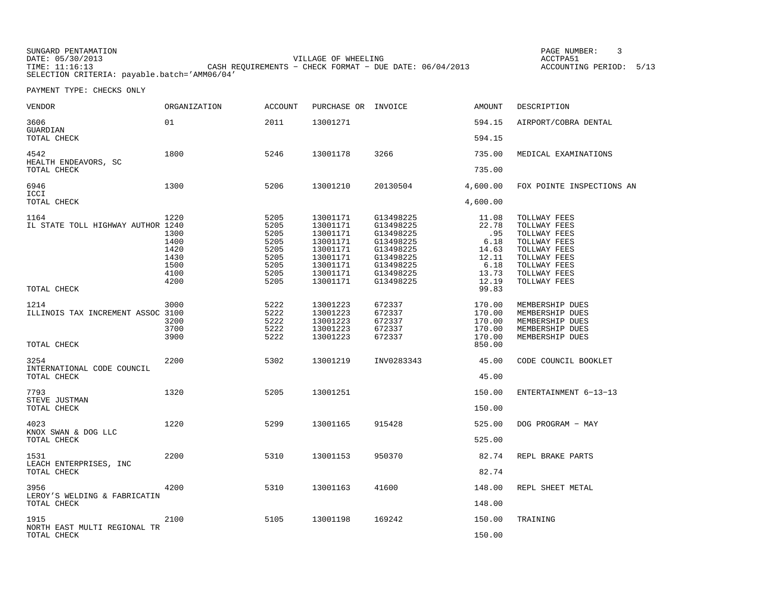SUNGARD PENTAMATION
DATE: 05/30/2013
TIME: 11:16:13
SELECTION CRITERIA: payable.batch='AMM06/04'

VILLAGE OF WHEELING
CASH REQUIREMENTS - CHECK FORMAT - DUE DATE: 06/04/2013

PAGE NUMBER: 3
ACCTPA51
ACCOUNTING PERIOD: 5/13

PAYMENT TYPE: CHECKS ONLY

| VENDOR | ORGANIZATION | ACCOUNT | PURCHASE OR | INVOICE | AMOUNT | DESCRIPTION |
|---|---|---|---|---|---|---|
| 3606 | 01 | 2011 | 13001271 | | 594.15 | AIRPORT/COBRA DENTAL |
| GUARDIAN | | | | | | |
| TOTAL CHECK | | | | | 594.15 | |
| 4542 | 1800 | 5246 | 13001178 | 3266 | 735.00 | MEDICAL EXAMINATIONS |
| HEALTH ENDEAVORS, SC | | | | | | |
| TOTAL CHECK | | | | | 735.00 | |
| 6946 | 1300 | 5206 | 13001210 | 20130504 | 4,600.00 | FOX POINTE INSPECTIONS AN |
| ICCI | | | | | | |
| TOTAL CHECK | | | | | 4,600.00 | |
| 1164 | 1220 | 5205 | 13001171 | G13498225 | 11.08 | TOLLWAY FEES |
| IL STATE TOLL HIGHWAY AUTHOR | 1240 | 5205 | 13001171 | G13498225 | 22.78 | TOLLWAY FEES |
| | 1300 | 5205 | 13001171 | G13498225 | .95 | TOLLWAY FEES |
| | 1400 | 5205 | 13001171 | G13498225 | 6.18 | TOLLWAY FEES |
| | 1420 | 5205 | 13001171 | G13498225 | 14.63 | TOLLWAY FEES |
| | 1430 | 5205 | 13001171 | G13498225 | 12.11 | TOLLWAY FEES |
| | 1500 | 5205 | 13001171 | G13498225 | 6.18 | TOLLWAY FEES |
| | 4100 | 5205 | 13001171 | G13498225 | 13.73 | TOLLWAY FEES |
| | 4200 | 5205 | 13001171 | G13498225 | 12.19 | TOLLWAY FEES |
| TOTAL CHECK | | | | | 99.83 | |
| 1214 | 3000 | 5222 | 13001223 | 672337 | 170.00 | MEMBERSHIP DUES |
| ILLINOIS TAX INCREMENT ASSOC | 3100 | 5222 | 13001223 | 672337 | 170.00 | MEMBERSHIP DUES |
| | 3200 | 5222 | 13001223 | 672337 | 170.00 | MEMBERSHIP DUES |
| | 3700 | 5222 | 13001223 | 672337 | 170.00 | MEMBERSHIP DUES |
| | 3900 | 5222 | 13001223 | 672337 | 170.00 | MEMBERSHIP DUES |
| TOTAL CHECK | | | | | 850.00 | |
| 3254 | 2200 | 5302 | 13001219 | INV0283343 | 45.00 | CODE COUNCIL BOOKLET |
| INTERNATIONAL CODE COUNCIL | | | | | | |
| TOTAL CHECK | | | | | 45.00 | |
| 7793 | 1320 | 5205 | 13001251 | | 150.00 | ENTERTAINMENT 6-13-13 |
| STEVE JUSTMAN | | | | | | |
| TOTAL CHECK | | | | | 150.00 | |
| 4023 | 1220 | 5299 | 13001165 | 915428 | 525.00 | DOG PROGRAM - MAY |
| KNOX SWAN & DOG LLC | | | | | | |
| TOTAL CHECK | | | | | 525.00 | |
| 1531 | 2200 | 5310 | 13001153 | 950370 | 82.74 | REPL BRAKE PARTS |
| LEACH ENTERPRISES, INC | | | | | | |
| TOTAL CHECK | | | | | 82.74 | |
| 3956 | 4200 | 5310 | 13001163 | 41600 | 148.00 | REPL SHEET METAL |
| LEROY'S WELDING & FABRICATIN | | | | | | |
| TOTAL CHECK | | | | | 148.00 | |
| 1915 | 2100 | 5105 | 13001198 | 169242 | 150.00 | TRAINING |
| NORTH EAST MULTI REGIONAL TR | | | | | | |
| TOTAL CHECK | | | | | 150.00 | |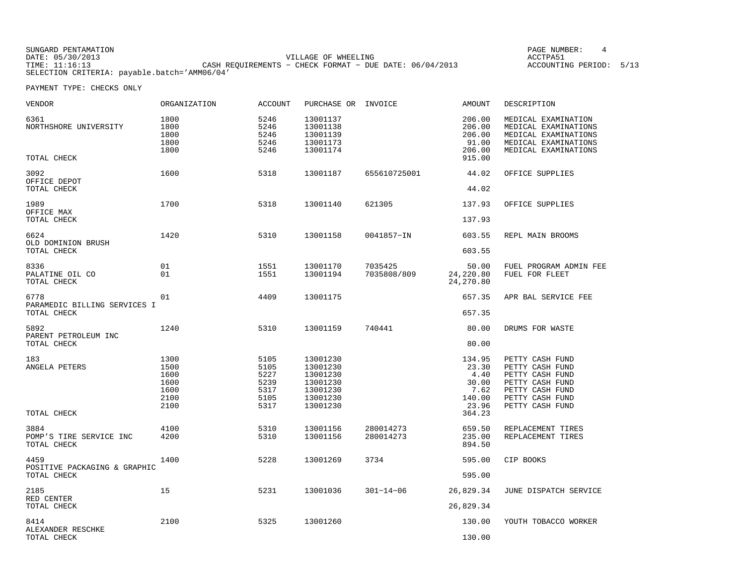SUNGARD PENTAMATION
DATE: 05/30/2013
TIME: 11:16:13

VILLAGE OF WHEELING
CASH REQUIREMENTS - CHECK FORMAT - DUE DATE: 06/04/2013

PAGE NUMBER: 4
ACCTPA51
ACCOUNTING PERIOD: 5/13

SELECTION CRITERIA: payable.batch='AMM06/04'

PAYMENT TYPE: CHECKS ONLY

| VENDOR | ORGANIZATION | ACCOUNT | PURCHASE OR | INVOICE | AMOUNT | DESCRIPTION |
|---|---|---|---|---|---|---|
| 6361 | 1800 | 5246 | 13001137 | | 206.00 | MEDICAL EXAMINATION |
| NORTHSHORE UNIVERSITY | 1800 | 5246 | 13001138 | | 206.00 | MEDICAL EXAMINATIONS |
| | 1800 | 5246 | 13001139 | | 206.00 | MEDICAL EXAMINATIONS |
| | 1800 | 5246 | 13001173 | | 91.00 | MEDICAL EXAMINATIONS |
| | 1800 | 5246 | 13001174 | | 206.00 | MEDICAL EXAMINATIONS |
| TOTAL CHECK | | | | | 915.00 | |
| 3092 | 1600 | 5318 | 13001187 | 655610725001 | 44.02 | OFFICE SUPPLIES |
| OFFICE DEPOT | | | | | | |
| TOTAL CHECK | | | | | 44.02 | |
| 1989 | 1700 | 5318 | 13001140 | 621305 | 137.93 | OFFICE SUPPLIES |
| OFFICE MAX | | | | | | |
| TOTAL CHECK | | | | | 137.93 | |
| 6624 | 1420 | 5310 | 13001158 | 0041857-IN | 603.55 | REPL MAIN BROOMS |
| OLD DOMINION BRUSH | | | | | | |
| TOTAL CHECK | | | | | 603.55 | |
| 8336 | 01 | 1551 | 13001170 | 7035425 | 50.00 | FUEL PROGRAM ADMIN FEE |
| PALATINE OIL CO | 01 | 1551 | 13001194 | 7035808/809 | 24,220.80 | FUEL FOR FLEET |
| TOTAL CHECK | | | | | 24,270.80 | |
| 6778 | 01 | 4409 | 13001175 | | 657.35 | APR BAL SERVICE FEE |
| PARAMEDIC BILLING SERVICES I | | | | | | |
| TOTAL CHECK | | | | | 657.35 | |
| 5892 | 1240 | 5310 | 13001159 | 740441 | 80.00 | DRUMS FOR WASTE |
| PARENT PETROLEUM INC | | | | | | |
| TOTAL CHECK | | | | | 80.00 | |
| 183 | 1300 | 5105 | 13001230 | | 134.95 | PETTY CASH FUND |
| ANGELA PETERS | 1500 | 5105 | 13001230 | | 23.30 | PETTY CASH FUND |
| | 1600 | 5227 | 13001230 | | 4.40 | PETTY CASH FUND |
| | 1600 | 5239 | 13001230 | | 30.00 | PETTY CASH FUND |
| | 1600 | 5317 | 13001230 | | 7.62 | PETTY CASH FUND |
| | 2100 | 5105 | 13001230 | | 140.00 | PETTY CASH FUND |
| | 2100 | 5317 | 13001230 | | 23.96 | PETTY CASH FUND |
| TOTAL CHECK | | | | | 364.23 | |
| 3884 | 4100 | 5310 | 13001156 | 280014273 | 659.50 | REPLACEMENT TIRES |
| POMP'S TIRE SERVICE INC | 4200 | 5310 | 13001156 | 280014273 | 235.00 | REPLACEMENT TIRES |
| TOTAL CHECK | | | | | 894.50 | |
| 4459 | 1400 | 5228 | 13001269 | 3734 | 595.00 | CIP BOOKS |
| POSITIVE PACKAGING & GRAPHIC | | | | | | |
| TOTAL CHECK | | | | | 595.00 | |
| 2185 | 15 | 5231 | 13001036 | 301-14-06 | 26,829.34 | JUNE DISPATCH SERVICE |
| RED CENTER | | | | | | |
| TOTAL CHECK | | | | | 26,829.34 | |
| 8414 | 2100 | 5325 | 13001260 | | 130.00 | YOUTH TOBACCO WORKER |
| ALEXANDER RESCHKE | | | | | | |
| TOTAL CHECK | | | | | 130.00 | |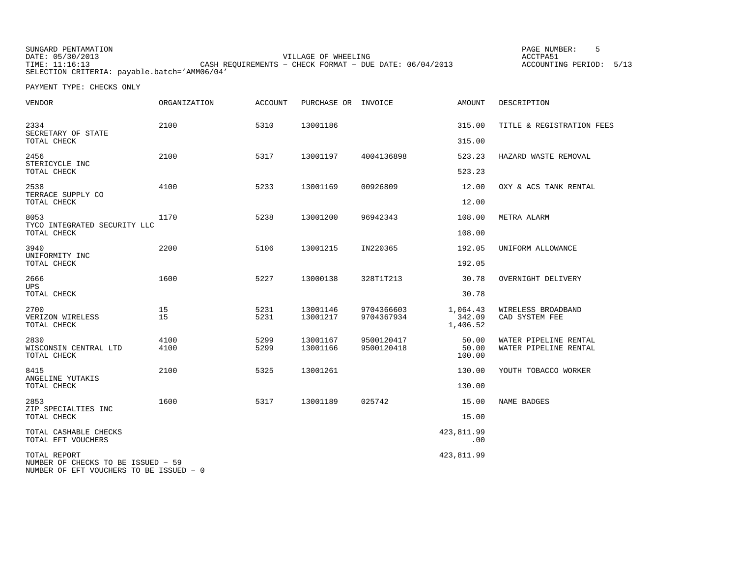SUNGARD PENTAMATION
DATE: 05/30/2013
TIME: 11:16:13
SELECTION CRITERIA: payable.batch='AMM06/04'

VILLAGE OF WHEELING
CASH REQUIREMENTS - CHECK FORMAT - DUE DATE: 06/04/2013

PAGE NUMBER: 5
ACCTPA51
ACCOUNTING PERIOD: 5/13

PAYMENT TYPE: CHECKS ONLY

| VENDOR | ORGANIZATION | ACCOUNT | PURCHASE OR | INVOICE | AMOUNT | DESCRIPTION |
|---|---|---|---|---|---|---|
| 2334 | 2100 | 5310 | 13001186 | | 315.00 | TITLE & REGISTRATION FEES |
| SECRETARY OF STATE | | | | | | |
| TOTAL CHECK | | | | | 315.00 | |
| 2456 | 2100 | 5317 | 13001197 | 4004136898 | 523.23 | HAZARD WASTE REMOVAL |
| STERICYCLE INC | | | | | | |
| TOTAL CHECK | | | | | 523.23 | |
| 2538 | 4100 | 5233 | 13001169 | 00926809 | 12.00 | OXY & ACS TANK RENTAL |
| TERRACE SUPPLY CO | | | | | | |
| TOTAL CHECK | | | | | 12.00 | |
| 8053 | 1170 | 5238 | 13001200 | 96942343 | 108.00 | METRA ALARM |
| TYCO INTEGRATED SECURITY LLC | | | | | | |
| TOTAL CHECK | | | | | 108.00 | |
| 3940 | 2200 | 5106 | 13001215 | IN220365 | 192.05 | UNIFORM ALLOWANCE |
| UNIFORMITY INC | | | | | | |
| TOTAL CHECK | | | | | 192.05 | |
| 2666 | 1600 | 5227 | 13000138 | 328T1T213 | 30.78 | OVERNIGHT DELIVERY |
| UPS | | | | | | |
| TOTAL CHECK | | | | | 30.78 | |
| 2700 | 15 | 5231 | 13001146 | 9704366603 | 1,064.43 | WIRELESS BROADBAND |
| VERIZON WIRELESS | 15 | 5231 | 13001217 | 9704367934 | 342.09 | CAD SYSTEM FEE |
| TOTAL CHECK | | | | | 1,406.52 | |
| 2830 | 4100 | 5299 | 13001167 | 9500120417 | 50.00 | WATER PIPELINE RENTAL |
| WISCONSIN CENTRAL LTD | 4100 | 5299 | 13001166 | 9500120418 | 50.00 | WATER PIPELINE RENTAL |
| TOTAL CHECK | | | | | 100.00 | |
| 8415 | 2100 | 5325 | 13001261 | | 130.00 | YOUTH TOBACCO WORKER |
| ANGELINE YUTAKIS | | | | | | |
| TOTAL CHECK | | | | | 130.00 | |
| 2853 | 1600 | 5317 | 13001189 | 025742 | 15.00 | NAME BADGES |
| ZIP SPECIALTIES INC | | | | | | |
| TOTAL CHECK | | | | | 15.00 | |
| TOTAL CASHABLE CHECKS | | | | | 423,811.99 | |
| TOTAL EFT VOUCHERS | | | | | .00 | |
| TOTAL REPORT | | | | | 423,811.99 | |

NUMBER OF CHECKS TO BE ISSUED - 59
NUMBER OF EFT VOUCHERS TO BE ISSUED - 0